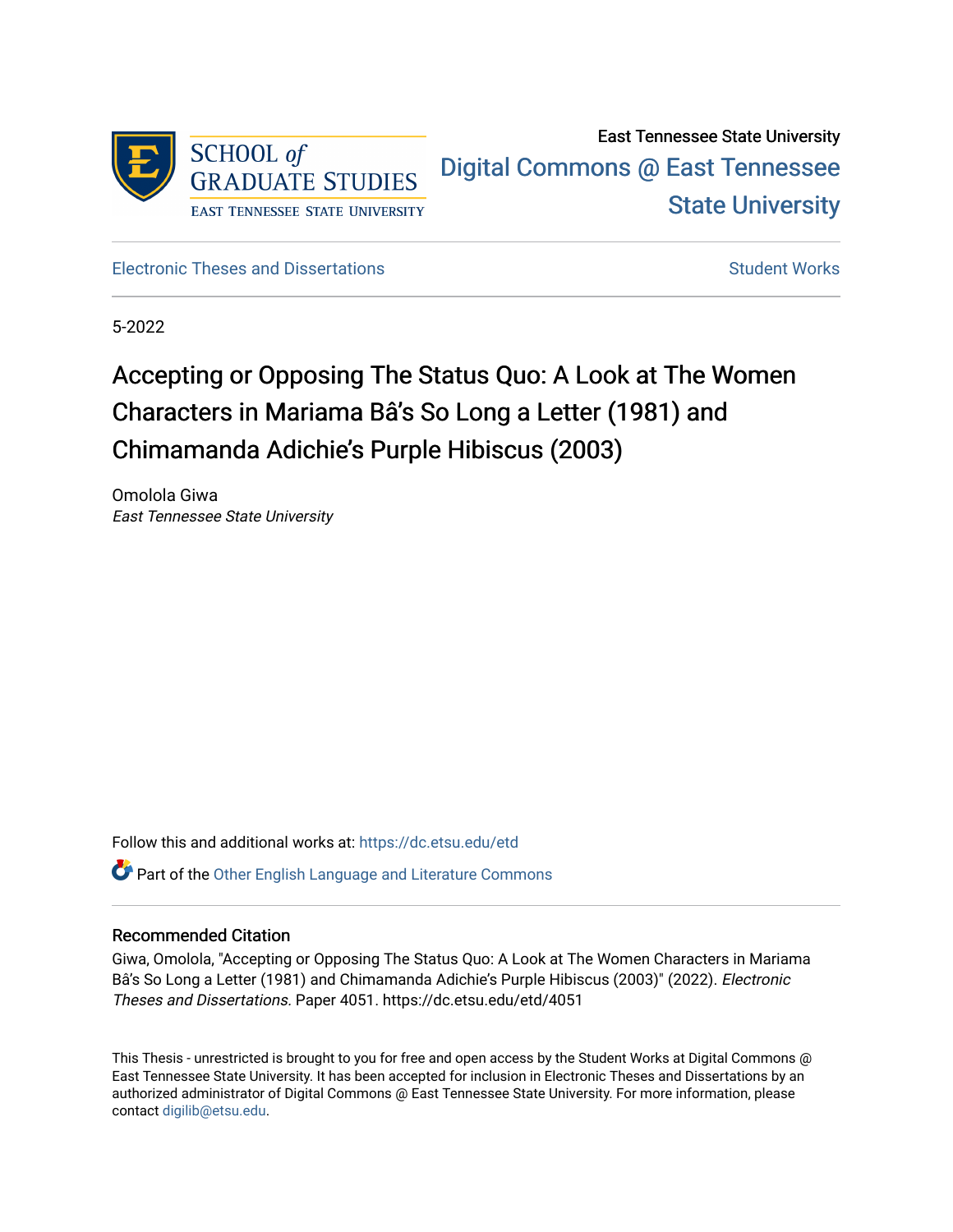SCHOOL *of* GRADUATE STUDIES
EAST TENNESSEE STATE UNIVERSITY

East Tennessee State University
Digital Commons @ East Tennessee State University

Electronic Theses and Dissertations | Student Works

5-2022

# Accepting or Opposing The Status Quo: A Look at The Women Characters in Mariama Bâ's So Long a Letter (1981) and Chimamanda Adichie's Purple Hibiscus (2003)

Omolola Giwa
*East Tennessee State University*

Follow this and additional works at: https://dc.etsu.edu/etd

Part of the Other English Language and Literature Commons

## Recommended Citation

Giwa, Omolola, "Accepting or Opposing The Status Quo: A Look at The Women Characters in Mariama Bâ's So Long a Letter (1981) and Chimamanda Adichie's Purple Hibiscus (2003)" (2022). *Electronic Theses and Dissertations.* Paper 4051. https://dc.etsu.edu/etd/4051

This Thesis - unrestricted is brought to you for free and open access by the Student Works at Digital Commons @ East Tennessee State University. It has been accepted for inclusion in Electronic Theses and Dissertations by an authorized administrator of Digital Commons @ East Tennessee State University. For more information, please contact digilib@etsu.edu.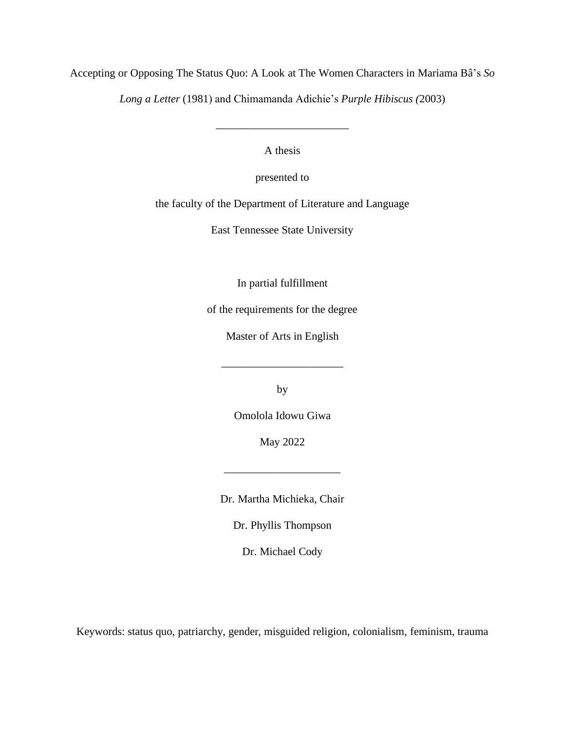Accepting or Opposing The Status Quo: A Look at The Women Characters in Mariama Bâ's *So Long a Letter* (1981) and Chimamanda Adichie's *Purple Hibiscus (*2003)

________________________

A thesis

presented to

the faculty of the Department of Literature and Language

East Tennessee State University

In partial fulfillment

of the requirements for the degree

Master of Arts in English

______________________

by

Omolola Idowu Giwa

May 2022

_____________________

Dr. Martha Michieka, Chair

Dr. Phyllis Thompson

Dr. Michael Cody

Keywords: status quo, patriarchy, gender, misguided religion, colonialism, feminism, trauma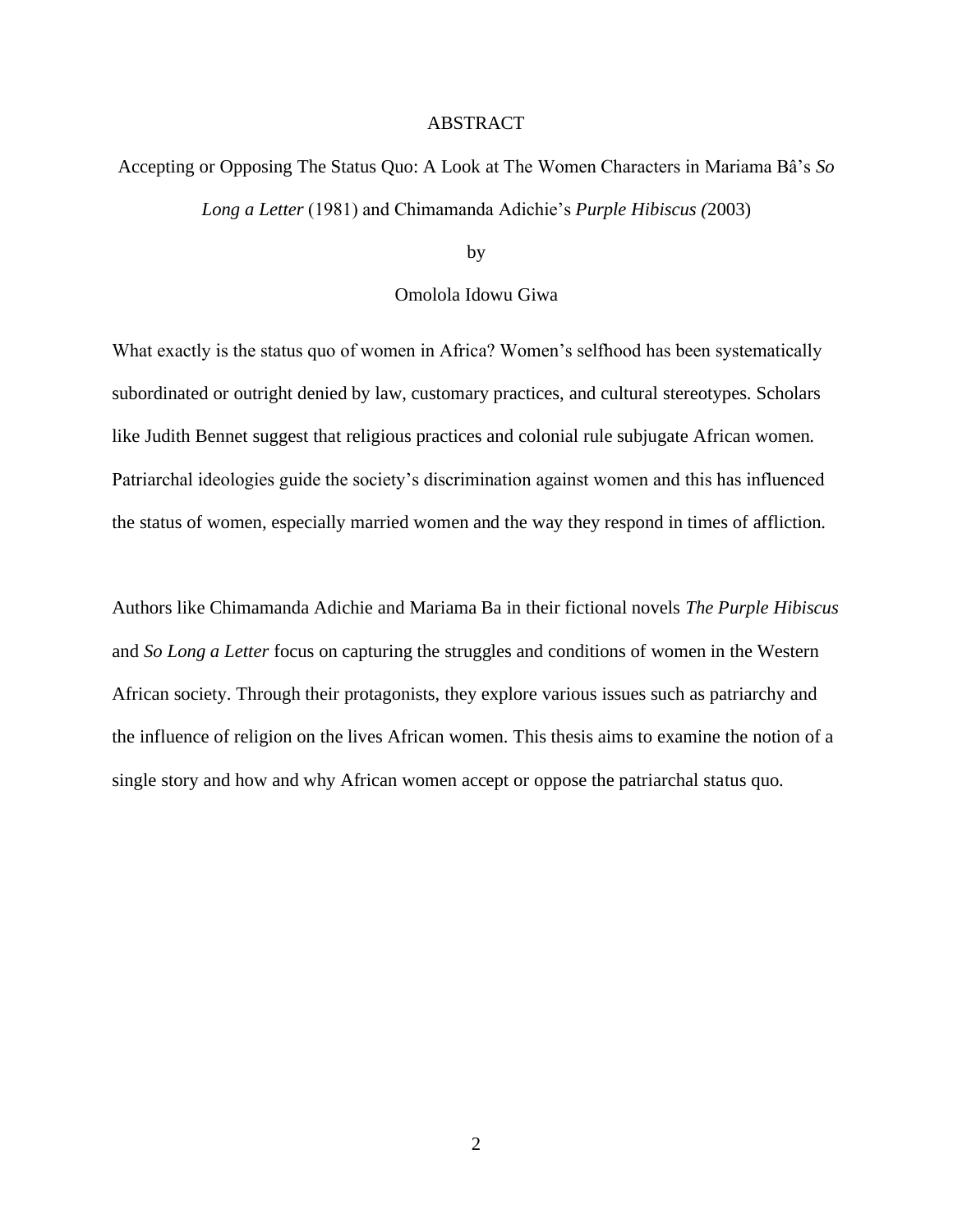# ABSTRACT

Accepting or Opposing The Status Quo: A Look at The Women Characters in Mariama Bâ's *So Long a Letter* (1981) and Chimamanda Adichie's *Purple Hibiscus (*2003)

by

Omolola Idowu Giwa

What exactly is the status quo of women in Africa? Women's selfhood has been systematically subordinated or outright denied by law, customary practices, and cultural stereotypes. Scholars like Judith Bennet suggest that religious practices and colonial rule subjugate African women. Patriarchal ideologies guide the society's discrimination against women and this has influenced the status of women, especially married women and the way they respond in times of affliction.

Authors like Chimamanda Adichie and Mariama Ba in their fictional novels *The Purple Hibiscus* and *So Long a Letter* focus on capturing the struggles and conditions of women in the Western African society. Through their protagonists, they explore various issues such as patriarchy and the influence of religion on the lives African women. This thesis aims to examine the notion of a single story and how and why African women accept or oppose the patriarchal status quo.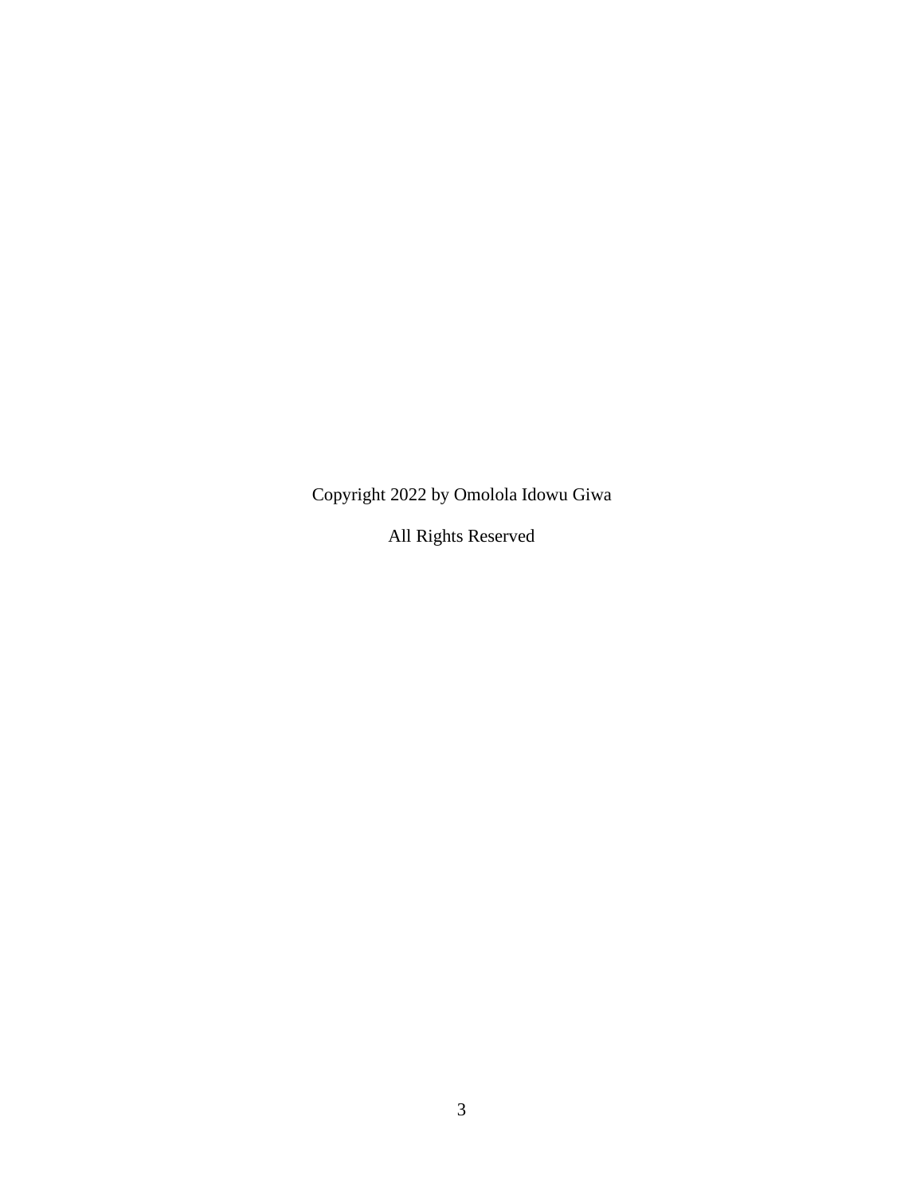Copyright 2022 by Omolola Idowu Giwa

All Rights Reserved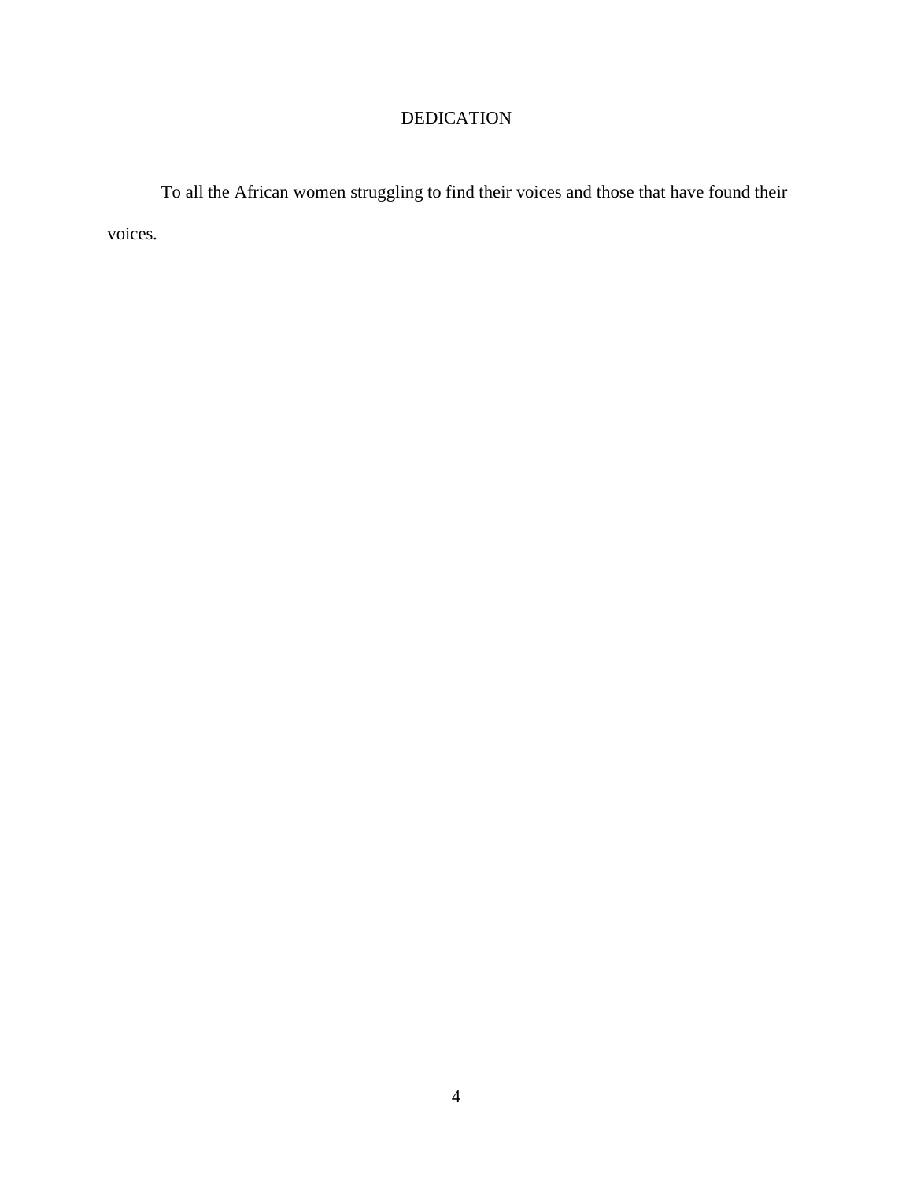# DEDICATION

To all the African women struggling to find their voices and those that have found their voices.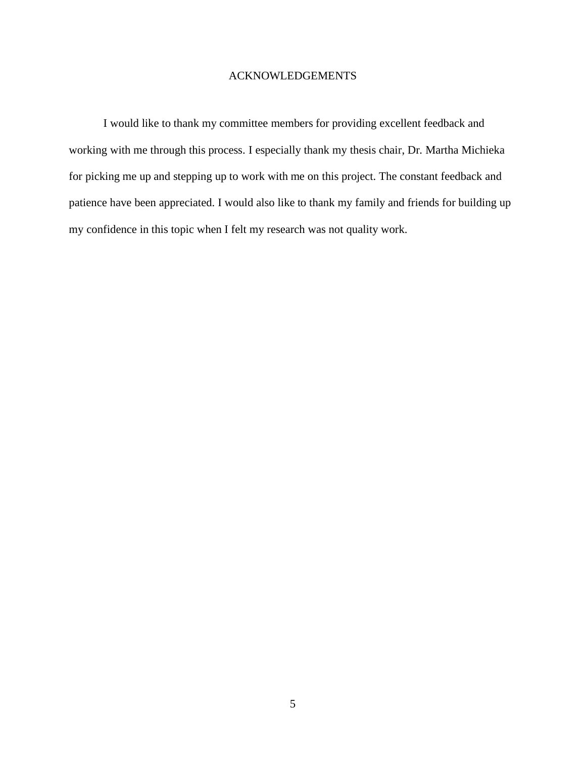# ACKNOWLEDGEMENTS

I would like to thank my committee members for providing excellent feedback and working with me through this process. I especially thank my thesis chair, Dr. Martha Michieka for picking me up and stepping up to work with me on this project. The constant feedback and patience have been appreciated. I would also like to thank my family and friends for building up my confidence in this topic when I felt my research was not quality work.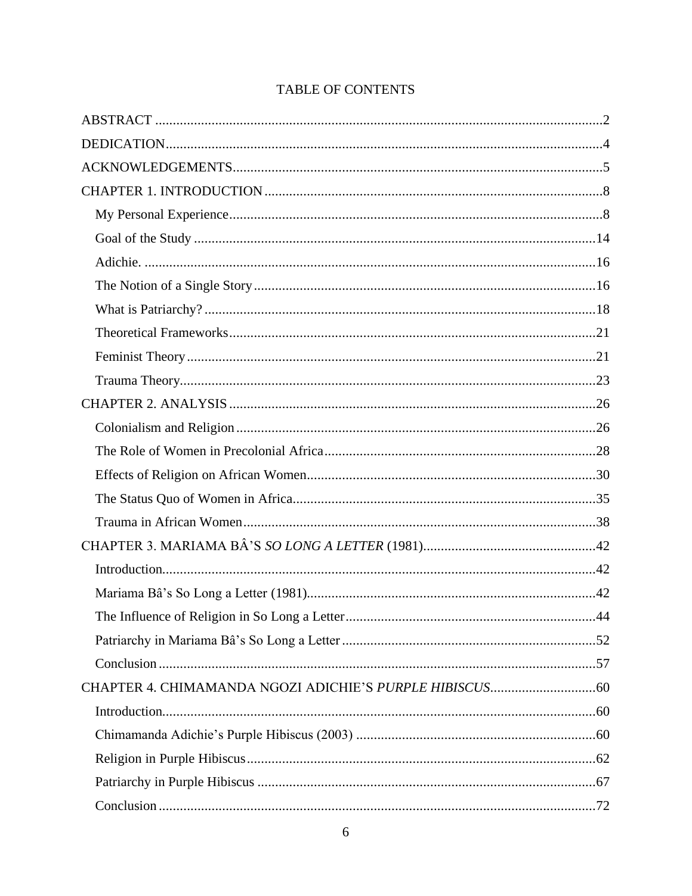# TABLE OF CONTENTS

ABSTRACT .....2

DEDICATION.....4

ACKNOWLEDGEMENTS.....5

CHAPTER 1. INTRODUCTION .....8

- My Personal Experience.....8
- Goal of the Study .....14
- Adichie. .....16
- The Notion of a Single Story.....16
- What is Patriarchy? .....18
- Theoretical Frameworks.....21
- Feminist Theory.....21
- Trauma Theory.....23

CHAPTER 2. ANALYSIS .....26

- Colonialism and Religion .....26
- The Role of Women in Precolonial Africa.....28
- Effects of Religion on African Women.....30
- The Status Quo of Women in Africa.....35
- Trauma in African Women.....38

CHAPTER 3. MARIAMA BÂ'S *SO LONG A LETTER* (1981).....42

- Introduction.....42
- Mariama Bâ's So Long a Letter (1981).....42
- The Influence of Religion in So Long a Letter.....44
- Patriarchy in Mariama Bâ's So Long a Letter .....52
- Conclusion .....57

CHAPTER 4. CHIMAMANDA NGOZI ADICHIE'S *PURPLE HIBISCUS*.....60

- Introduction.....60
- Chimamanda Adichie's Purple Hibiscus (2003) .....60
- Religion in Purple Hibiscus.....62
- Patriarchy in Purple Hibiscus .....67
- Conclusion .....72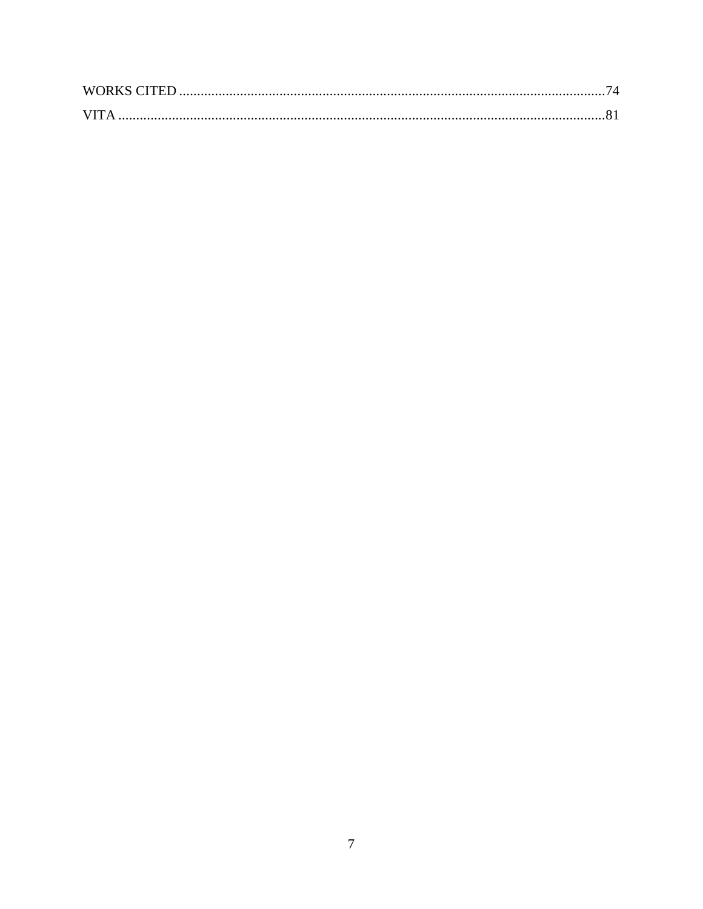WORKS CITED ......................................................................................................................74

VITA ........................................................................................................................................81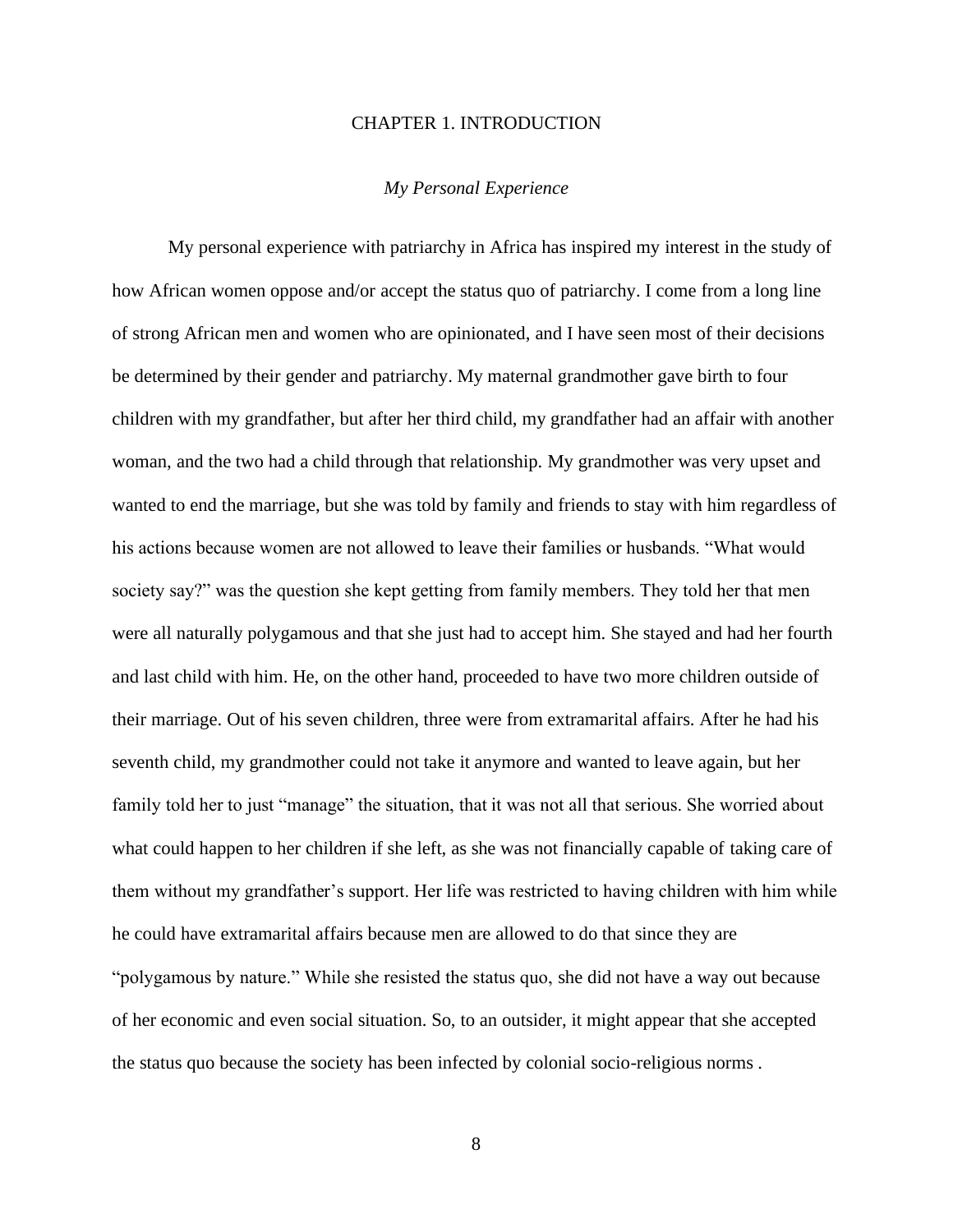# CHAPTER 1. INTRODUCTION

## *My Personal Experience*

My personal experience with patriarchy in Africa has inspired my interest in the study of how African women oppose and/or accept the status quo of patriarchy. I come from a long line of strong African men and women who are opinionated, and I have seen most of their decisions be determined by their gender and patriarchy. My maternal grandmother gave birth to four children with my grandfather, but after her third child, my grandfather had an affair with another woman, and the two had a child through that relationship. My grandmother was very upset and wanted to end the marriage, but she was told by family and friends to stay with him regardless of his actions because women are not allowed to leave their families or husbands. "What would society say?" was the question she kept getting from family members. They told her that men were all naturally polygamous and that she just had to accept him. She stayed and had her fourth and last child with him. He, on the other hand, proceeded to have two more children outside of their marriage. Out of his seven children, three were from extramarital affairs. After he had his seventh child, my grandmother could not take it anymore and wanted to leave again, but her family told her to just "manage" the situation, that it was not all that serious. She worried about what could happen to her children if she left, as she was not financially capable of taking care of them without my grandfather's support. Her life was restricted to having children with him while he could have extramarital affairs because men are allowed to do that since they are "polygamous by nature." While she resisted the status quo, she did not have a way out because of her economic and even social situation. So, to an outsider, it might appear that she accepted the status quo because the society has been infected by colonial socio-religious norms .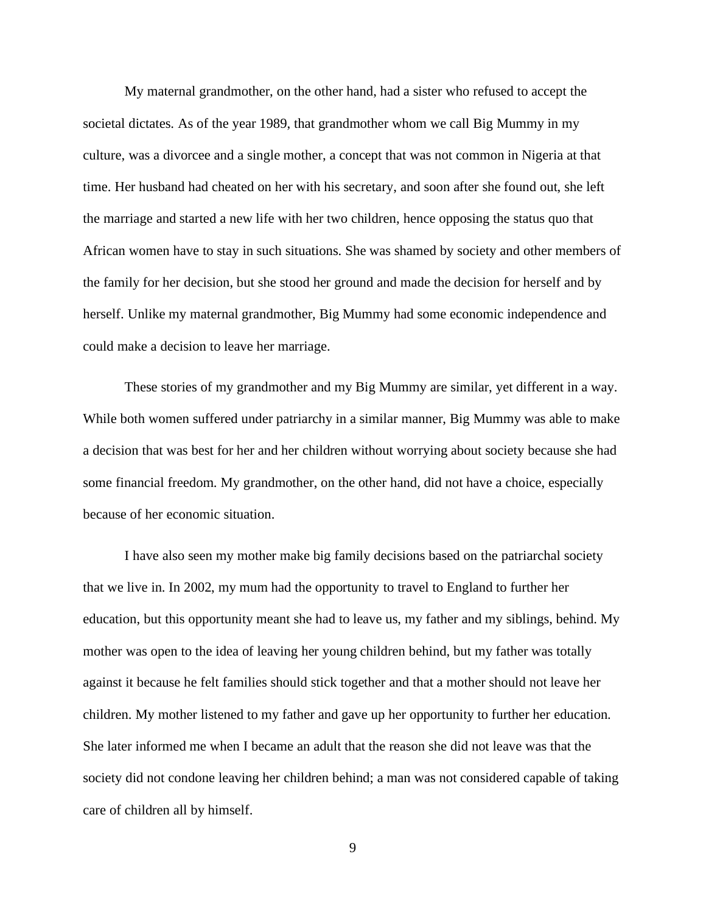My maternal grandmother, on the other hand, had a sister who refused to accept the societal dictates. As of the year 1989, that grandmother whom we call Big Mummy in my culture, was a divorcee and a single mother, a concept that was not common in Nigeria at that time. Her husband had cheated on her with his secretary, and soon after she found out, she left the marriage and started a new life with her two children, hence opposing the status quo that African women have to stay in such situations. She was shamed by society and other members of the family for her decision, but she stood her ground and made the decision for herself and by herself. Unlike my maternal grandmother, Big Mummy had some economic independence and could make a decision to leave her marriage.

These stories of my grandmother and my Big Mummy are similar, yet different in a way. While both women suffered under patriarchy in a similar manner, Big Mummy was able to make a decision that was best for her and her children without worrying about society because she had some financial freedom. My grandmother, on the other hand, did not have a choice, especially because of her economic situation.

I have also seen my mother make big family decisions based on the patriarchal society that we live in. In 2002, my mum had the opportunity to travel to England to further her education, but this opportunity meant she had to leave us, my father and my siblings, behind. My mother was open to the idea of leaving her young children behind, but my father was totally against it because he felt families should stick together and that a mother should not leave her children. My mother listened to my father and gave up her opportunity to further her education. She later informed me when I became an adult that the reason she did not leave was that the society did not condone leaving her children behind; a man was not considered capable of taking care of children all by himself.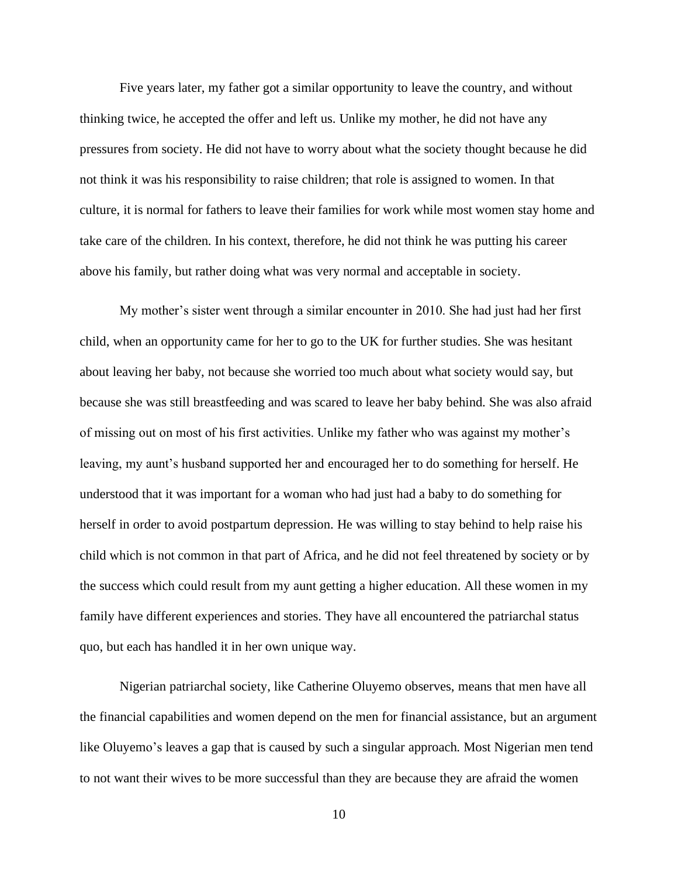Five years later, my father got a similar opportunity to leave the country, and without thinking twice, he accepted the offer and left us. Unlike my mother, he did not have any pressures from society. He did not have to worry about what the society thought because he did not think it was his responsibility to raise children; that role is assigned to women. In that culture, it is normal for fathers to leave their families for work while most women stay home and take care of the children. In his context, therefore, he did not think he was putting his career above his family, but rather doing what was very normal and acceptable in society.

My mother's sister went through a similar encounter in 2010. She had just had her first child, when an opportunity came for her to go to the UK for further studies. She was hesitant about leaving her baby, not because she worried too much about what society would say, but because she was still breastfeeding and was scared to leave her baby behind. She was also afraid of missing out on most of his first activities. Unlike my father who was against my mother's leaving, my aunt's husband supported her and encouraged her to do something for herself. He understood that it was important for a woman who had just had a baby to do something for herself in order to avoid postpartum depression. He was willing to stay behind to help raise his child which is not common in that part of Africa, and he did not feel threatened by society or by the success which could result from my aunt getting a higher education. All these women in my family have different experiences and stories. They have all encountered the patriarchal status quo, but each has handled it in her own unique way.

Nigerian patriarchal society, like Catherine Oluyemo observes, means that men have all the financial capabilities and women depend on the men for financial assistance, but an argument like Oluyemo's leaves a gap that is caused by such a singular approach. Most Nigerian men tend to not want their wives to be more successful than they are because they are afraid the women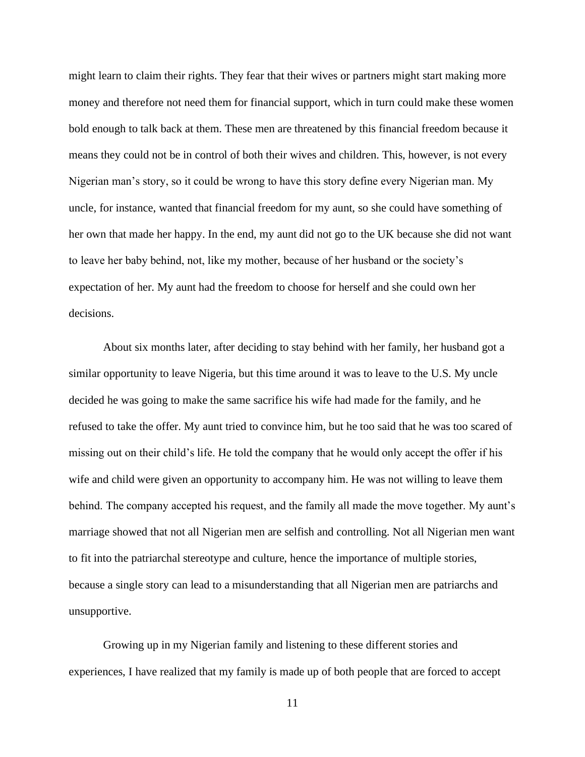might learn to claim their rights. They fear that their wives or partners might start making more money and therefore not need them for financial support, which in turn could make these women bold enough to talk back at them. These men are threatened by this financial freedom because it means they could not be in control of both their wives and children. This, however, is not every Nigerian man's story, so it could be wrong to have this story define every Nigerian man. My uncle, for instance, wanted that financial freedom for my aunt, so she could have something of her own that made her happy. In the end, my aunt did not go to the UK because she did not want to leave her baby behind, not, like my mother, because of her husband or the society's expectation of her. My aunt had the freedom to choose for herself and she could own her decisions.

About six months later, after deciding to stay behind with her family, her husband got a similar opportunity to leave Nigeria, but this time around it was to leave to the U.S. My uncle decided he was going to make the same sacrifice his wife had made for the family, and he refused to take the offer. My aunt tried to convince him, but he too said that he was too scared of missing out on their child's life. He told the company that he would only accept the offer if his wife and child were given an opportunity to accompany him. He was not willing to leave them behind. The company accepted his request, and the family all made the move together. My aunt's marriage showed that not all Nigerian men are selfish and controlling. Not all Nigerian men want to fit into the patriarchal stereotype and culture, hence the importance of multiple stories, because a single story can lead to a misunderstanding that all Nigerian men are patriarchs and unsupportive.

Growing up in my Nigerian family and listening to these different stories and experiences, I have realized that my family is made up of both people that are forced to accept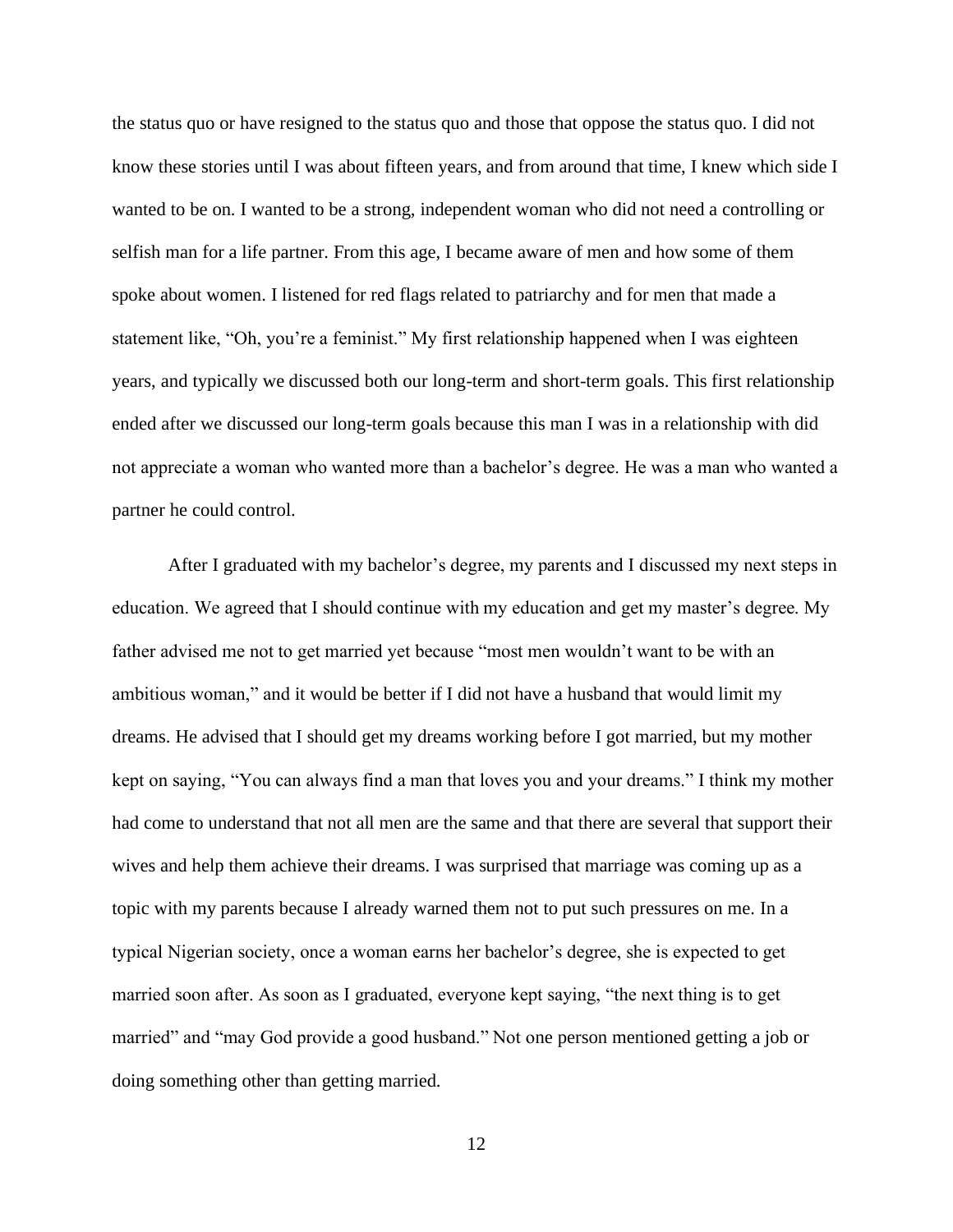the status quo or have resigned to the status quo and those that oppose the status quo. I did not know these stories until I was about fifteen years, and from around that time, I knew which side I wanted to be on. I wanted to be a strong, independent woman who did not need a controlling or selfish man for a life partner. From this age, I became aware of men and how some of them spoke about women. I listened for red flags related to patriarchy and for men that made a statement like, "Oh, you're a feminist." My first relationship happened when I was eighteen years, and typically we discussed both our long-term and short-term goals. This first relationship ended after we discussed our long-term goals because this man I was in a relationship with did not appreciate a woman who wanted more than a bachelor's degree. He was a man who wanted a partner he could control.

After I graduated with my bachelor's degree, my parents and I discussed my next steps in education. We agreed that I should continue with my education and get my master's degree. My father advised me not to get married yet because "most men wouldn't want to be with an ambitious woman," and it would be better if I did not have a husband that would limit my dreams. He advised that I should get my dreams working before I got married, but my mother kept on saying, "You can always find a man that loves you and your dreams." I think my mother had come to understand that not all men are the same and that there are several that support their wives and help them achieve their dreams. I was surprised that marriage was coming up as a topic with my parents because I already warned them not to put such pressures on me. In a typical Nigerian society, once a woman earns her bachelor's degree, she is expected to get married soon after. As soon as I graduated, everyone kept saying, "the next thing is to get married" and "may God provide a good husband." Not one person mentioned getting a job or doing something other than getting married.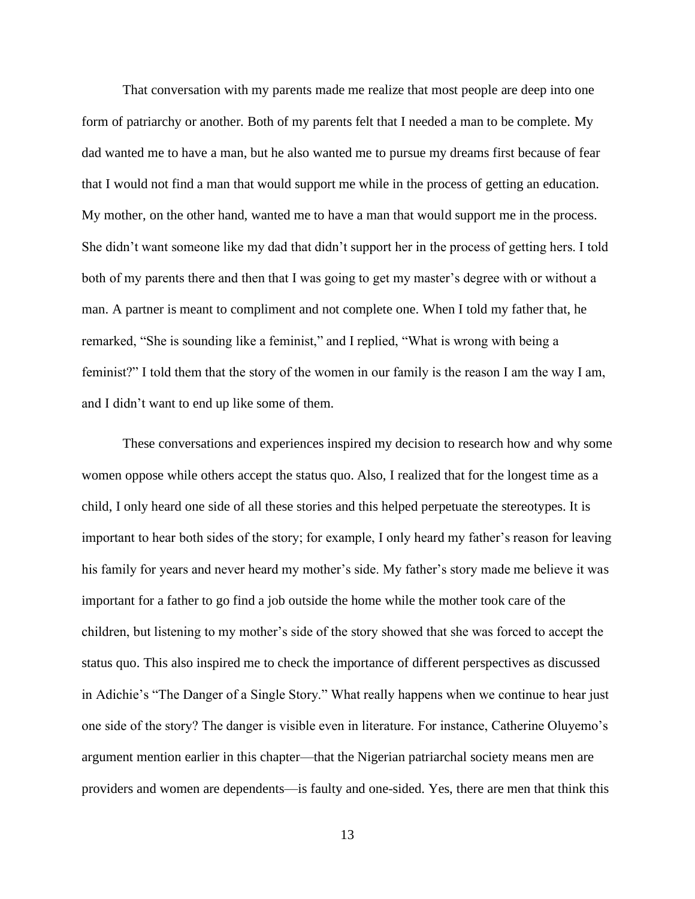That conversation with my parents made me realize that most people are deep into one form of patriarchy or another. Both of my parents felt that I needed a man to be complete. My dad wanted me to have a man, but he also wanted me to pursue my dreams first because of fear that I would not find a man that would support me while in the process of getting an education. My mother, on the other hand, wanted me to have a man that would support me in the process. She didn't want someone like my dad that didn't support her in the process of getting hers. I told both of my parents there and then that I was going to get my master's degree with or without a man. A partner is meant to compliment and not complete one. When I told my father that, he remarked, "She is sounding like a feminist," and I replied, "What is wrong with being a feminist?" I told them that the story of the women in our family is the reason I am the way I am, and I didn't want to end up like some of them.

These conversations and experiences inspired my decision to research how and why some women oppose while others accept the status quo. Also, I realized that for the longest time as a child, I only heard one side of all these stories and this helped perpetuate the stereotypes. It is important to hear both sides of the story; for example, I only heard my father's reason for leaving his family for years and never heard my mother's side. My father's story made me believe it was important for a father to go find a job outside the home while the mother took care of the children, but listening to my mother's side of the story showed that she was forced to accept the status quo. This also inspired me to check the importance of different perspectives as discussed in Adichie's "The Danger of a Single Story." What really happens when we continue to hear just one side of the story? The danger is visible even in literature. For instance, Catherine Oluyemo's argument mention earlier in this chapter—that the Nigerian patriarchal society means men are providers and women are dependents—is faulty and one-sided. Yes, there are men that think this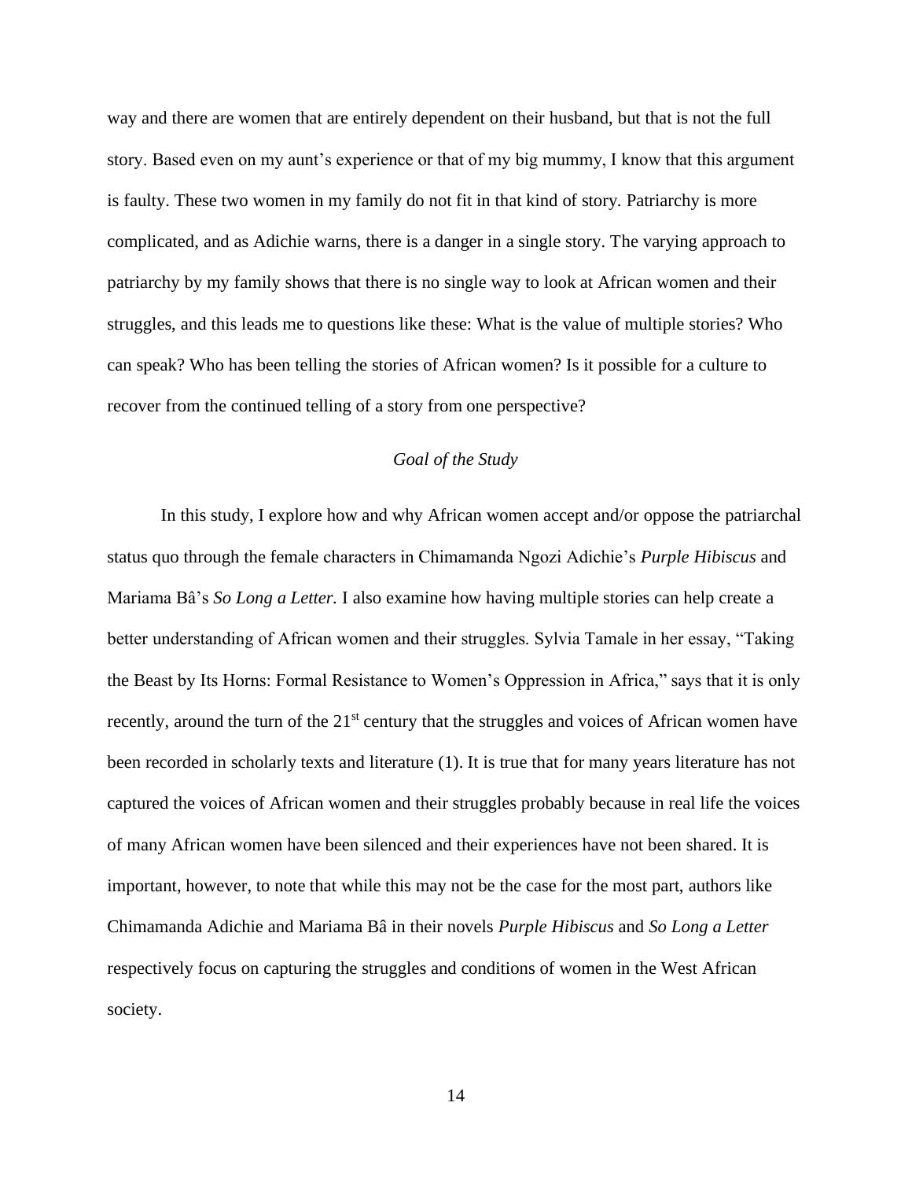way and there are women that are entirely dependent on their husband, but that is not the full story. Based even on my aunt's experience or that of my big mummy, I know that this argument is faulty. These two women in my family do not fit in that kind of story. Patriarchy is more complicated, and as Adichie warns, there is a danger in a single story. The varying approach to patriarchy by my family shows that there is no single way to look at African women and their struggles, and this leads me to questions like these: What is the value of multiple stories? Who can speak? Who has been telling the stories of African women? Is it possible for a culture to recover from the continued telling of a story from one perspective?

### *Goal of the Study*

In this study, I explore how and why African women accept and/or oppose the patriarchal status quo through the female characters in Chimamanda Ngozi Adichie's *Purple Hibiscus* and Mariama Bâ's *So Long a Letter.* I also examine how having multiple stories can help create a better understanding of African women and their struggles. Sylvia Tamale in her essay, "Taking the Beast by Its Horns: Formal Resistance to Women's Oppression in Africa," says that it is only recently, around the turn of the 21st century that the struggles and voices of African women have been recorded in scholarly texts and literature (1). It is true that for many years literature has not captured the voices of African women and their struggles probably because in real life the voices of many African women have been silenced and their experiences have not been shared. It is important, however, to note that while this may not be the case for the most part, authors like Chimamanda Adichie and Mariama Bâ in their novels *Purple Hibiscus* and *So Long a Letter* respectively focus on capturing the struggles and conditions of women in the West African society.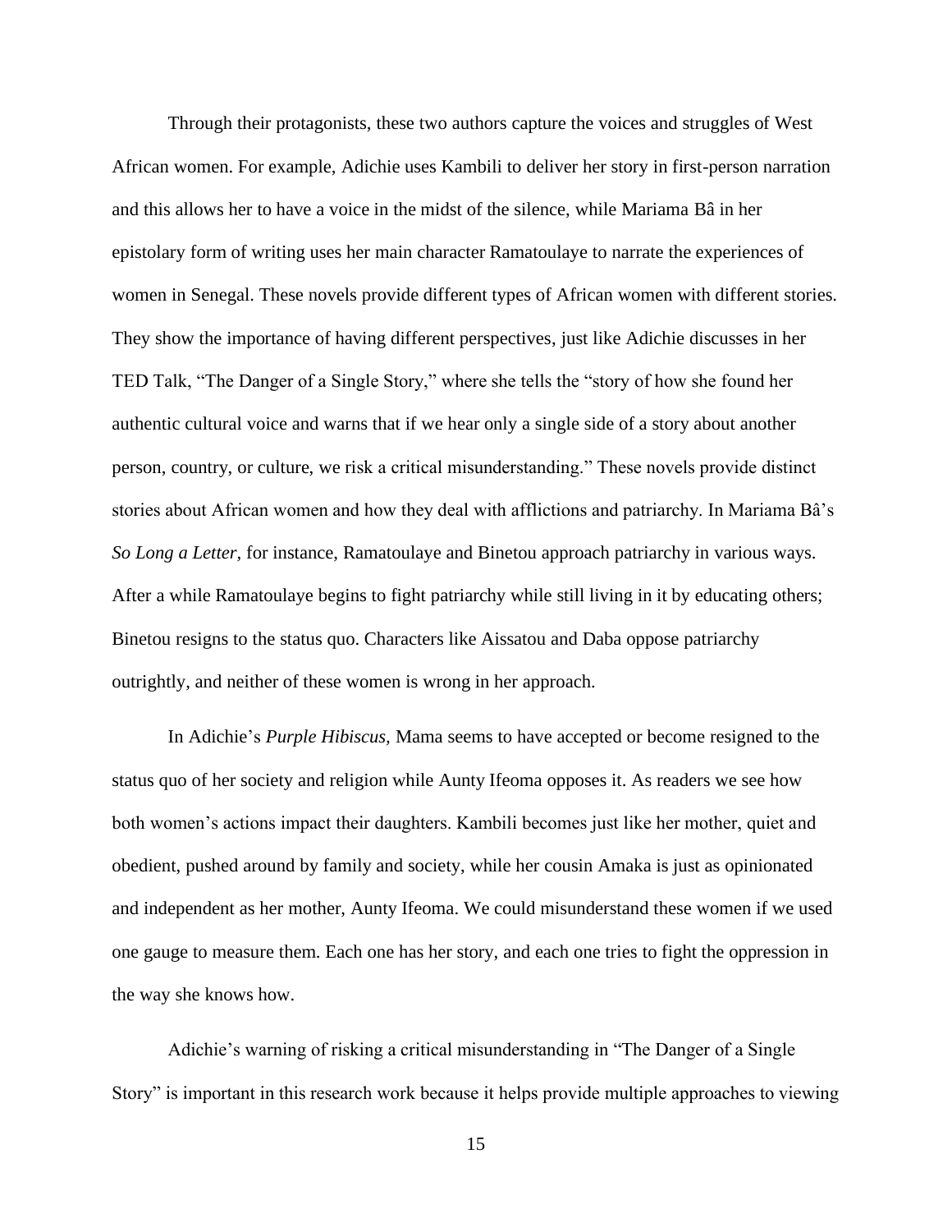Through their protagonists, these two authors capture the voices and struggles of West African women. For example, Adichie uses Kambili to deliver her story in first-person narration and this allows her to have a voice in the midst of the silence, while Mariama Bâ in her epistolary form of writing uses her main character Ramatoulaye to narrate the experiences of women in Senegal. These novels provide different types of African women with different stories. They show the importance of having different perspectives, just like Adichie discusses in her TED Talk, "The Danger of a Single Story," where she tells the "story of how she found her authentic cultural voice and warns that if we hear only a single side of a story about another person, country, or culture, we risk a critical misunderstanding." These novels provide distinct stories about African women and how they deal with afflictions and patriarchy. In Mariama Bâ's *So Long a Letter*, for instance, Ramatoulaye and Binetou approach patriarchy in various ways. After a while Ramatoulaye begins to fight patriarchy while still living in it by educating others; Binetou resigns to the status quo. Characters like Aissatou and Daba oppose patriarchy outrightly, and neither of these women is wrong in her approach.

In Adichie's *Purple Hibiscus*, Mama seems to have accepted or become resigned to the status quo of her society and religion while Aunty Ifeoma opposes it. As readers we see how both women's actions impact their daughters. Kambili becomes just like her mother, quiet and obedient, pushed around by family and society, while her cousin Amaka is just as opinionated and independent as her mother, Aunty Ifeoma. We could misunderstand these women if we used one gauge to measure them. Each one has her story, and each one tries to fight the oppression in the way she knows how.

Adichie's warning of risking a critical misunderstanding in "The Danger of a Single Story" is important in this research work because it helps provide multiple approaches to viewing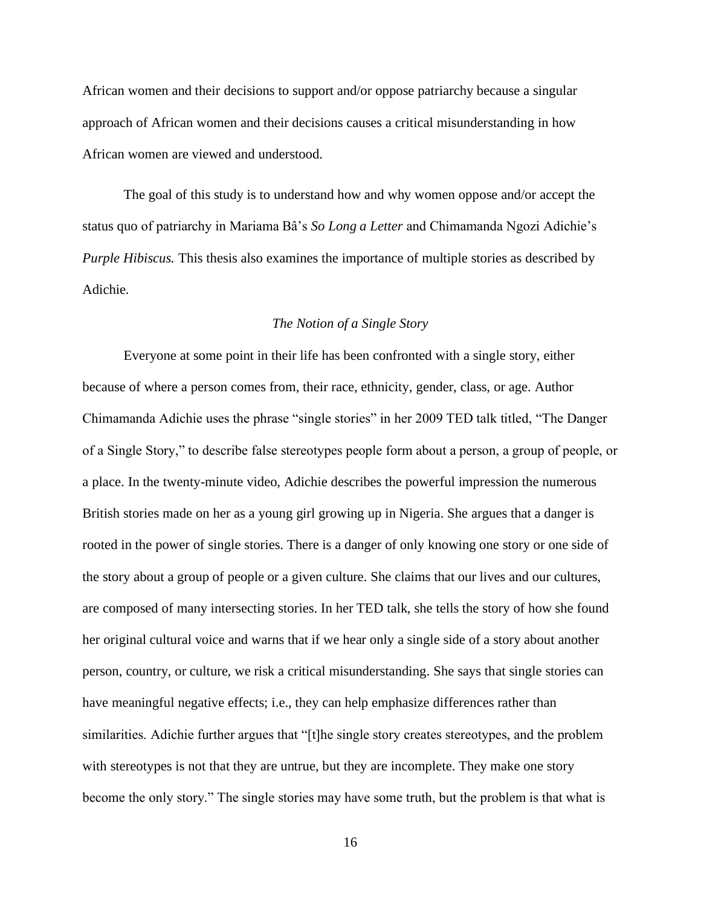African women and their decisions to support and/or oppose patriarchy because a singular approach of African women and their decisions causes a critical misunderstanding in how African women are viewed and understood.

The goal of this study is to understand how and why women oppose and/or accept the status quo of patriarchy in Mariama Bâ's *So Long a Letter* and Chimamanda Ngozi Adichie's *Purple Hibiscus.* This thesis also examines the importance of multiple stories as described by Adichie.

### *The Notion of a Single Story*

Everyone at some point in their life has been confronted with a single story, either because of where a person comes from, their race, ethnicity, gender, class, or age. Author Chimamanda Adichie uses the phrase "single stories" in her 2009 TED talk titled, "The Danger of a Single Story," to describe false stereotypes people form about a person, a group of people, or a place. In the twenty-minute video, Adichie describes the powerful impression the numerous British stories made on her as a young girl growing up in Nigeria. She argues that a danger is rooted in the power of single stories. There is a danger of only knowing one story or one side of the story about a group of people or a given culture. She claims that our lives and our cultures, are composed of many intersecting stories. In her TED talk, she tells the story of how she found her original cultural voice and warns that if we hear only a single side of a story about another person, country, or culture, we risk a critical misunderstanding. She says that single stories can have meaningful negative effects; i.e., they can help emphasize differences rather than similarities. Adichie further argues that "[t]he single story creates stereotypes, and the problem with stereotypes is not that they are untrue, but they are incomplete. They make one story become the only story." The single stories may have some truth, but the problem is that what is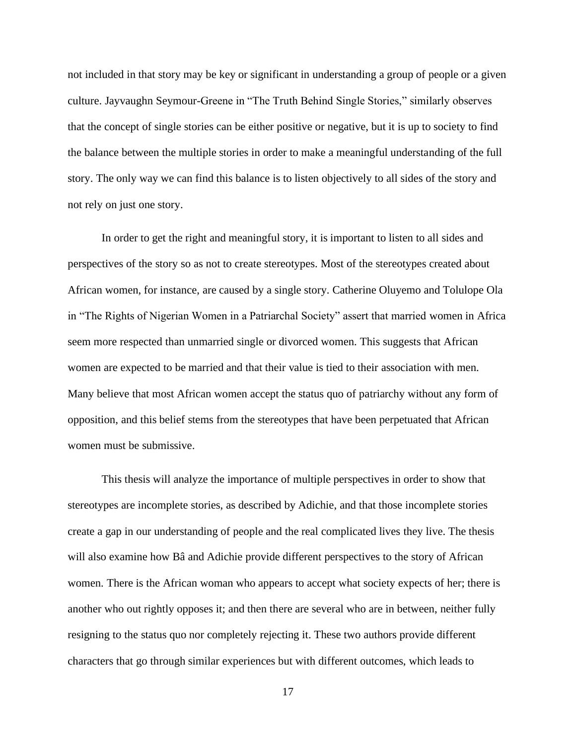not included in that story may be key or significant in understanding a group of people or a given culture. Jayvaughn Seymour-Greene in "The Truth Behind Single Stories," similarly observes that the concept of single stories can be either positive or negative, but it is up to society to find the balance between the multiple stories in order to make a meaningful understanding of the full story. The only way we can find this balance is to listen objectively to all sides of the story and not rely on just one story.

In order to get the right and meaningful story, it is important to listen to all sides and perspectives of the story so as not to create stereotypes. Most of the stereotypes created about African women, for instance, are caused by a single story. Catherine Oluyemo and Tolulope Ola in "The Rights of Nigerian Women in a Patriarchal Society" assert that married women in Africa seem more respected than unmarried single or divorced women. This suggests that African women are expected to be married and that their value is tied to their association with men. Many believe that most African women accept the status quo of patriarchy without any form of opposition, and this belief stems from the stereotypes that have been perpetuated that African women must be submissive.

This thesis will analyze the importance of multiple perspectives in order to show that stereotypes are incomplete stories, as described by Adichie, and that those incomplete stories create a gap in our understanding of people and the real complicated lives they live. The thesis will also examine how Bâ and Adichie provide different perspectives to the story of African women. There is the African woman who appears to accept what society expects of her; there is another who out rightly opposes it; and then there are several who are in between, neither fully resigning to the status quo nor completely rejecting it. These two authors provide different characters that go through similar experiences but with different outcomes, which leads to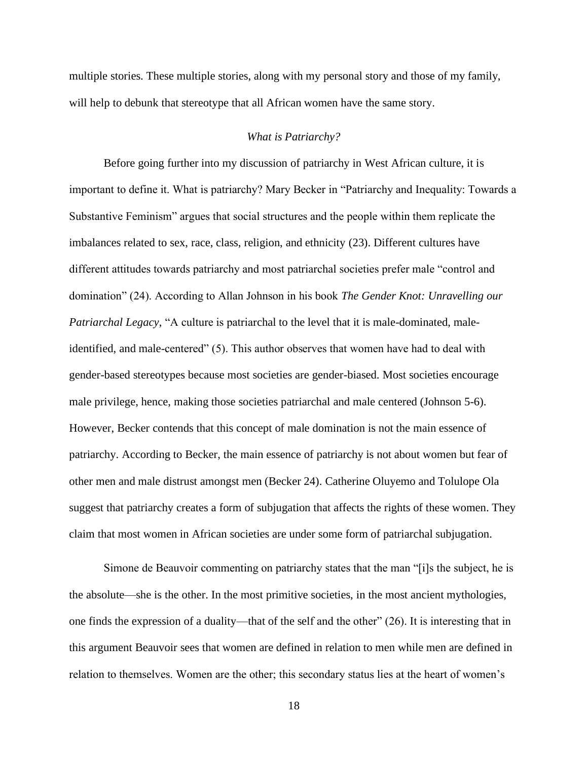multiple stories. These multiple stories, along with my personal story and those of my family, will help to debunk that stereotype that all African women have the same story.

### *What is Patriarchy?*

Before going further into my discussion of patriarchy in West African culture, it is important to define it. What is patriarchy? Mary Becker in "Patriarchy and Inequality: Towards a Substantive Feminism" argues that social structures and the people within them replicate the imbalances related to sex, race, class, religion, and ethnicity (23). Different cultures have different attitudes towards patriarchy and most patriarchal societies prefer male "control and domination" (24). According to Allan Johnson in his book *The Gender Knot: Unravelling our Patriarchal Legacy*, "A culture is patriarchal to the level that it is male-dominated, male-identified, and male-centered" (5). This author observes that women have had to deal with gender-based stereotypes because most societies are gender-biased. Most societies encourage male privilege, hence, making those societies patriarchal and male centered (Johnson 5-6). However, Becker contends that this concept of male domination is not the main essence of patriarchy. According to Becker, the main essence of patriarchy is not about women but fear of other men and male distrust amongst men (Becker 24). Catherine Oluyemo and Tolulope Ola suggest that patriarchy creates a form of subjugation that affects the rights of these women. They claim that most women in African societies are under some form of patriarchal subjugation.

Simone de Beauvoir commenting on patriarchy states that the man "[i]s the subject, he is the absolute—she is the other. In the most primitive societies, in the most ancient mythologies, one finds the expression of a duality—that of the self and the other" (26). It is interesting that in this argument Beauvoir sees that women are defined in relation to men while men are defined in relation to themselves. Women are the other; this secondary status lies at the heart of women's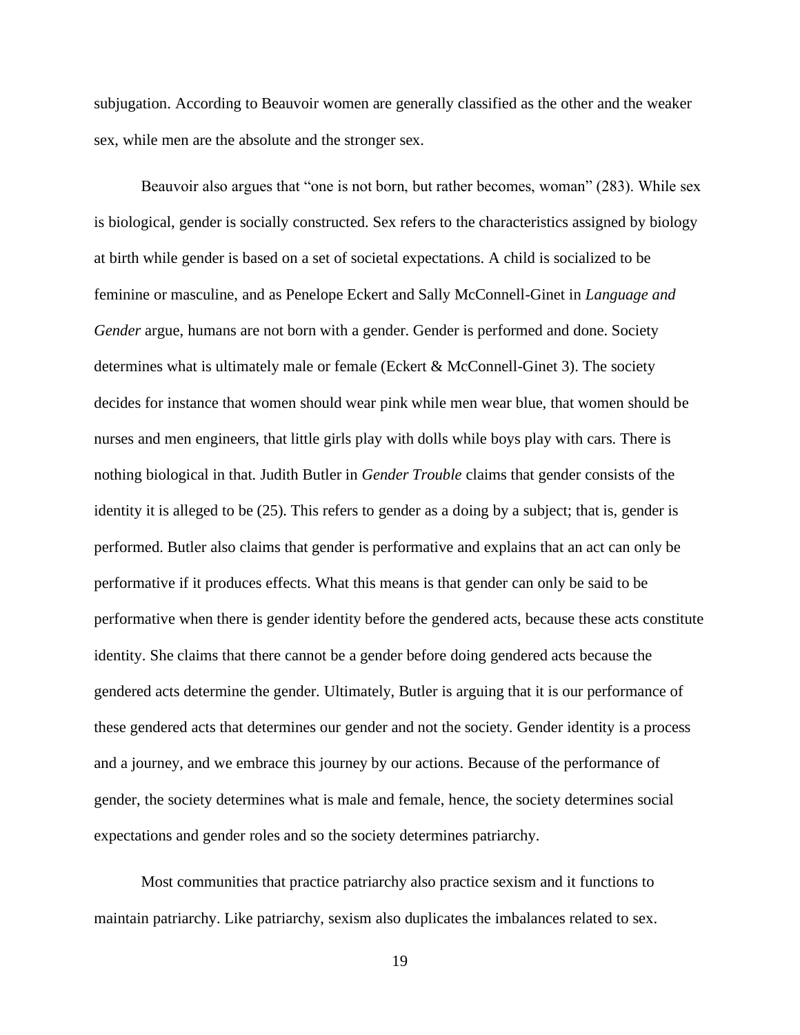subjugation. According to Beauvoir women are generally classified as the other and the weaker sex, while men are the absolute and the stronger sex.

Beauvoir also argues that "one is not born, but rather becomes, woman" (283). While sex is biological, gender is socially constructed. Sex refers to the characteristics assigned by biology at birth while gender is based on a set of societal expectations. A child is socialized to be feminine or masculine, and as Penelope Eckert and Sally McConnell-Ginet in *Language and Gender* argue, humans are not born with a gender. Gender is performed and done. Society determines what is ultimately male or female (Eckert & McConnell-Ginet 3). The society decides for instance that women should wear pink while men wear blue, that women should be nurses and men engineers, that little girls play with dolls while boys play with cars. There is nothing biological in that. Judith Butler in *Gender Trouble* claims that gender consists of the identity it is alleged to be (25). This refers to gender as a doing by a subject; that is, gender is performed. Butler also claims that gender is performative and explains that an act can only be performative if it produces effects. What this means is that gender can only be said to be performative when there is gender identity before the gendered acts, because these acts constitute identity. She claims that there cannot be a gender before doing gendered acts because the gendered acts determine the gender. Ultimately, Butler is arguing that it is our performance of these gendered acts that determines our gender and not the society. Gender identity is a process and a journey, and we embrace this journey by our actions. Because of the performance of gender, the society determines what is male and female, hence, the society determines social expectations and gender roles and so the society determines patriarchy.

Most communities that practice patriarchy also practice sexism and it functions to maintain patriarchy. Like patriarchy, sexism also duplicates the imbalances related to sex.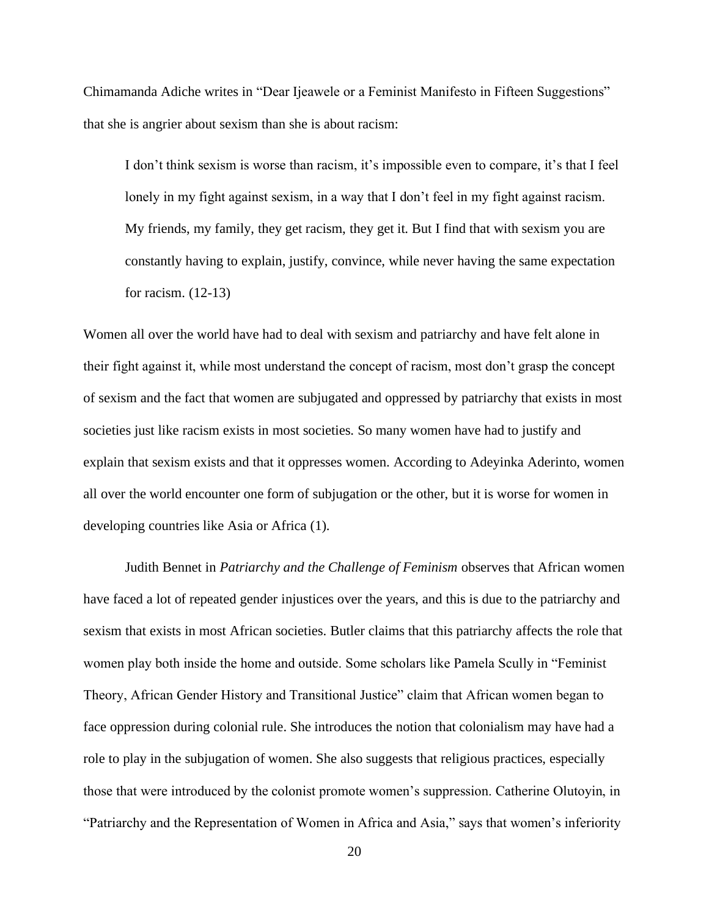Chimamanda Adiche writes in “Dear Ijeawele or a Feminist Manifesto in Fifteen Suggestions” that she is angrier about sexism than she is about racism:

> I don’t think sexism is worse than racism, it’s impossible even to compare, it’s that I feel lonely in my fight against sexism, in a way that I don’t feel in my fight against racism. My friends, my family, they get racism, they get it. But I find that with sexism you are constantly having to explain, justify, convince, while never having the same expectation for racism. (12-13)

Women all over the world have had to deal with sexism and patriarchy and have felt alone in their fight against it, while most understand the concept of racism, most don’t grasp the concept of sexism and the fact that women are subjugated and oppressed by patriarchy that exists in most societies just like racism exists in most societies. So many women have had to justify and explain that sexism exists and that it oppresses women. According to Adeyinka Aderinto, women all over the world encounter one form of subjugation or the other, but it is worse for women in developing countries like Asia or Africa (1).

Judith Bennet in *Patriarchy and the Challenge of Feminism* observes that African women have faced a lot of repeated gender injustices over the years, and this is due to the patriarchy and sexism that exists in most African societies. Butler claims that this patriarchy affects the role that women play both inside the home and outside. Some scholars like Pamela Scully in “Feminist Theory, African Gender History and Transitional Justice” claim that African women began to face oppression during colonial rule. She introduces the notion that colonialism may have had a role to play in the subjugation of women. She also suggests that religious practices, especially those that were introduced by the colonist promote women’s suppression. Catherine Olutoyin, in “Patriarchy and the Representation of Women in Africa and Asia,” says that women’s inferiority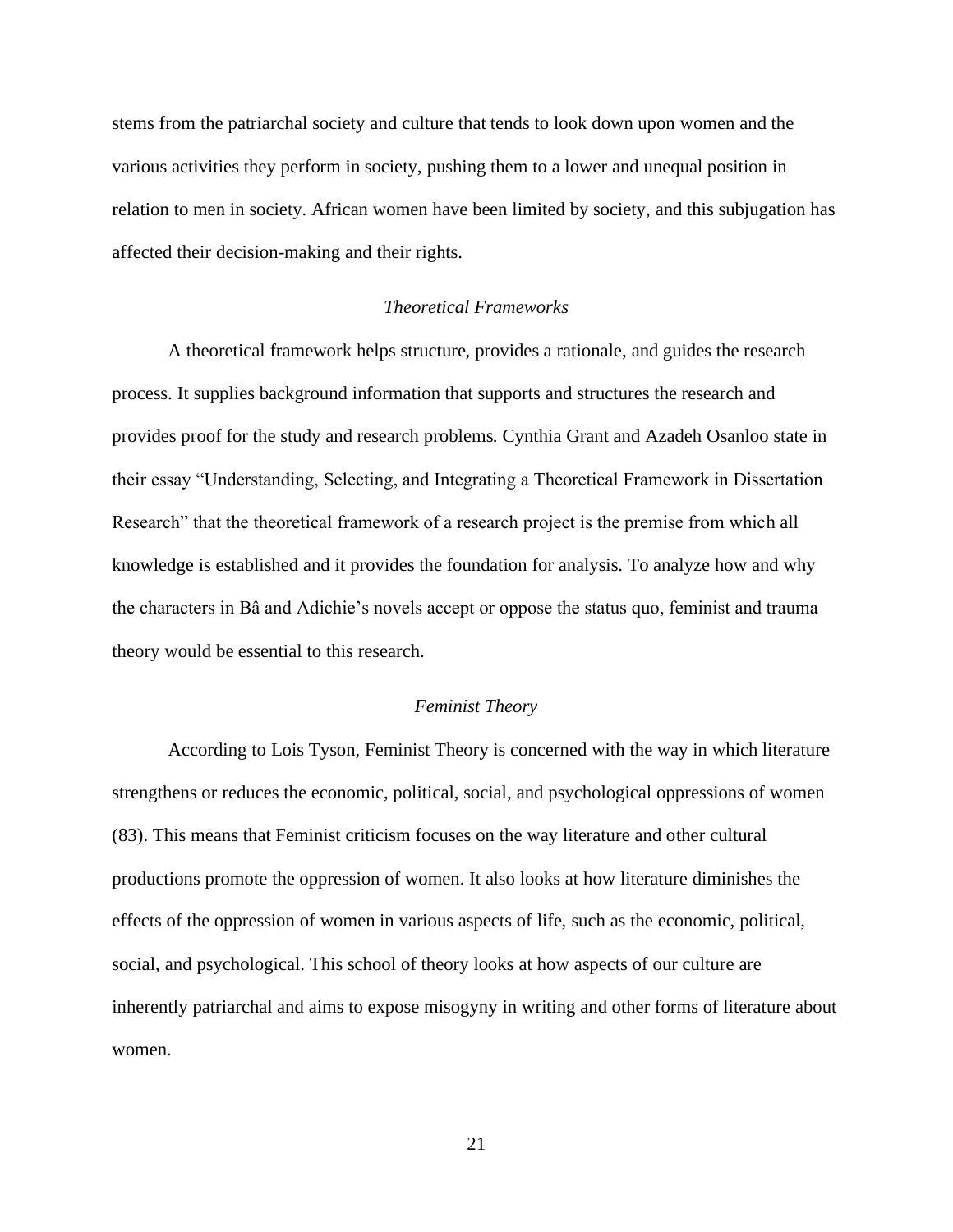stems from the patriarchal society and culture that tends to look down upon women and the various activities they perform in society, pushing them to a lower and unequal position in relation to men in society. African women have been limited by society, and this subjugation has affected their decision-making and their rights.

### *Theoretical Frameworks*

A theoretical framework helps structure, provides a rationale, and guides the research process. It supplies background information that supports and structures the research and provides proof for the study and research problems. Cynthia Grant and Azadeh Osanloo state in their essay "Understanding, Selecting, and Integrating a Theoretical Framework in Dissertation Research" that the theoretical framework of a research project is the premise from which all knowledge is established and it provides the foundation for analysis. To analyze how and why the characters in Bâ and Adichie's novels accept or oppose the status quo, feminist and trauma theory would be essential to this research.

### *Feminist Theory*

According to Lois Tyson, Feminist Theory is concerned with the way in which literature strengthens or reduces the economic, political, social, and psychological oppressions of women (83). This means that Feminist criticism focuses on the way literature and other cultural productions promote the oppression of women. It also looks at how literature diminishes the effects of the oppression of women in various aspects of life, such as the economic, political, social, and psychological. This school of theory looks at how aspects of our culture are inherently patriarchal and aims to expose misogyny in writing and other forms of literature about women.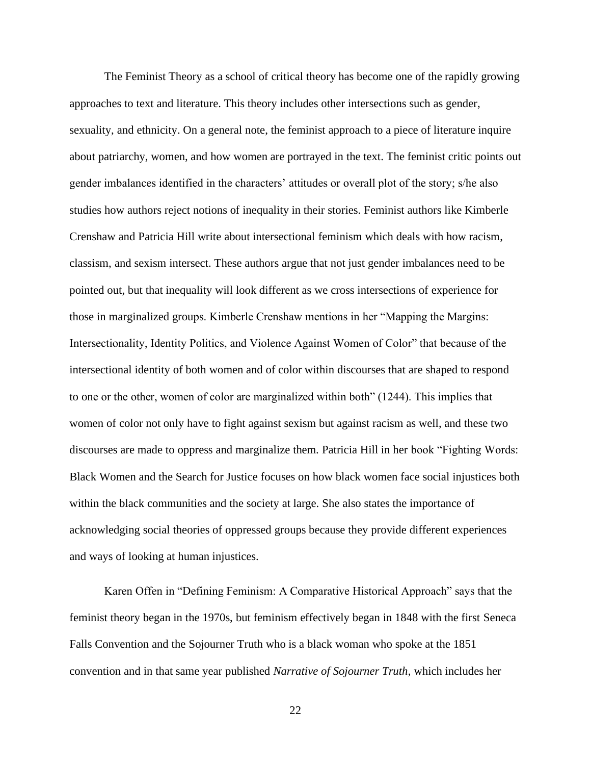The Feminist Theory as a school of critical theory has become one of the rapidly growing approaches to text and literature. This theory includes other intersections such as gender, sexuality, and ethnicity. On a general note, the feminist approach to a piece of literature inquire about patriarchy, women, and how women are portrayed in the text. The feminist critic points out gender imbalances identified in the characters' attitudes or overall plot of the story; s/he also studies how authors reject notions of inequality in their stories. Feminist authors like Kimberle Crenshaw and Patricia Hill write about intersectional feminism which deals with how racism, classism, and sexism intersect. These authors argue that not just gender imbalances need to be pointed out, but that inequality will look different as we cross intersections of experience for those in marginalized groups. Kimberle Crenshaw mentions in her "Mapping the Margins: Intersectionality, Identity Politics, and Violence Against Women of Color" that because of the intersectional identity of both women and of color within discourses that are shaped to respond to one or the other, women of color are marginalized within both" (1244). This implies that women of color not only have to fight against sexism but against racism as well, and these two discourses are made to oppress and marginalize them. Patricia Hill in her book "Fighting Words: Black Women and the Search for Justice focuses on how black women face social injustices both within the black communities and the society at large. She also states the importance of acknowledging social theories of oppressed groups because they provide different experiences and ways of looking at human injustices.

Karen Offen in "Defining Feminism: A Comparative Historical Approach" says that the feminist theory began in the 1970s, but feminism effectively began in 1848 with the first Seneca Falls Convention and the Sojourner Truth who is a black woman who spoke at the 1851 convention and in that same year published *Narrative of Sojourner Truth*, which includes her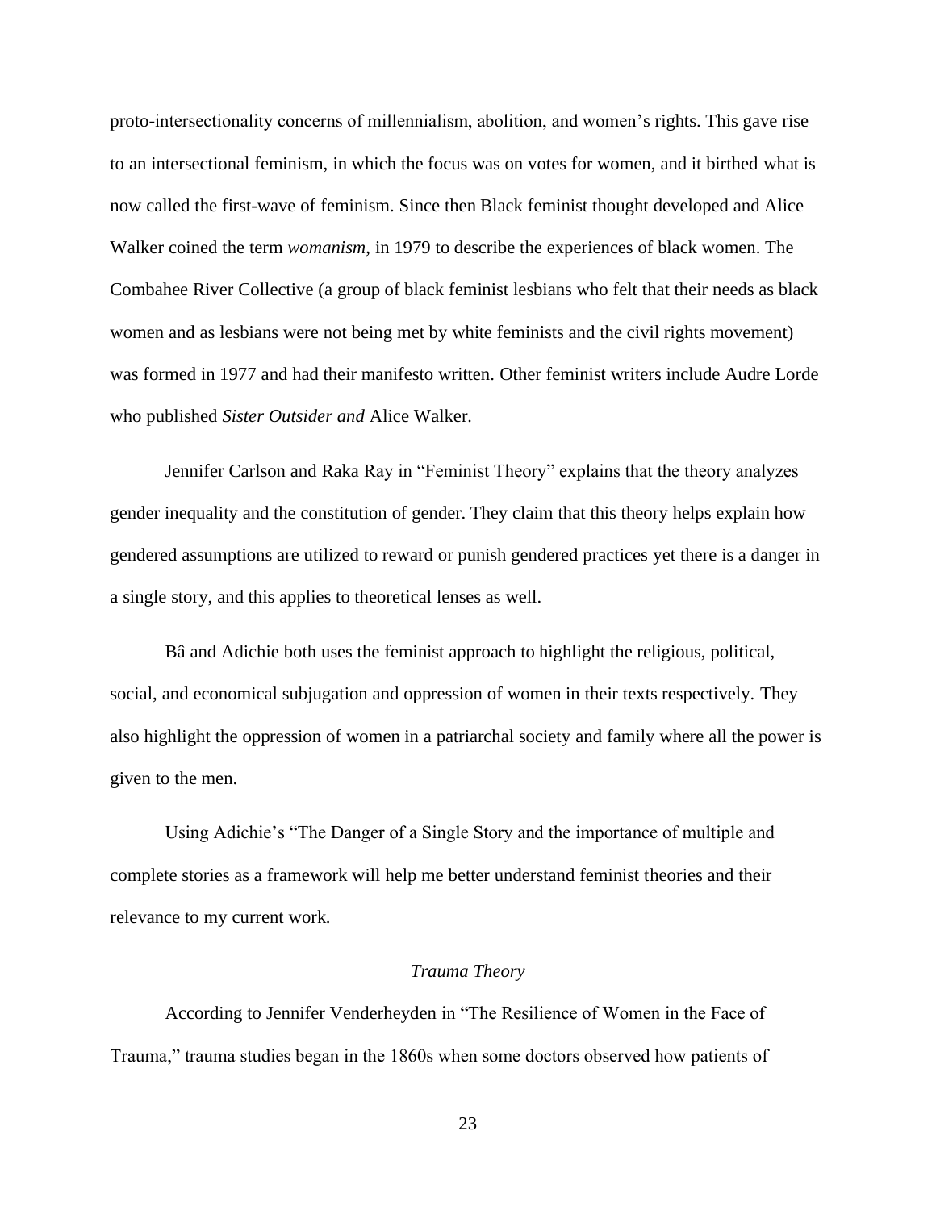proto-intersectionality concerns of millennialism, abolition, and women's rights. This gave rise to an intersectional feminism, in which the focus was on votes for women, and it birthed what is now called the first-wave of feminism. Since then Black feminist thought developed and Alice Walker coined the term *womanism*, in 1979 to describe the experiences of black women. The Combahee River Collective (a group of black feminist lesbians who felt that their needs as black women and as lesbians were not being met by white feminists and the civil rights movement) was formed in 1977 and had their manifesto written. Other feminist writers include Audre Lorde who published *Sister Outsider and* Alice Walker.

Jennifer Carlson and Raka Ray in "Feminist Theory" explains that the theory analyzes gender inequality and the constitution of gender. They claim that this theory helps explain how gendered assumptions are utilized to reward or punish gendered practices yet there is a danger in a single story, and this applies to theoretical lenses as well.

Bâ and Adichie both uses the feminist approach to highlight the religious, political, social, and economical subjugation and oppression of women in their texts respectively. They also highlight the oppression of women in a patriarchal society and family where all the power is given to the men.

Using Adichie's "The Danger of a Single Story and the importance of multiple and complete stories as a framework will help me better understand feminist theories and their relevance to my current work.

### *Trauma Theory*

According to Jennifer Venderheyden in "The Resilience of Women in the Face of Trauma," trauma studies began in the 1860s when some doctors observed how patients of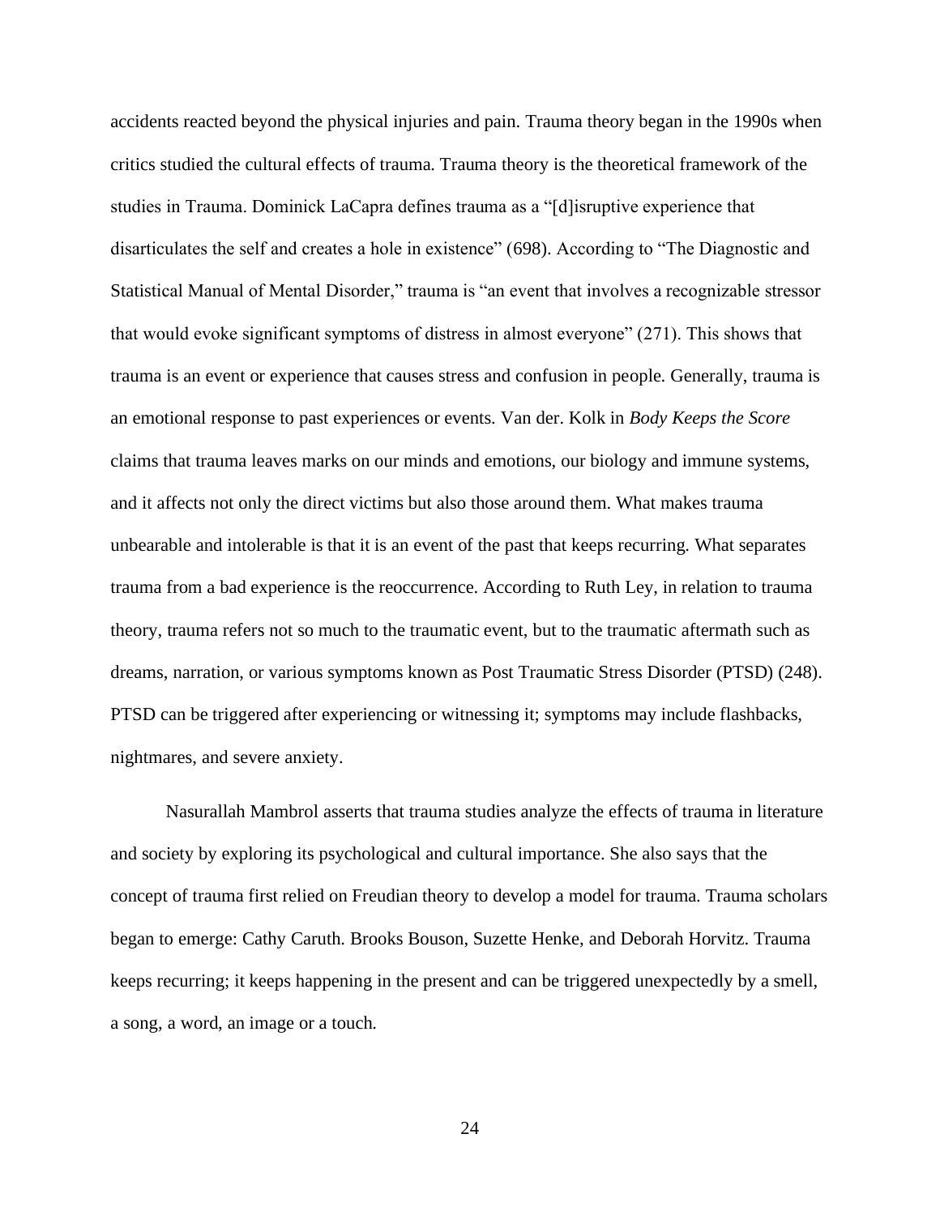accidents reacted beyond the physical injuries and pain. Trauma theory began in the 1990s when critics studied the cultural effects of trauma. Trauma theory is the theoretical framework of the studies in Trauma. Dominick LaCapra defines trauma as a "[d]isruptive experience that disarticulates the self and creates a hole in existence" (698). According to "The Diagnostic and Statistical Manual of Mental Disorder," trauma is "an event that involves a recognizable stressor that would evoke significant symptoms of distress in almost everyone" (271). This shows that trauma is an event or experience that causes stress and confusion in people. Generally, trauma is an emotional response to past experiences or events. Van der. Kolk in *Body Keeps the Score* claims that trauma leaves marks on our minds and emotions, our biology and immune systems, and it affects not only the direct victims but also those around them. What makes trauma unbearable and intolerable is that it is an event of the past that keeps recurring. What separates trauma from a bad experience is the reoccurrence. According to Ruth Ley, in relation to trauma theory, trauma refers not so much to the traumatic event, but to the traumatic aftermath such as dreams, narration, or various symptoms known as Post Traumatic Stress Disorder (PTSD) (248). PTSD can be triggered after experiencing or witnessing it; symptoms may include flashbacks, nightmares, and severe anxiety.

Nasurallah Mambrol asserts that trauma studies analyze the effects of trauma in literature and society by exploring its psychological and cultural importance. She also says that the concept of trauma first relied on Freudian theory to develop a model for trauma. Trauma scholars began to emerge: Cathy Caruth. Brooks Bouson, Suzette Henke, and Deborah Horvitz. Trauma keeps recurring; it keeps happening in the present and can be triggered unexpectedly by a smell, a song, a word, an image or a touch.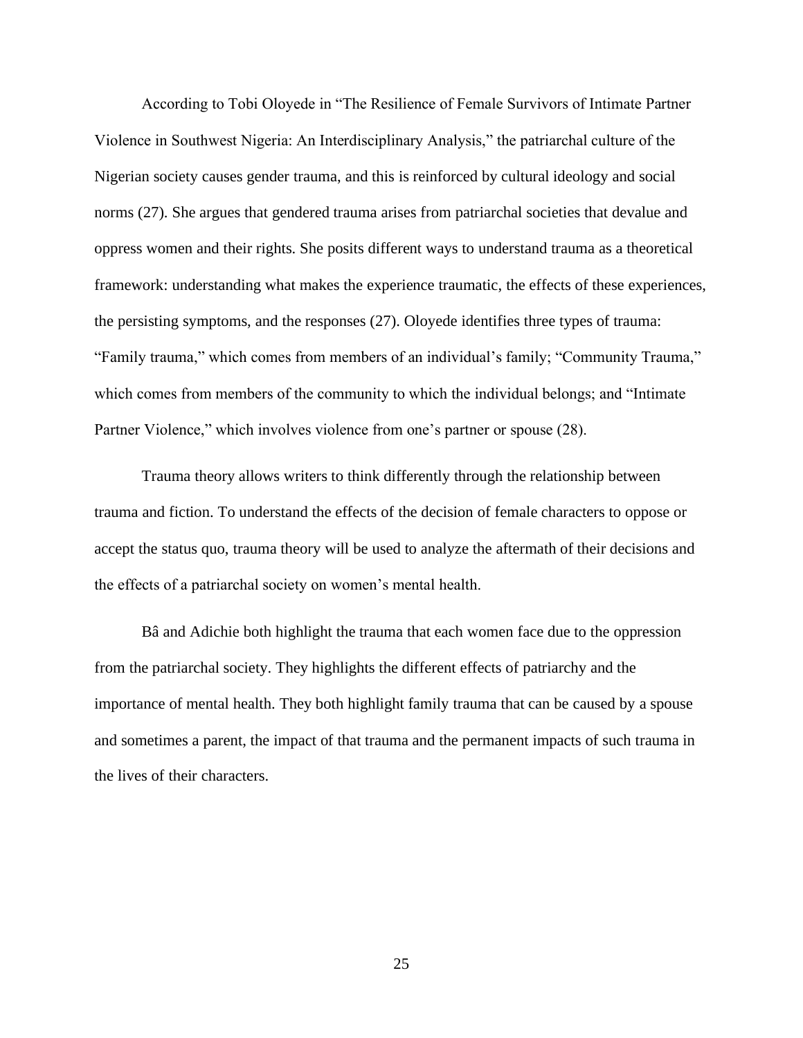According to Tobi Oloyede in "The Resilience of Female Survivors of Intimate Partner Violence in Southwest Nigeria: An Interdisciplinary Analysis," the patriarchal culture of the Nigerian society causes gender trauma, and this is reinforced by cultural ideology and social norms (27). She argues that gendered trauma arises from patriarchal societies that devalue and oppress women and their rights. She posits different ways to understand trauma as a theoretical framework: understanding what makes the experience traumatic, the effects of these experiences, the persisting symptoms, and the responses (27). Oloyede identifies three types of trauma: "Family trauma," which comes from members of an individual's family; "Community Trauma," which comes from members of the community to which the individual belongs; and "Intimate Partner Violence," which involves violence from one's partner or spouse (28).

Trauma theory allows writers to think differently through the relationship between trauma and fiction. To understand the effects of the decision of female characters to oppose or accept the status quo, trauma theory will be used to analyze the aftermath of their decisions and the effects of a patriarchal society on women's mental health.

Bâ and Adichie both highlight the trauma that each women face due to the oppression from the patriarchal society. They highlights the different effects of patriarchy and the importance of mental health. They both highlight family trauma that can be caused by a spouse and sometimes a parent, the impact of that trauma and the permanent impacts of such trauma in the lives of their characters.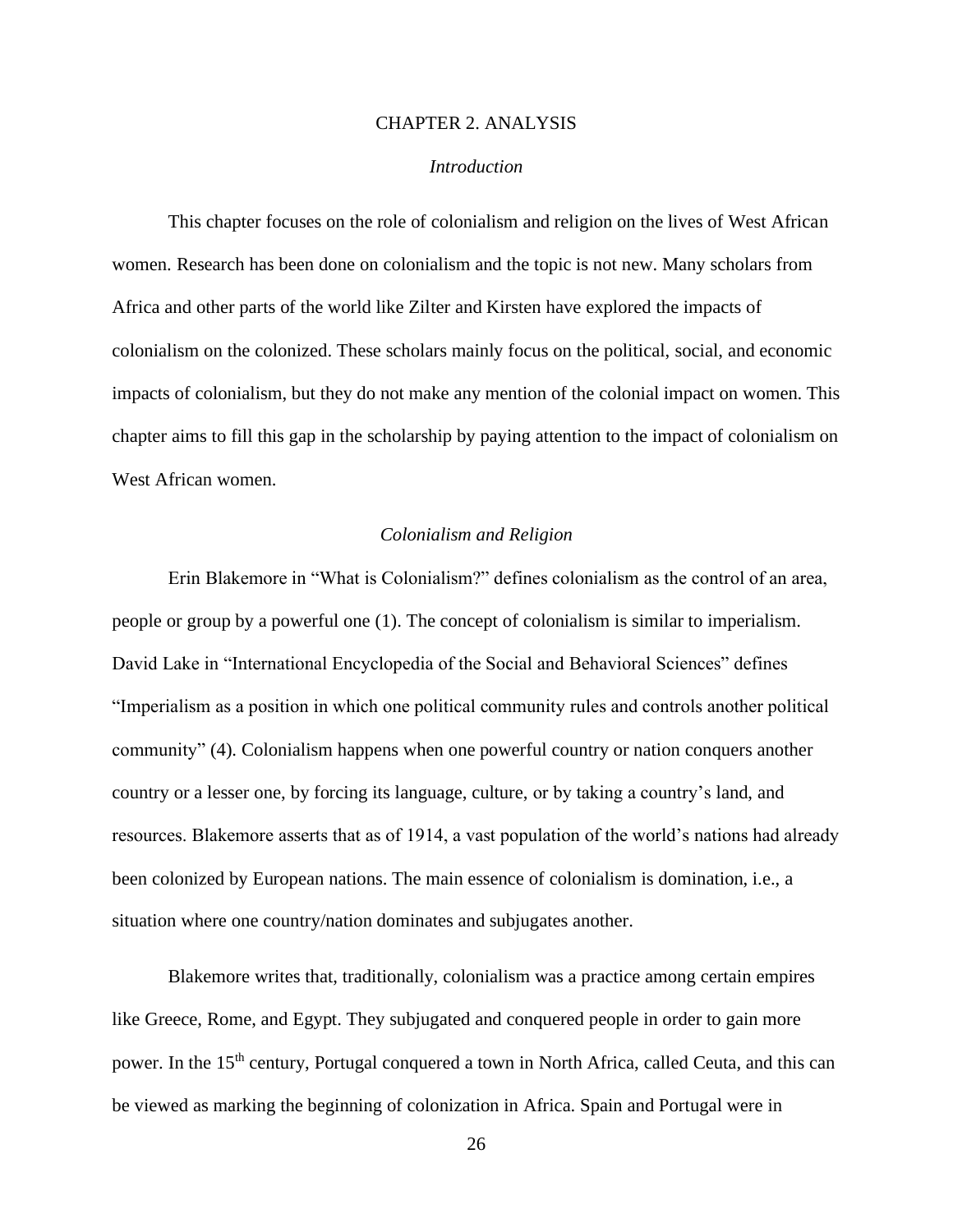# CHAPTER 2. ANALYSIS

## *Introduction*

This chapter focuses on the role of colonialism and religion on the lives of West African women. Research has been done on colonialism and the topic is not new. Many scholars from Africa and other parts of the world like Zilter and Kirsten have explored the impacts of colonialism on the colonized. These scholars mainly focus on the political, social, and economic impacts of colonialism, but they do not make any mention of the colonial impact on women. This chapter aims to fill this gap in the scholarship by paying attention to the impact of colonialism on West African women.

## *Colonialism and Religion*

Erin Blakemore in "What is Colonialism?" defines colonialism as the control of an area, people or group by a powerful one (1). The concept of colonialism is similar to imperialism. David Lake in "International Encyclopedia of the Social and Behavioral Sciences" defines "Imperialism as a position in which one political community rules and controls another political community" (4). Colonialism happens when one powerful country or nation conquers another country or a lesser one, by forcing its language, culture, or by taking a country's land, and resources. Blakemore asserts that as of 1914, a vast population of the world's nations had already been colonized by European nations. The main essence of colonialism is domination, i.e., a situation where one country/nation dominates and subjugates another.

Blakemore writes that, traditionally, colonialism was a practice among certain empires like Greece, Rome, and Egypt. They subjugated and conquered people in order to gain more power. In the 15th century, Portugal conquered a town in North Africa, called Ceuta, and this can be viewed as marking the beginning of colonization in Africa. Spain and Portugal were in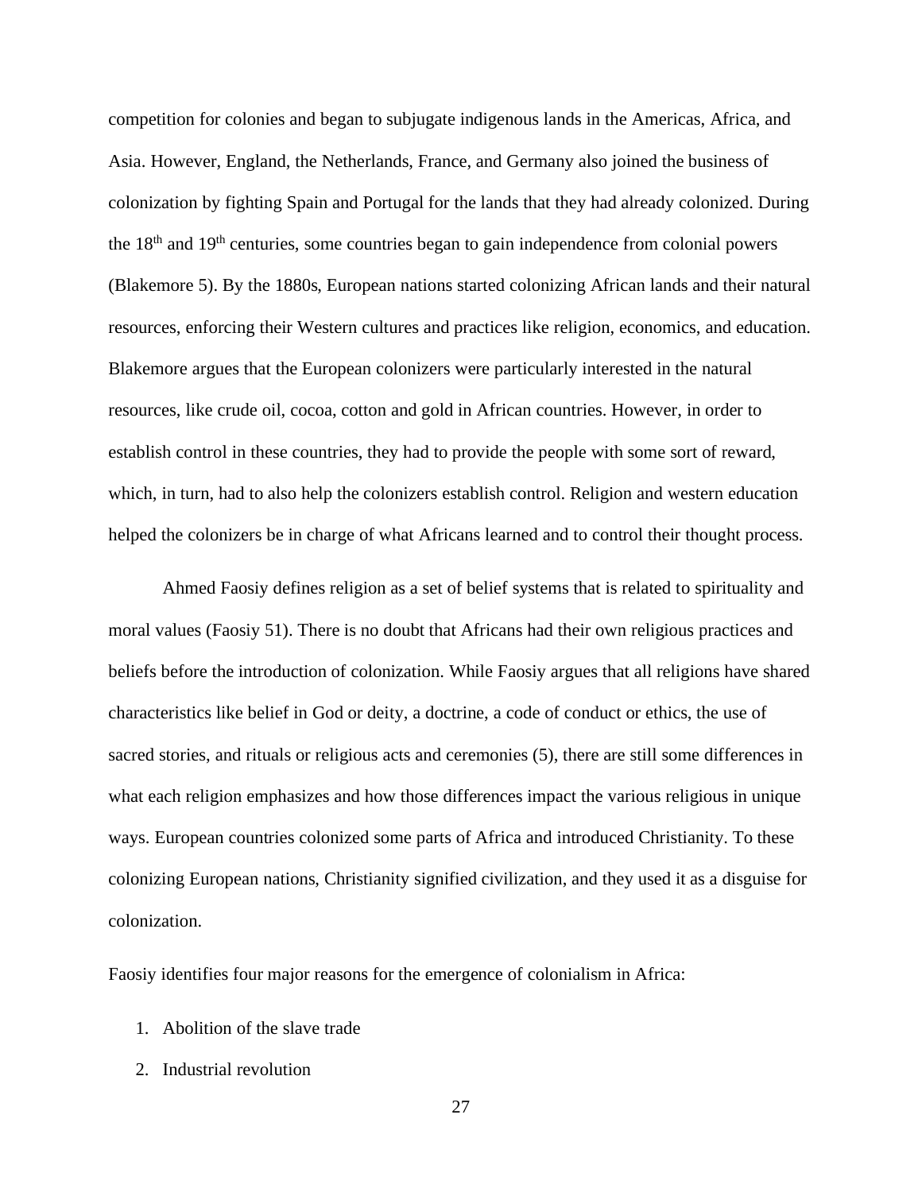competition for colonies and began to subjugate indigenous lands in the Americas, Africa, and Asia. However, England, the Netherlands, France, and Germany also joined the business of colonization by fighting Spain and Portugal for the lands that they had already colonized. During the 18th and 19th centuries, some countries began to gain independence from colonial powers (Blakemore 5). By the 1880s, European nations started colonizing African lands and their natural resources, enforcing their Western cultures and practices like religion, economics, and education. Blakemore argues that the European colonizers were particularly interested in the natural resources, like crude oil, cocoa, cotton and gold in African countries. However, in order to establish control in these countries, they had to provide the people with some sort of reward, which, in turn, had to also help the colonizers establish control. Religion and western education helped the colonizers be in charge of what Africans learned and to control their thought process.

Ahmed Faosiy defines religion as a set of belief systems that is related to spirituality and moral values (Faosiy 51). There is no doubt that Africans had their own religious practices and beliefs before the introduction of colonization. While Faosiy argues that all religions have shared characteristics like belief in God or deity, a doctrine, a code of conduct or ethics, the use of sacred stories, and rituals or religious acts and ceremonies (5), there are still some differences in what each religion emphasizes and how those differences impact the various religious in unique ways. European countries colonized some parts of Africa and introduced Christianity. To these colonizing European nations, Christianity signified civilization, and they used it as a disguise for colonization.

Faosiy identifies four major reasons for the emergence of colonialism in Africa:

1. Abolition of the slave trade
2. Industrial revolution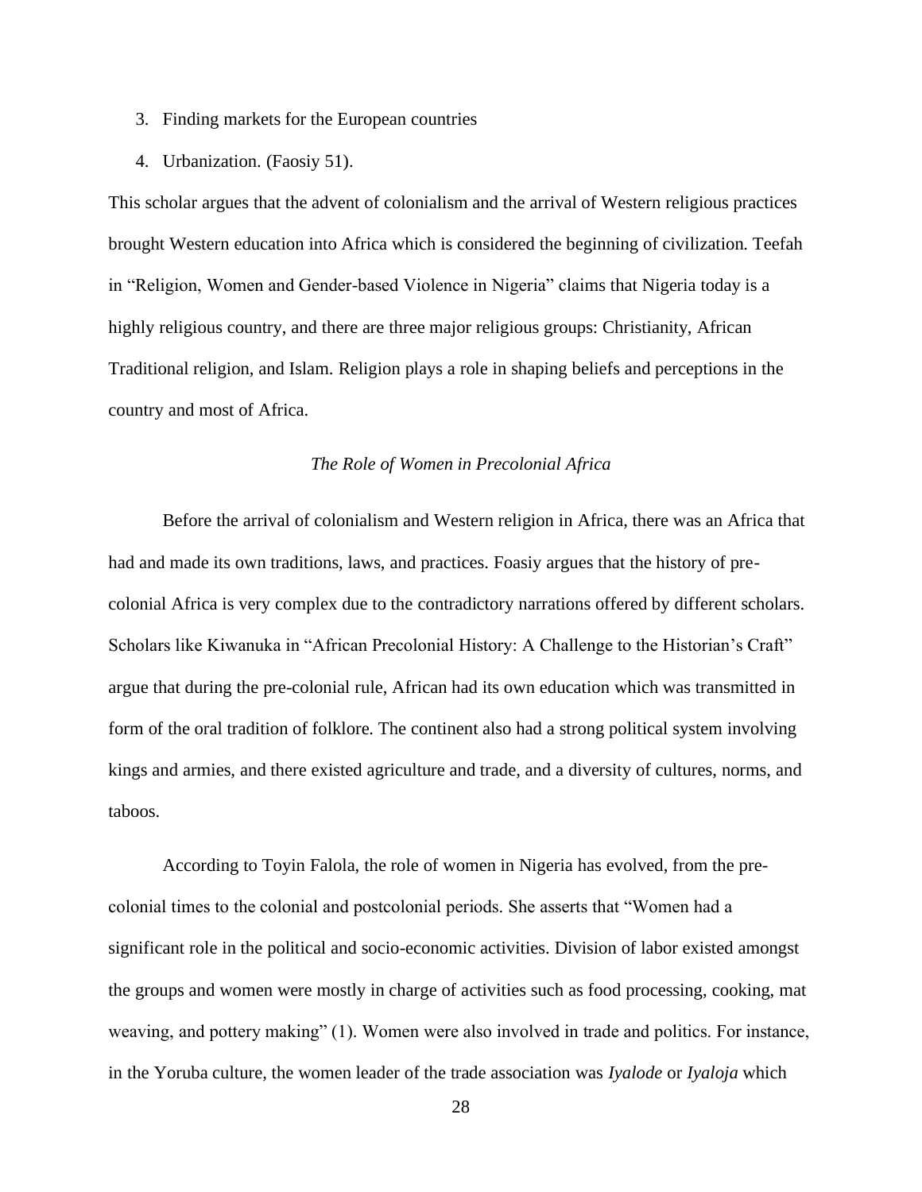3. Finding markets for the European countries
4. Urbanization. (Faosiy 51).

This scholar argues that the advent of colonialism and the arrival of Western religious practices brought Western education into Africa which is considered the beginning of civilization. Teefah in "Religion, Women and Gender-based Violence in Nigeria" claims that Nigeria today is a highly religious country, and there are three major religious groups: Christianity, African Traditional religion, and Islam. Religion plays a role in shaping beliefs and perceptions in the country and most of Africa.

### *The Role of Women in Precolonial Africa*

Before the arrival of colonialism and Western religion in Africa, there was an Africa that had and made its own traditions, laws, and practices. Foasiy argues that the history of pre-colonial Africa is very complex due to the contradictory narrations offered by different scholars. Scholars like Kiwanuka in "African Precolonial History: A Challenge to the Historian's Craft" argue that during the pre-colonial rule, African had its own education which was transmitted in form of the oral tradition of folklore. The continent also had a strong political system involving kings and armies, and there existed agriculture and trade, and a diversity of cultures, norms, and taboos.

According to Toyin Falola, the role of women in Nigeria has evolved, from the pre-colonial times to the colonial and postcolonial periods. She asserts that "Women had a significant role in the political and socio-economic activities. Division of labor existed amongst the groups and women were mostly in charge of activities such as food processing, cooking, mat weaving, and pottery making" (1). Women were also involved in trade and politics. For instance, in the Yoruba culture, the women leader of the trade association was *Iyalode* or *Iyaloja* which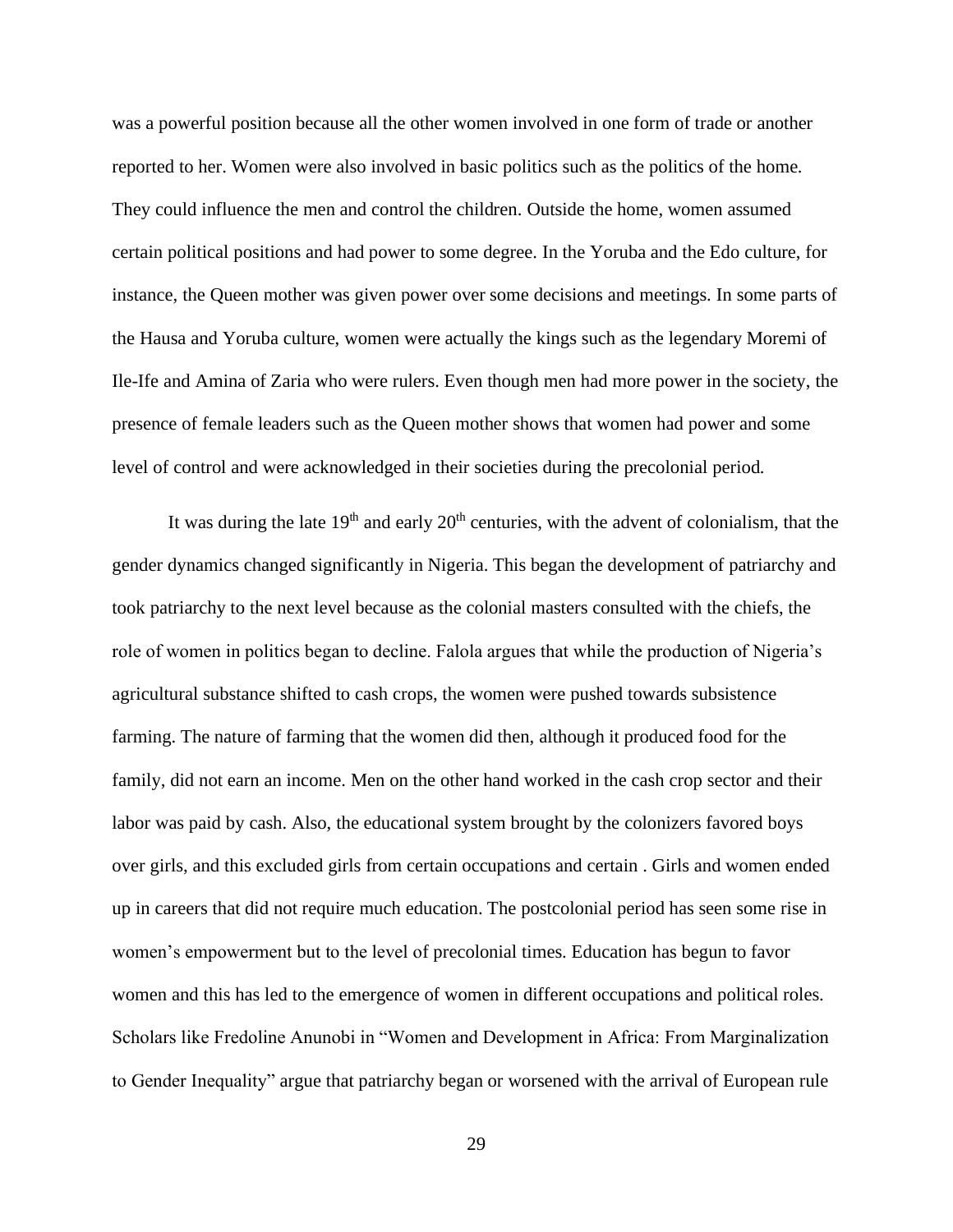was a powerful position because all the other women involved in one form of trade or another reported to her. Women were also involved in basic politics such as the politics of the home. They could influence the men and control the children. Outside the home, women assumed certain political positions and had power to some degree. In the Yoruba and the Edo culture, for instance, the Queen mother was given power over some decisions and meetings. In some parts of the Hausa and Yoruba culture, women were actually the kings such as the legendary Moremi of Ile-Ife and Amina of Zaria who were rulers. Even though men had more power in the society, the presence of female leaders such as the Queen mother shows that women had power and some level of control and were acknowledged in their societies during the precolonial period.

It was during the late 19th and early 20th centuries, with the advent of colonialism, that the gender dynamics changed significantly in Nigeria. This began the development of patriarchy and took patriarchy to the next level because as the colonial masters consulted with the chiefs, the role of women in politics began to decline. Falola argues that while the production of Nigeria's agricultural substance shifted to cash crops, the women were pushed towards subsistence farming. The nature of farming that the women did then, although it produced food for the family, did not earn an income. Men on the other hand worked in the cash crop sector and their labor was paid by cash. Also, the educational system brought by the colonizers favored boys over girls, and this excluded girls from certain occupations and certain . Girls and women ended up in careers that did not require much education. The postcolonial period has seen some rise in women's empowerment but to the level of precolonial times. Education has begun to favor women and this has led to the emergence of women in different occupations and political roles. Scholars like Fredoline Anunobi in "Women and Development in Africa: From Marginalization to Gender Inequality" argue that patriarchy began or worsened with the arrival of European rule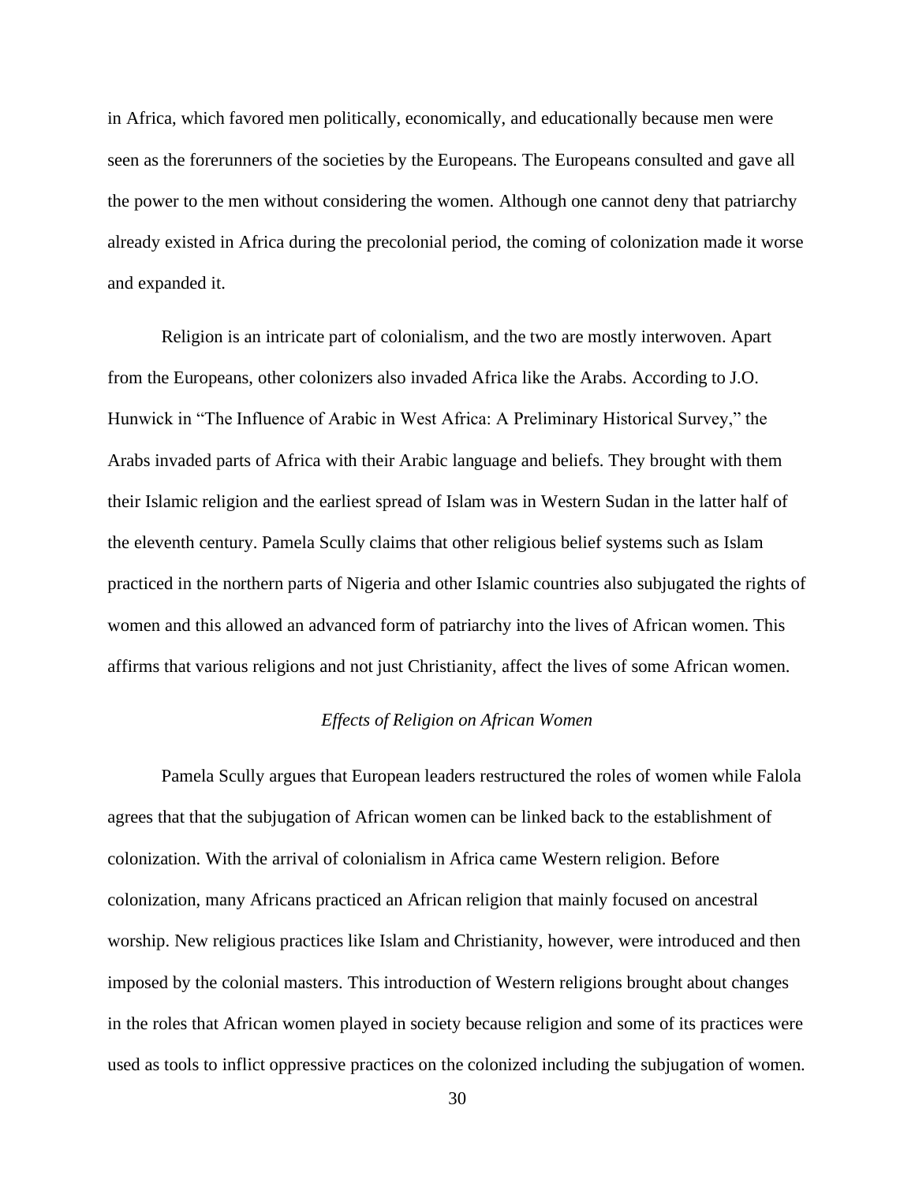in Africa, which favored men politically, economically, and educationally because men were seen as the forerunners of the societies by the Europeans. The Europeans consulted and gave all the power to the men without considering the women. Although one cannot deny that patriarchy already existed in Africa during the precolonial period, the coming of colonization made it worse and expanded it.

Religion is an intricate part of colonialism, and the two are mostly interwoven. Apart from the Europeans, other colonizers also invaded Africa like the Arabs. According to J.O. Hunwick in "The Influence of Arabic in West Africa: A Preliminary Historical Survey," the Arabs invaded parts of Africa with their Arabic language and beliefs. They brought with them their Islamic religion and the earliest spread of Islam was in Western Sudan in the latter half of the eleventh century. Pamela Scully claims that other religious belief systems such as Islam practiced in the northern parts of Nigeria and other Islamic countries also subjugated the rights of women and this allowed an advanced form of patriarchy into the lives of African women. This affirms that various religions and not just Christianity, affect the lives of some African women.

### *Effects of Religion on African Women*

Pamela Scully argues that European leaders restructured the roles of women while Falola agrees that that the subjugation of African women can be linked back to the establishment of colonization. With the arrival of colonialism in Africa came Western religion. Before colonization, many Africans practiced an African religion that mainly focused on ancestral worship. New religious practices like Islam and Christianity, however, were introduced and then imposed by the colonial masters. This introduction of Western religions brought about changes in the roles that African women played in society because religion and some of its practices were used as tools to inflict oppressive practices on the colonized including the subjugation of women.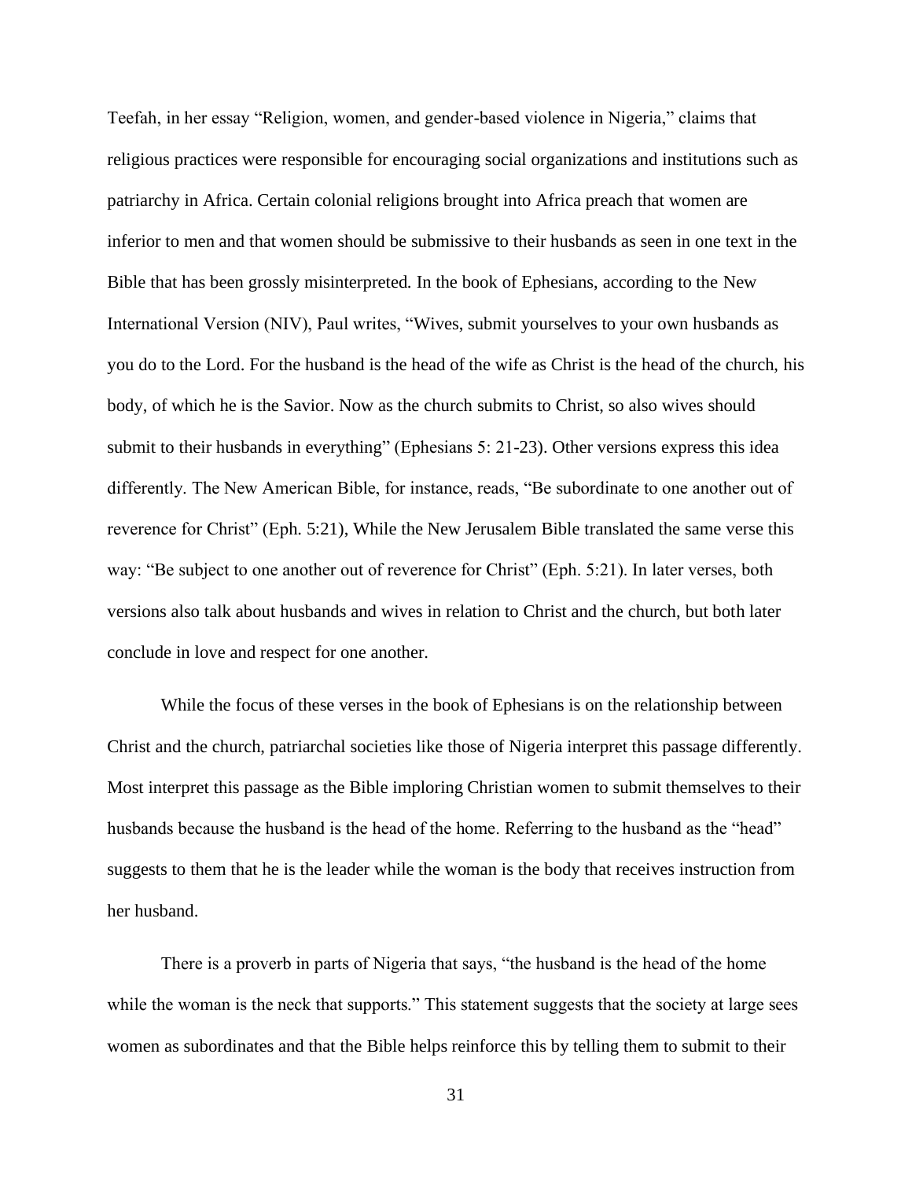Teefah, in her essay “Religion, women, and gender-based violence in Nigeria,” claims that religious practices were responsible for encouraging social organizations and institutions such as patriarchy in Africa. Certain colonial religions brought into Africa preach that women are inferior to men and that women should be submissive to their husbands as seen in one text in the Bible that has been grossly misinterpreted. In the book of Ephesians, according to the New International Version (NIV), Paul writes, “Wives, submit yourselves to your own husbands as you do to the Lord. For the husband is the head of the wife as Christ is the head of the church, his body, of which he is the Savior. Now as the church submits to Christ, so also wives should submit to their husbands in everything” (Ephesians 5: 21-23). Other versions express this idea differently. The New American Bible, for instance, reads, “Be subordinate to one another out of reverence for Christ” (Eph. 5:21), While the New Jerusalem Bible translated the same verse this way: “Be subject to one another out of reverence for Christ” (Eph. 5:21). In later verses, both versions also talk about husbands and wives in relation to Christ and the church, but both later conclude in love and respect for one another.

While the focus of these verses in the book of Ephesians is on the relationship between Christ and the church, patriarchal societies like those of Nigeria interpret this passage differently. Most interpret this passage as the Bible imploring Christian women to submit themselves to their husbands because the husband is the head of the home. Referring to the husband as the “head” suggests to them that he is the leader while the woman is the body that receives instruction from her husband.

There is a proverb in parts of Nigeria that says, “the husband is the head of the home while the woman is the neck that supports.” This statement suggests that the society at large sees women as subordinates and that the Bible helps reinforce this by telling them to submit to their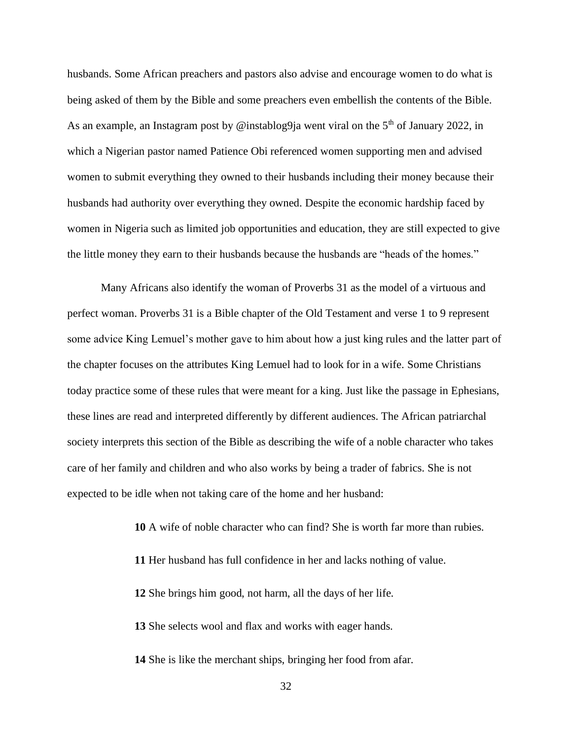husbands. Some African preachers and pastors also advise and encourage women to do what is being asked of them by the Bible and some preachers even embellish the contents of the Bible. As an example, an Instagram post by @instablog9ja went viral on the 5th of January 2022, in which a Nigerian pastor named Patience Obi referenced women supporting men and advised women to submit everything they owned to their husbands including their money because their husbands had authority over everything they owned. Despite the economic hardship faced by women in Nigeria such as limited job opportunities and education, they are still expected to give the little money they earn to their husbands because the husbands are "heads of the homes."

Many Africans also identify the woman of Proverbs 31 as the model of a virtuous and perfect woman. Proverbs 31 is a Bible chapter of the Old Testament and verse 1 to 9 represent some advice King Lemuel's mother gave to him about how a just king rules and the latter part of the chapter focuses on the attributes King Lemuel had to look for in a wife. Some Christians today practice some of these rules that were meant for a king. Just like the passage in Ephesians, these lines are read and interpreted differently by different audiences. The African patriarchal society interprets this section of the Bible as describing the wife of a noble character who takes care of her family and children and who also works by being a trader of fabrics. She is not expected to be idle when not taking care of the home and her husband:

> **10** A wife of noble character who can find? She is worth far more than rubies.
>
> **11** Her husband has full confidence in her and lacks nothing of value.
>
> **12** She brings him good, not harm, all the days of her life.
>
> **13** She selects wool and flax and works with eager hands.
>
> **14** She is like the merchant ships, bringing her food from afar.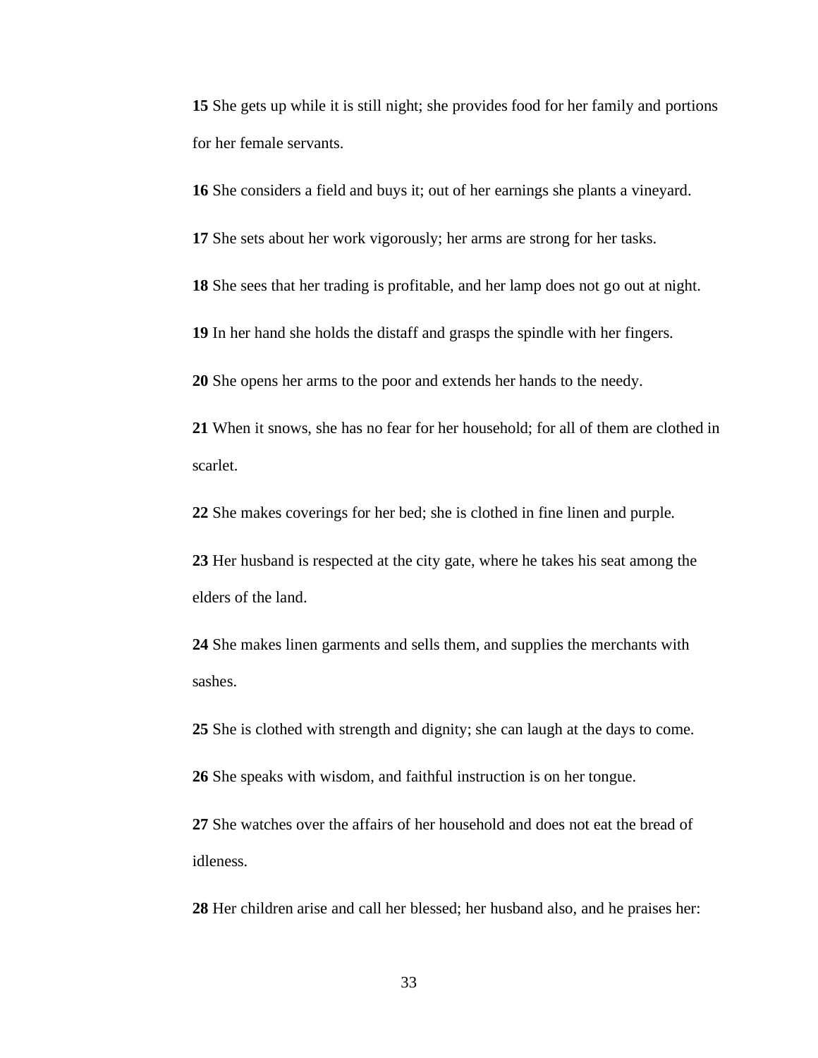**15** She gets up while it is still night; she provides food for her family and portions for her female servants.

**16** She considers a field and buys it; out of her earnings she plants a vineyard.

**17** She sets about her work vigorously; her arms are strong for her tasks.

**18** She sees that her trading is profitable, and her lamp does not go out at night.

**19** In her hand she holds the distaff and grasps the spindle with her fingers.

**20** She opens her arms to the poor and extends her hands to the needy.

**21** When it snows, she has no fear for her household; for all of them are clothed in scarlet.

**22** She makes coverings for her bed; she is clothed in fine linen and purple.

**23** Her husband is respected at the city gate, where he takes his seat among the elders of the land.

**24** She makes linen garments and sells them, and supplies the merchants with sashes.

**25** She is clothed with strength and dignity; she can laugh at the days to come.

**26** She speaks with wisdom, and faithful instruction is on her tongue.

**27** She watches over the affairs of her household and does not eat the bread of idleness.

**28** Her children arise and call her blessed; her husband also, and he praises her: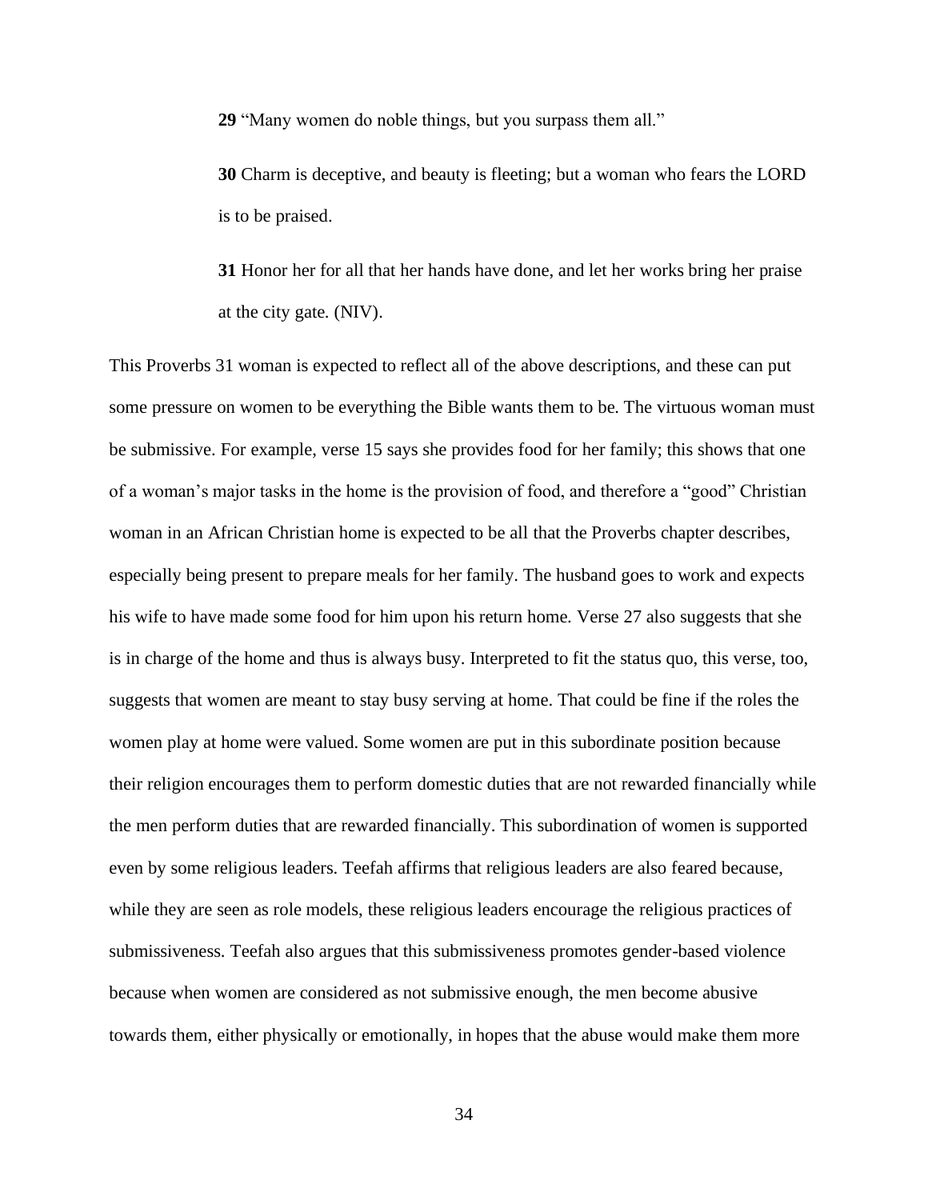> **29** "Many women do noble things, but you surpass them all."
>
> **30** Charm is deceptive, and beauty is fleeting; but a woman who fears the LORD is to be praised.
>
> **31** Honor her for all that her hands have done, and let her works bring her praise at the city gate. (NIV).

This Proverbs 31 woman is expected to reflect all of the above descriptions, and these can put some pressure on women to be everything the Bible wants them to be. The virtuous woman must be submissive. For example, verse 15 says she provides food for her family; this shows that one of a woman's major tasks in the home is the provision of food, and therefore a "good" Christian woman in an African Christian home is expected to be all that the Proverbs chapter describes, especially being present to prepare meals for her family. The husband goes to work and expects his wife to have made some food for him upon his return home. Verse 27 also suggests that she is in charge of the home and thus is always busy. Interpreted to fit the status quo, this verse, too, suggests that women are meant to stay busy serving at home. That could be fine if the roles the women play at home were valued. Some women are put in this subordinate position because their religion encourages them to perform domestic duties that are not rewarded financially while the men perform duties that are rewarded financially. This subordination of women is supported even by some religious leaders. Teefah affirms that religious leaders are also feared because, while they are seen as role models, these religious leaders encourage the religious practices of submissiveness. Teefah also argues that this submissiveness promotes gender-based violence because when women are considered as not submissive enough, the men become abusive towards them, either physically or emotionally, in hopes that the abuse would make them more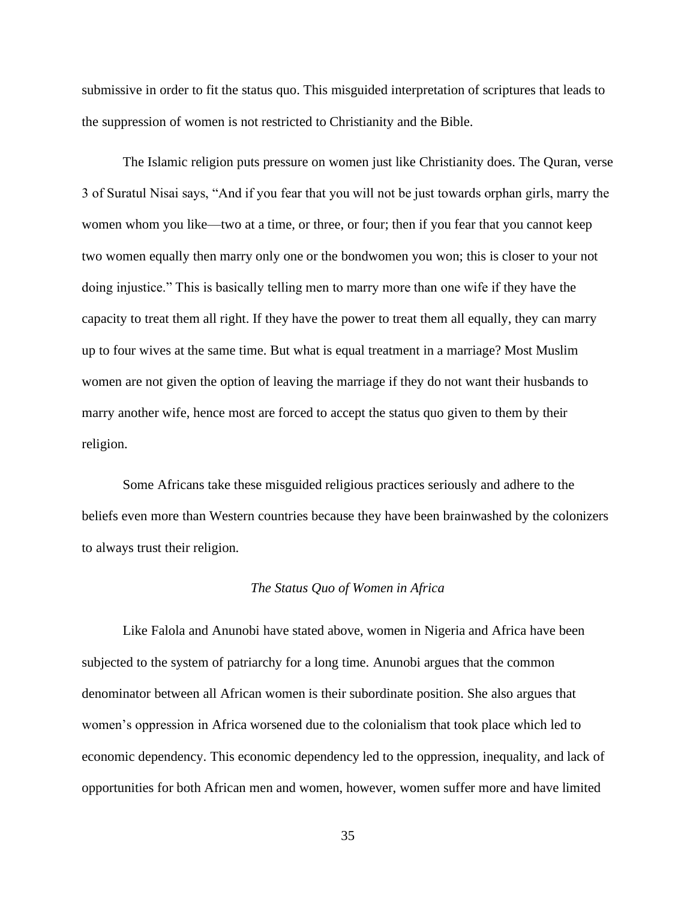submissive in order to fit the status quo. This misguided interpretation of scriptures that leads to the suppression of women is not restricted to Christianity and the Bible.

The Islamic religion puts pressure on women just like Christianity does. The Quran, verse 3 of Suratul Nisai says, “And if you fear that you will not be just towards orphan girls, marry the women whom you like—two at a time, or three, or four; then if you fear that you cannot keep two women equally then marry only one or the bondwomen you won; this is closer to your not doing injustice.” This is basically telling men to marry more than one wife if they have the capacity to treat them all right. If they have the power to treat them all equally, they can marry up to four wives at the same time. But what is equal treatment in a marriage? Most Muslim women are not given the option of leaving the marriage if they do not want their husbands to marry another wife, hence most are forced to accept the status quo given to them by their religion.

Some Africans take these misguided religious practices seriously and adhere to the beliefs even more than Western countries because they have been brainwashed by the colonizers to always trust their religion.

### *The Status Quo of Women in Africa*

Like Falola and Anunobi have stated above, women in Nigeria and Africa have been subjected to the system of patriarchy for a long time. Anunobi argues that the common denominator between all African women is their subordinate position. She also argues that women’s oppression in Africa worsened due to the colonialism that took place which led to economic dependency. This economic dependency led to the oppression, inequality, and lack of opportunities for both African men and women, however, women suffer more and have limited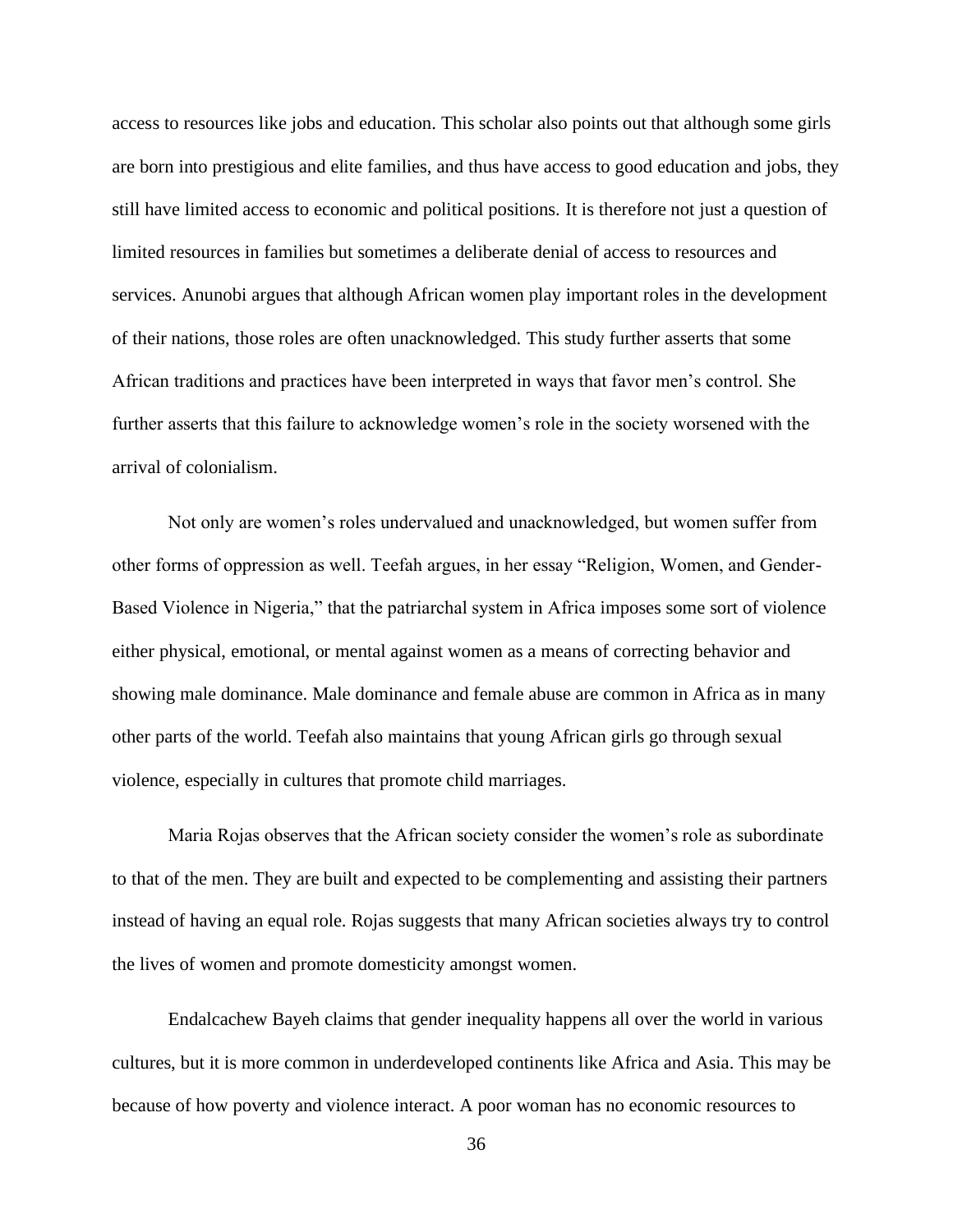access to resources like jobs and education. This scholar also points out that although some girls are born into prestigious and elite families, and thus have access to good education and jobs, they still have limited access to economic and political positions. It is therefore not just a question of limited resources in families but sometimes a deliberate denial of access to resources and services. Anunobi argues that although African women play important roles in the development of their nations, those roles are often unacknowledged. This study further asserts that some African traditions and practices have been interpreted in ways that favor men's control. She further asserts that this failure to acknowledge women's role in the society worsened with the arrival of colonialism.

Not only are women's roles undervalued and unacknowledged, but women suffer from other forms of oppression as well. Teefah argues, in her essay "Religion, Women, and Gender-Based Violence in Nigeria," that the patriarchal system in Africa imposes some sort of violence either physical, emotional, or mental against women as a means of correcting behavior and showing male dominance. Male dominance and female abuse are common in Africa as in many other parts of the world. Teefah also maintains that young African girls go through sexual violence, especially in cultures that promote child marriages.

Maria Rojas observes that the African society consider the women's role as subordinate to that of the men. They are built and expected to be complementing and assisting their partners instead of having an equal role. Rojas suggests that many African societies always try to control the lives of women and promote domesticity amongst women.

Endalcachew Bayeh claims that gender inequality happens all over the world in various cultures, but it is more common in underdeveloped continents like Africa and Asia. This may be because of how poverty and violence interact. A poor woman has no economic resources to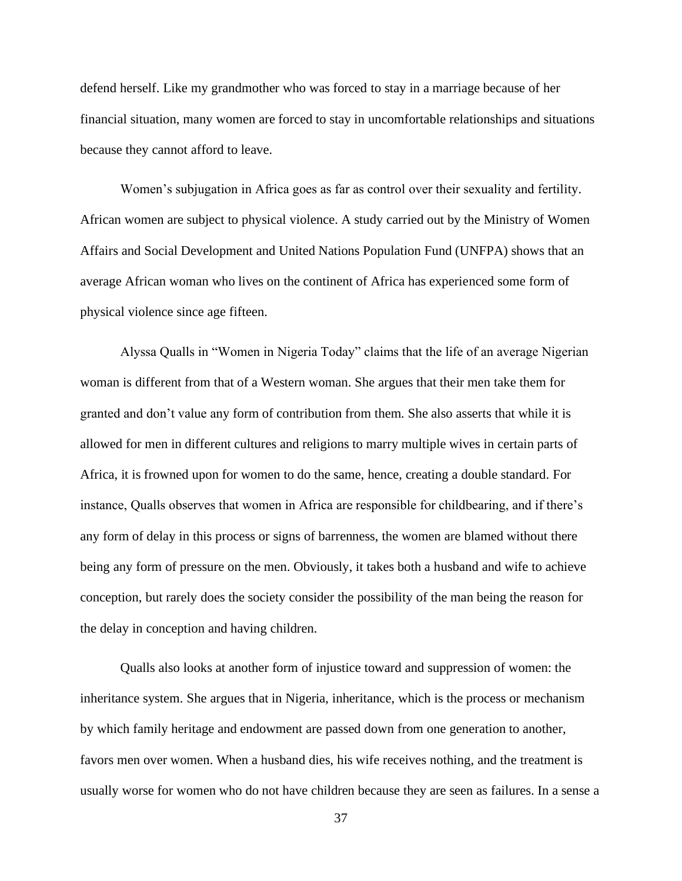defend herself. Like my grandmother who was forced to stay in a marriage because of her financial situation, many women are forced to stay in uncomfortable relationships and situations because they cannot afford to leave.

Women's subjugation in Africa goes as far as control over their sexuality and fertility. African women are subject to physical violence. A study carried out by the Ministry of Women Affairs and Social Development and United Nations Population Fund (UNFPA) shows that an average African woman who lives on the continent of Africa has experienced some form of physical violence since age fifteen.

Alyssa Qualls in "Women in Nigeria Today" claims that the life of an average Nigerian woman is different from that of a Western woman. She argues that their men take them for granted and don't value any form of contribution from them. She also asserts that while it is allowed for men in different cultures and religions to marry multiple wives in certain parts of Africa, it is frowned upon for women to do the same, hence, creating a double standard. For instance, Qualls observes that women in Africa are responsible for childbearing, and if there's any form of delay in this process or signs of barrenness, the women are blamed without there being any form of pressure on the men. Obviously, it takes both a husband and wife to achieve conception, but rarely does the society consider the possibility of the man being the reason for the delay in conception and having children.

Qualls also looks at another form of injustice toward and suppression of women: the inheritance system. She argues that in Nigeria, inheritance, which is the process or mechanism by which family heritage and endowment are passed down from one generation to another, favors men over women. When a husband dies, his wife receives nothing, and the treatment is usually worse for women who do not have children because they are seen as failures. In a sense a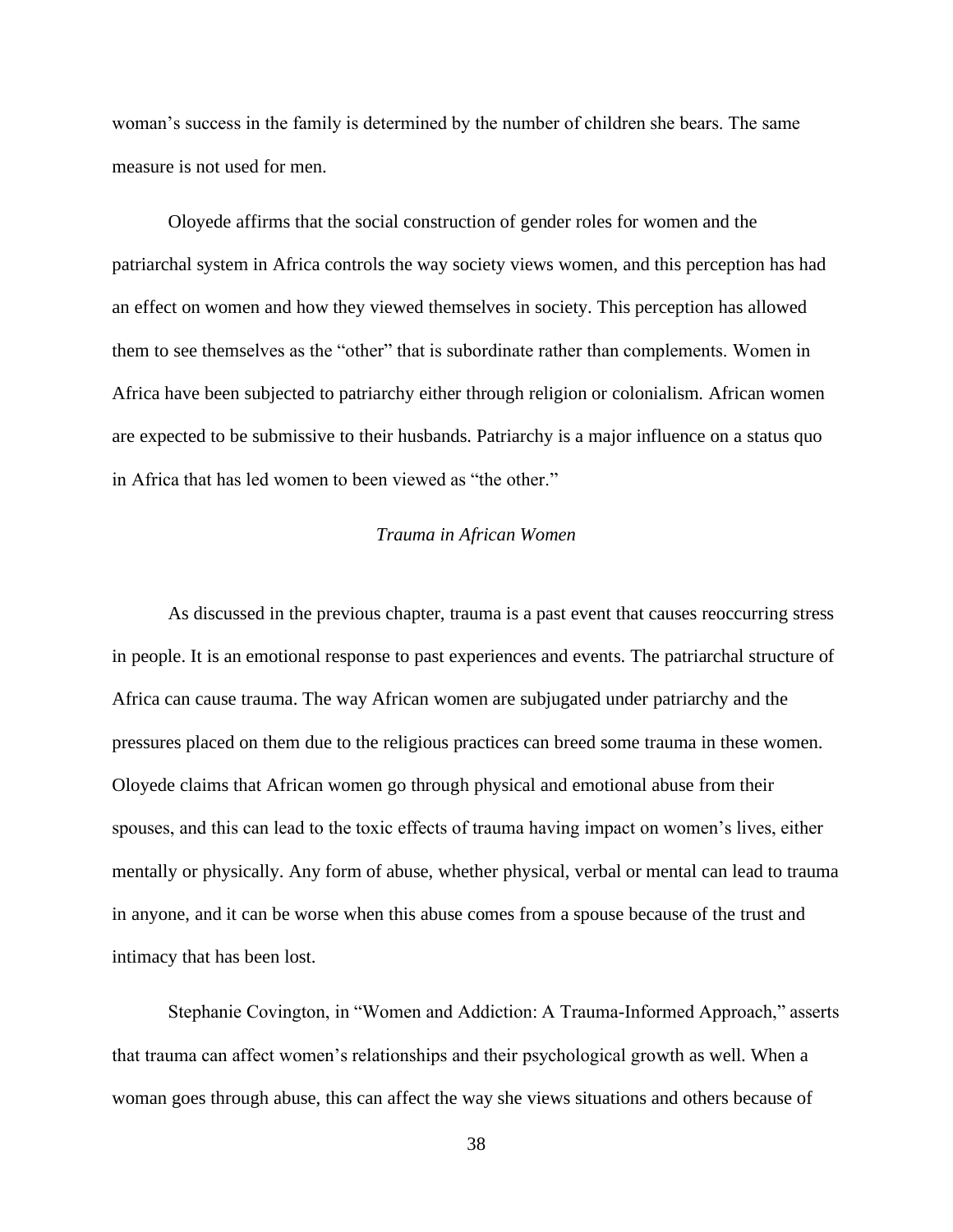woman's success in the family is determined by the number of children she bears. The same measure is not used for men.

Oloyede affirms that the social construction of gender roles for women and the patriarchal system in Africa controls the way society views women, and this perception has had an effect on women and how they viewed themselves in society. This perception has allowed them to see themselves as the "other" that is subordinate rather than complements. Women in Africa have been subjected to patriarchy either through religion or colonialism. African women are expected to be submissive to their husbands. Patriarchy is a major influence on a status quo in Africa that has led women to been viewed as "the other."

### *Trauma in African Women*

As discussed in the previous chapter, trauma is a past event that causes reoccurring stress in people. It is an emotional response to past experiences and events. The patriarchal structure of Africa can cause trauma. The way African women are subjugated under patriarchy and the pressures placed on them due to the religious practices can breed some trauma in these women. Oloyede claims that African women go through physical and emotional abuse from their spouses, and this can lead to the toxic effects of trauma having impact on women's lives, either mentally or physically. Any form of abuse, whether physical, verbal or mental can lead to trauma in anyone, and it can be worse when this abuse comes from a spouse because of the trust and intimacy that has been lost.

Stephanie Covington, in "Women and Addiction: A Trauma-Informed Approach," asserts that trauma can affect women's relationships and their psychological growth as well. When a woman goes through abuse, this can affect the way she views situations and others because of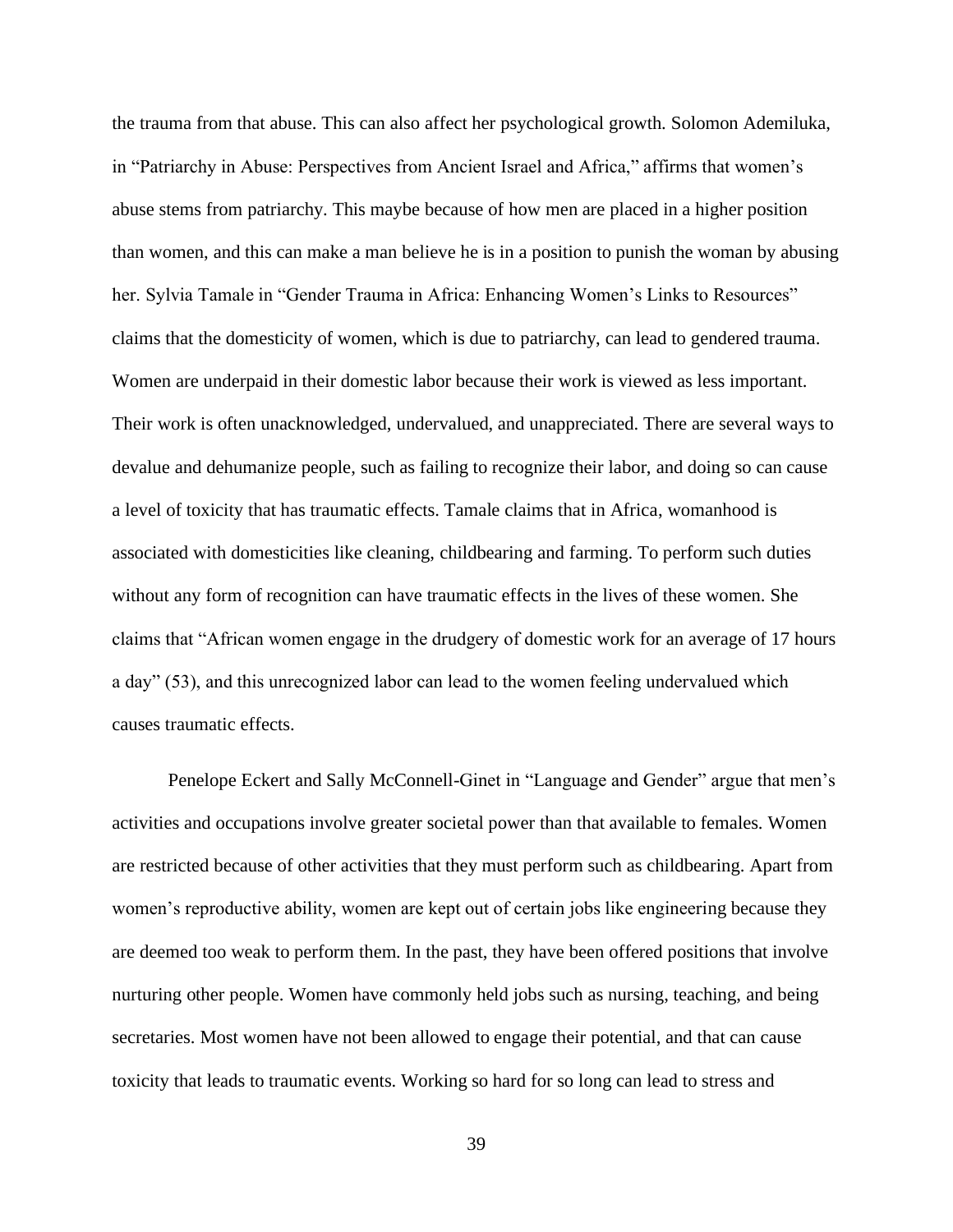the trauma from that abuse. This can also affect her psychological growth. Solomon Ademiluka, in "Patriarchy in Abuse: Perspectives from Ancient Israel and Africa," affirms that women's abuse stems from patriarchy. This maybe because of how men are placed in a higher position than women, and this can make a man believe he is in a position to punish the woman by abusing her. Sylvia Tamale in "Gender Trauma in Africa: Enhancing Women's Links to Resources" claims that the domesticity of women, which is due to patriarchy, can lead to gendered trauma. Women are underpaid in their domestic labor because their work is viewed as less important. Their work is often unacknowledged, undervalued, and unappreciated. There are several ways to devalue and dehumanize people, such as failing to recognize their labor, and doing so can cause a level of toxicity that has traumatic effects. Tamale claims that in Africa, womanhood is associated with domesticities like cleaning, childbearing and farming. To perform such duties without any form of recognition can have traumatic effects in the lives of these women. She claims that "African women engage in the drudgery of domestic work for an average of 17 hours a day" (53), and this unrecognized labor can lead to the women feeling undervalued which causes traumatic effects.

Penelope Eckert and Sally McConnell-Ginet in "Language and Gender" argue that men's activities and occupations involve greater societal power than that available to females. Women are restricted because of other activities that they must perform such as childbearing. Apart from women's reproductive ability, women are kept out of certain jobs like engineering because they are deemed too weak to perform them. In the past, they have been offered positions that involve nurturing other people. Women have commonly held jobs such as nursing, teaching, and being secretaries. Most women have not been allowed to engage their potential, and that can cause toxicity that leads to traumatic events. Working so hard for so long can lead to stress and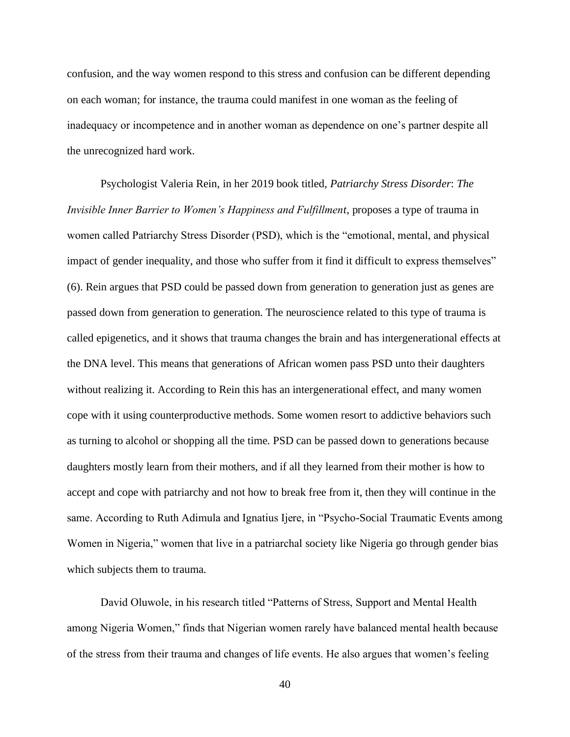confusion, and the way women respond to this stress and confusion can be different depending on each woman; for instance, the trauma could manifest in one woman as the feeling of inadequacy or incompetence and in another woman as dependence on one's partner despite all the unrecognized hard work.

Psychologist Valeria Rein, in her 2019 book titled, *Patriarchy Stress Disorder*: *The Invisible Inner Barrier to Women's Happiness and Fulfillment,* proposes a type of trauma in women called Patriarchy Stress Disorder (PSD), which is the "emotional, mental, and physical impact of gender inequality, and those who suffer from it find it difficult to express themselves" (6). Rein argues that PSD could be passed down from generation to generation just as genes are passed down from generation to generation. The neuroscience related to this type of trauma is called epigenetics, and it shows that trauma changes the brain and has intergenerational effects at the DNA level. This means that generations of African women pass PSD unto their daughters without realizing it. According to Rein this has an intergenerational effect, and many women cope with it using counterproductive methods. Some women resort to addictive behaviors such as turning to alcohol or shopping all the time. PSD can be passed down to generations because daughters mostly learn from their mothers, and if all they learned from their mother is how to accept and cope with patriarchy and not how to break free from it, then they will continue in the same. According to Ruth Adimula and Ignatius Ijere, in "Psycho-Social Traumatic Events among Women in Nigeria," women that live in a patriarchal society like Nigeria go through gender bias which subjects them to trauma.

David Oluwole, in his research titled "Patterns of Stress, Support and Mental Health among Nigeria Women," finds that Nigerian women rarely have balanced mental health because of the stress from their trauma and changes of life events. He also argues that women's feeling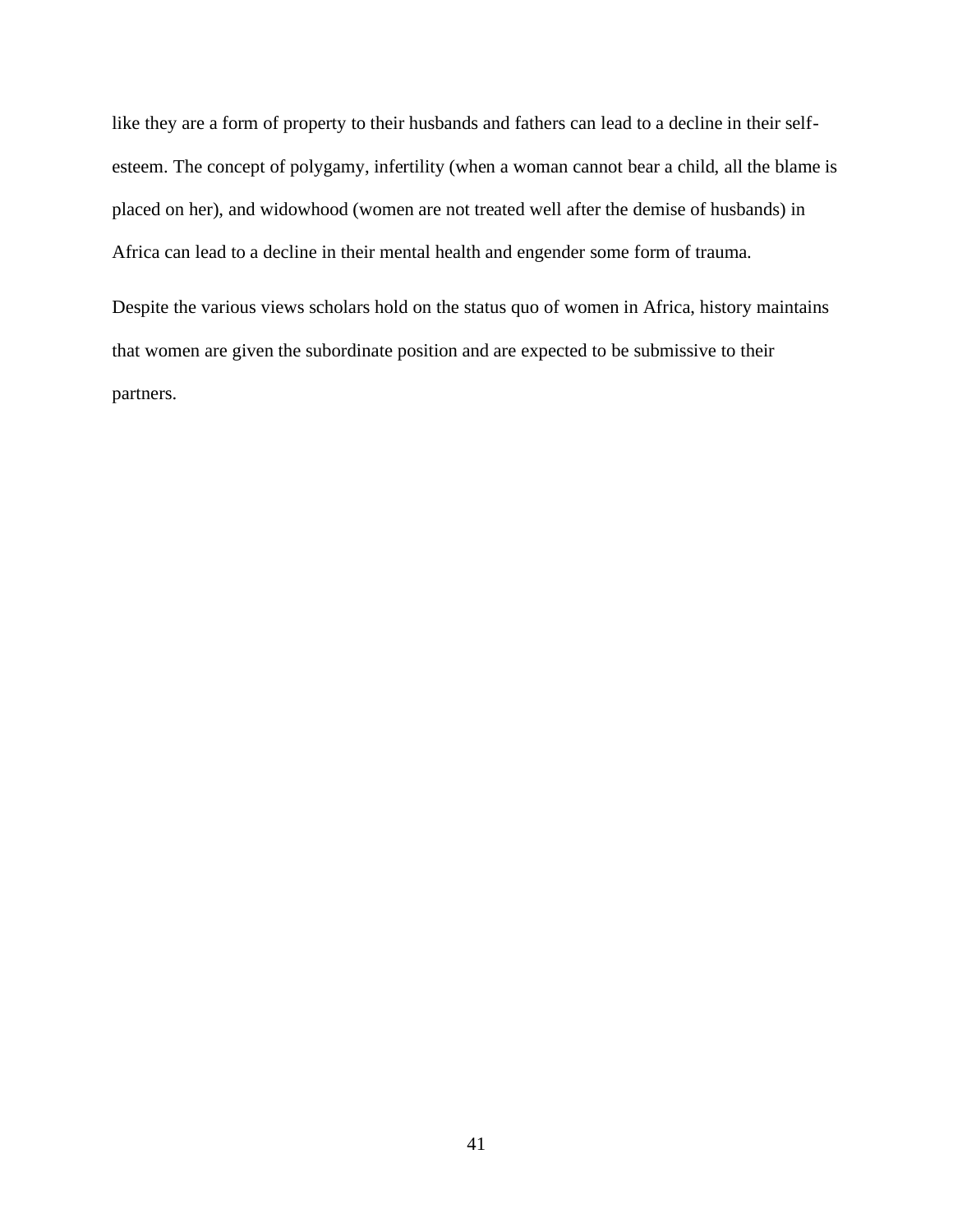like they are a form of property to their husbands and fathers can lead to a decline in their self-esteem. The concept of polygamy, infertility (when a woman cannot bear a child, all the blame is placed on her), and widowhood (women are not treated well after the demise of husbands) in Africa can lead to a decline in their mental health and engender some form of trauma.

Despite the various views scholars hold on the status quo of women in Africa, history maintains that women are given the subordinate position and are expected to be submissive to their partners.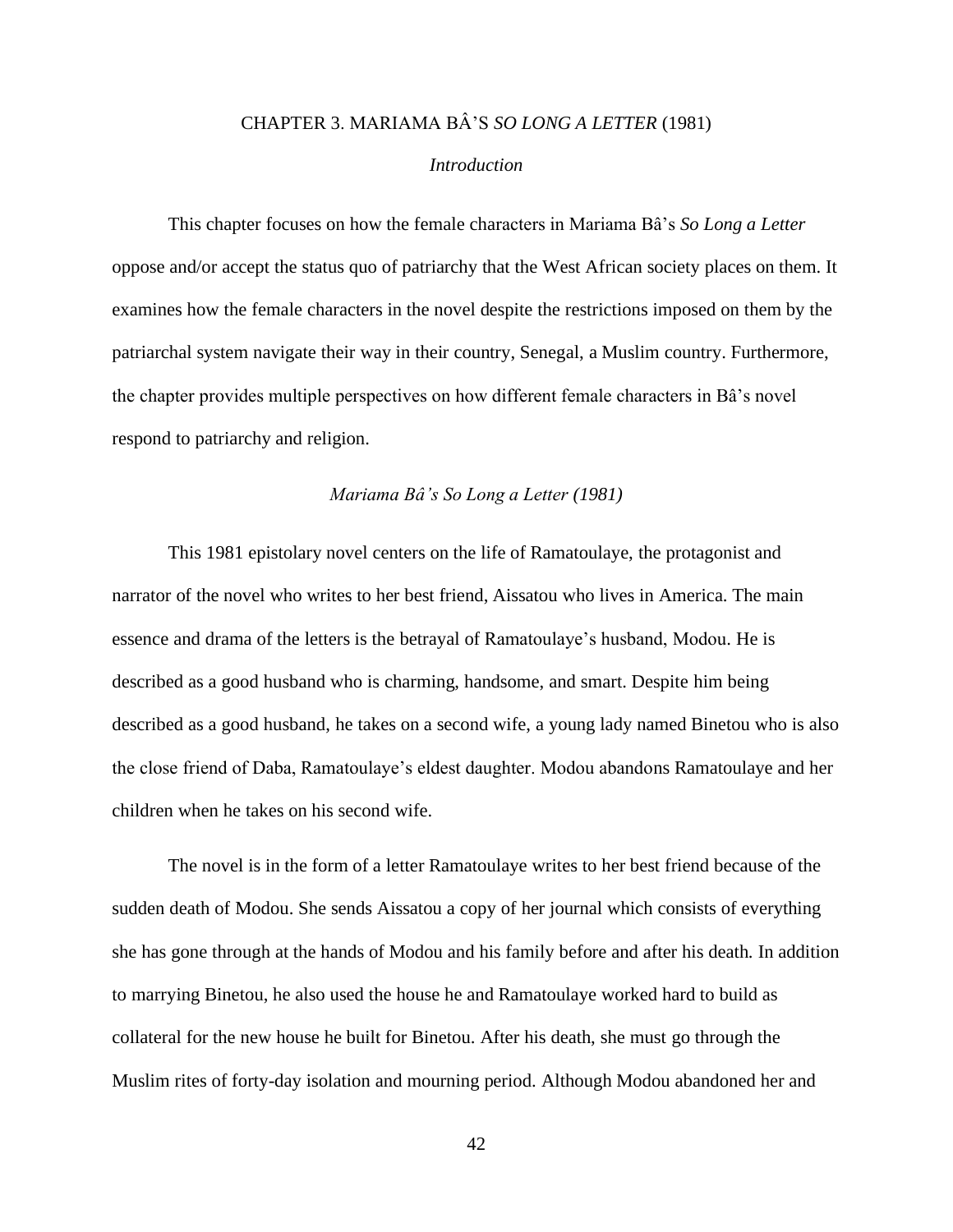# CHAPTER 3. MARIAMA BÂ'S *SO LONG A LETTER* (1981)

## *Introduction*

This chapter focuses on how the female characters in Mariama Bâ's *So Long a Letter* oppose and/or accept the status quo of patriarchy that the West African society places on them. It examines how the female characters in the novel despite the restrictions imposed on them by the patriarchal system navigate their way in their country, Senegal, a Muslim country. Furthermore, the chapter provides multiple perspectives on how different female characters in Bâ's novel respond to patriarchy and religion.

## *Mariama Bâ's So Long a Letter (1981)*

This 1981 epistolary novel centers on the life of Ramatoulaye, the protagonist and narrator of the novel who writes to her best friend, Aissatou who lives in America. The main essence and drama of the letters is the betrayal of Ramatoulaye's husband, Modou. He is described as a good husband who is charming, handsome, and smart. Despite him being described as a good husband, he takes on a second wife, a young lady named Binetou who is also the close friend of Daba, Ramatoulaye's eldest daughter. Modou abandons Ramatoulaye and her children when he takes on his second wife.

The novel is in the form of a letter Ramatoulaye writes to her best friend because of the sudden death of Modou. She sends Aissatou a copy of her journal which consists of everything she has gone through at the hands of Modou and his family before and after his death. In addition to marrying Binetou, he also used the house he and Ramatoulaye worked hard to build as collateral for the new house he built for Binetou. After his death, she must go through the Muslim rites of forty-day isolation and mourning period. Although Modou abandoned her and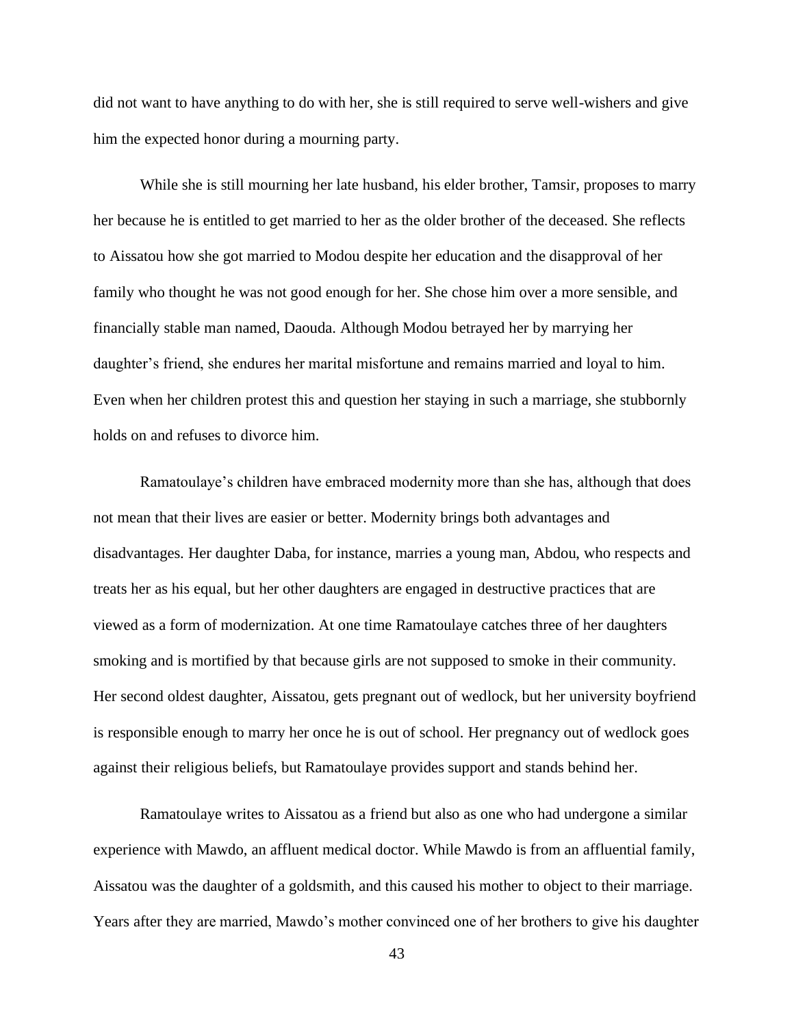did not want to have anything to do with her, she is still required to serve well-wishers and give him the expected honor during a mourning party.

While she is still mourning her late husband, his elder brother, Tamsir, proposes to marry her because he is entitled to get married to her as the older brother of the deceased. She reflects to Aissatou how she got married to Modou despite her education and the disapproval of her family who thought he was not good enough for her. She chose him over a more sensible, and financially stable man named, Daouda. Although Modou betrayed her by marrying her daughter's friend, she endures her marital misfortune and remains married and loyal to him. Even when her children protest this and question her staying in such a marriage, she stubbornly holds on and refuses to divorce him.

Ramatoulaye's children have embraced modernity more than she has, although that does not mean that their lives are easier or better. Modernity brings both advantages and disadvantages. Her daughter Daba, for instance, marries a young man, Abdou, who respects and treats her as his equal, but her other daughters are engaged in destructive practices that are viewed as a form of modernization. At one time Ramatoulaye catches three of her daughters smoking and is mortified by that because girls are not supposed to smoke in their community. Her second oldest daughter, Aissatou, gets pregnant out of wedlock, but her university boyfriend is responsible enough to marry her once he is out of school. Her pregnancy out of wedlock goes against their religious beliefs, but Ramatoulaye provides support and stands behind her.

Ramatoulaye writes to Aissatou as a friend but also as one who had undergone a similar experience with Mawdo, an affluent medical doctor. While Mawdo is from an affluential family, Aissatou was the daughter of a goldsmith, and this caused his mother to object to their marriage. Years after they are married, Mawdo's mother convinced one of her brothers to give his daughter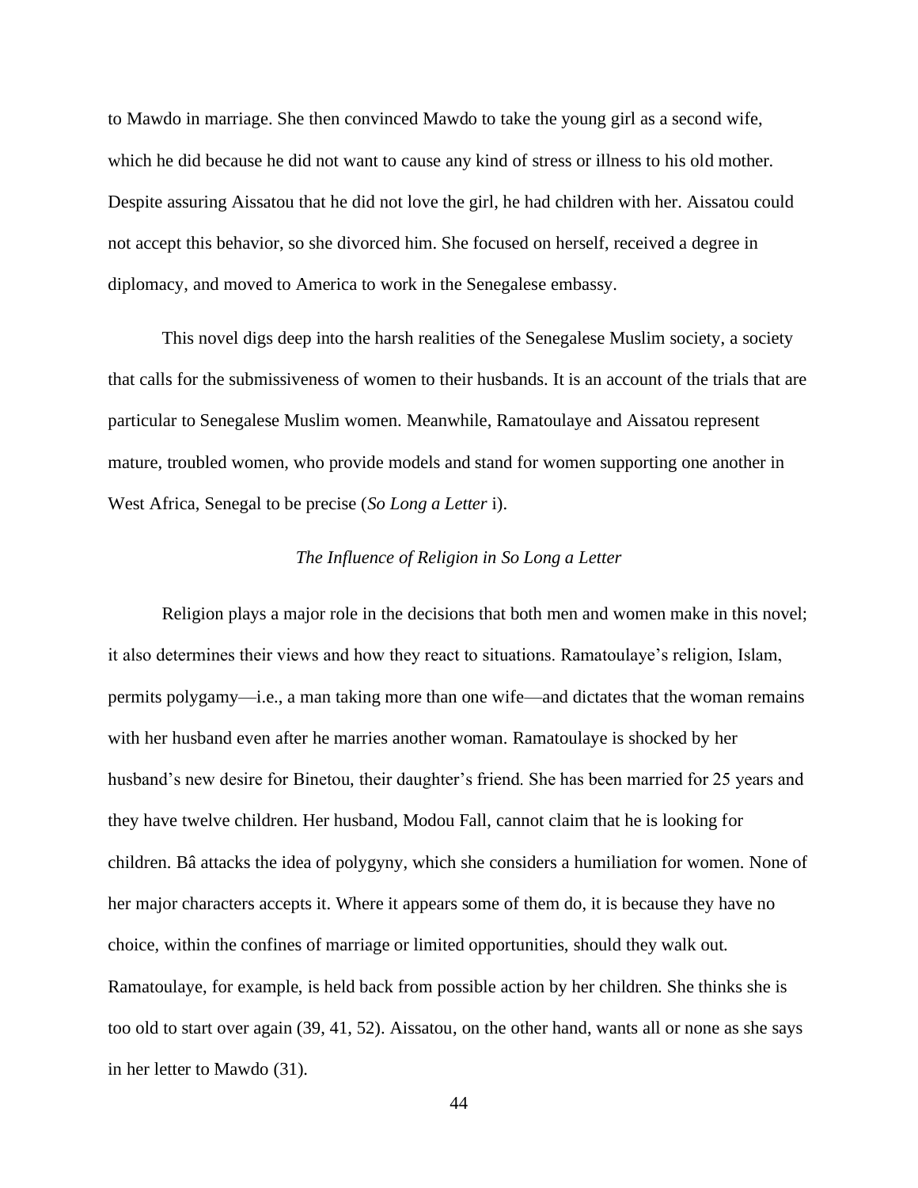to Mawdo in marriage. She then convinced Mawdo to take the young girl as a second wife, which he did because he did not want to cause any kind of stress or illness to his old mother. Despite assuring Aissatou that he did not love the girl, he had children with her. Aissatou could not accept this behavior, so she divorced him. She focused on herself, received a degree in diplomacy, and moved to America to work in the Senegalese embassy.

This novel digs deep into the harsh realities of the Senegalese Muslim society, a society that calls for the submissiveness of women to their husbands. It is an account of the trials that are particular to Senegalese Muslim women. Meanwhile, Ramatoulaye and Aissatou represent mature, troubled women, who provide models and stand for women supporting one another in West Africa, Senegal to be precise (*So Long a Letter* i).

### *The Influence of Religion in So Long a Letter*

Religion plays a major role in the decisions that both men and women make in this novel; it also determines their views and how they react to situations. Ramatoulaye's religion, Islam, permits polygamy—i.e., a man taking more than one wife—and dictates that the woman remains with her husband even after he marries another woman. Ramatoulaye is shocked by her husband's new desire for Binetou, their daughter's friend. She has been married for 25 years and they have twelve children. Her husband, Modou Fall, cannot claim that he is looking for children. Bâ attacks the idea of polygyny, which she considers a humiliation for women. None of her major characters accepts it. Where it appears some of them do, it is because they have no choice, within the confines of marriage or limited opportunities, should they walk out. Ramatoulaye, for example, is held back from possible action by her children. She thinks she is too old to start over again (39, 41, 52). Aissatou, on the other hand, wants all or none as she says in her letter to Mawdo (31).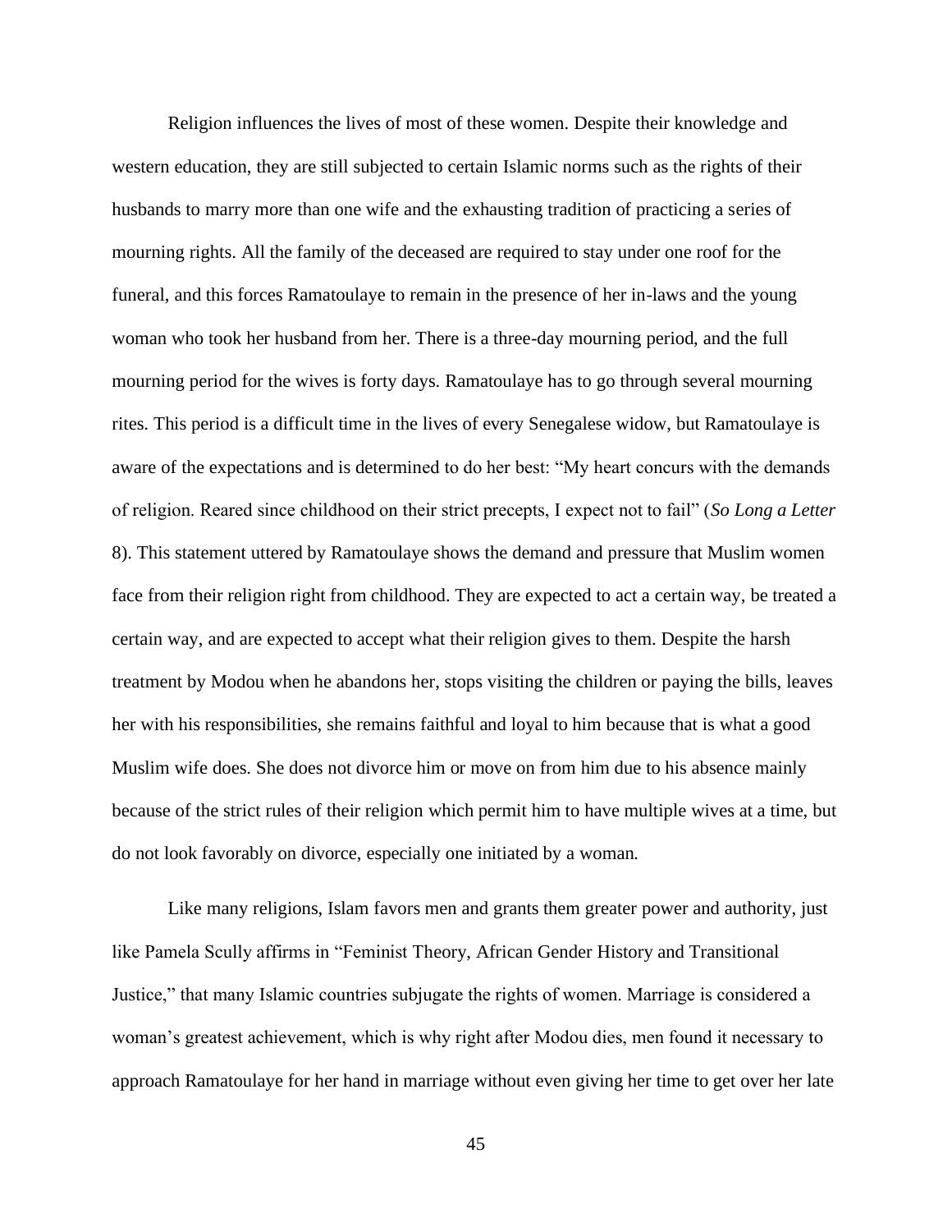Religion influences the lives of most of these women. Despite their knowledge and western education, they are still subjected to certain Islamic norms such as the rights of their husbands to marry more than one wife and the exhausting tradition of practicing a series of mourning rights. All the family of the deceased are required to stay under one roof for the funeral, and this forces Ramatoulaye to remain in the presence of her in-laws and the young woman who took her husband from her. There is a three-day mourning period, and the full mourning period for the wives is forty days. Ramatoulaye has to go through several mourning rites. This period is a difficult time in the lives of every Senegalese widow, but Ramatoulaye is aware of the expectations and is determined to do her best: "My heart concurs with the demands of religion. Reared since childhood on their strict precepts, I expect not to fail" (*So Long a Letter* 8). This statement uttered by Ramatoulaye shows the demand and pressure that Muslim women face from their religion right from childhood. They are expected to act a certain way, be treated a certain way, and are expected to accept what their religion gives to them. Despite the harsh treatment by Modou when he abandons her, stops visiting the children or paying the bills, leaves her with his responsibilities, she remains faithful and loyal to him because that is what a good Muslim wife does. She does not divorce him or move on from him due to his absence mainly because of the strict rules of their religion which permit him to have multiple wives at a time, but do not look favorably on divorce, especially one initiated by a woman.

Like many religions, Islam favors men and grants them greater power and authority, just like Pamela Scully affirms in "Feminist Theory, African Gender History and Transitional Justice," that many Islamic countries subjugate the rights of women. Marriage is considered a woman's greatest achievement, which is why right after Modou dies, men found it necessary to approach Ramatoulaye for her hand in marriage without even giving her time to get over her late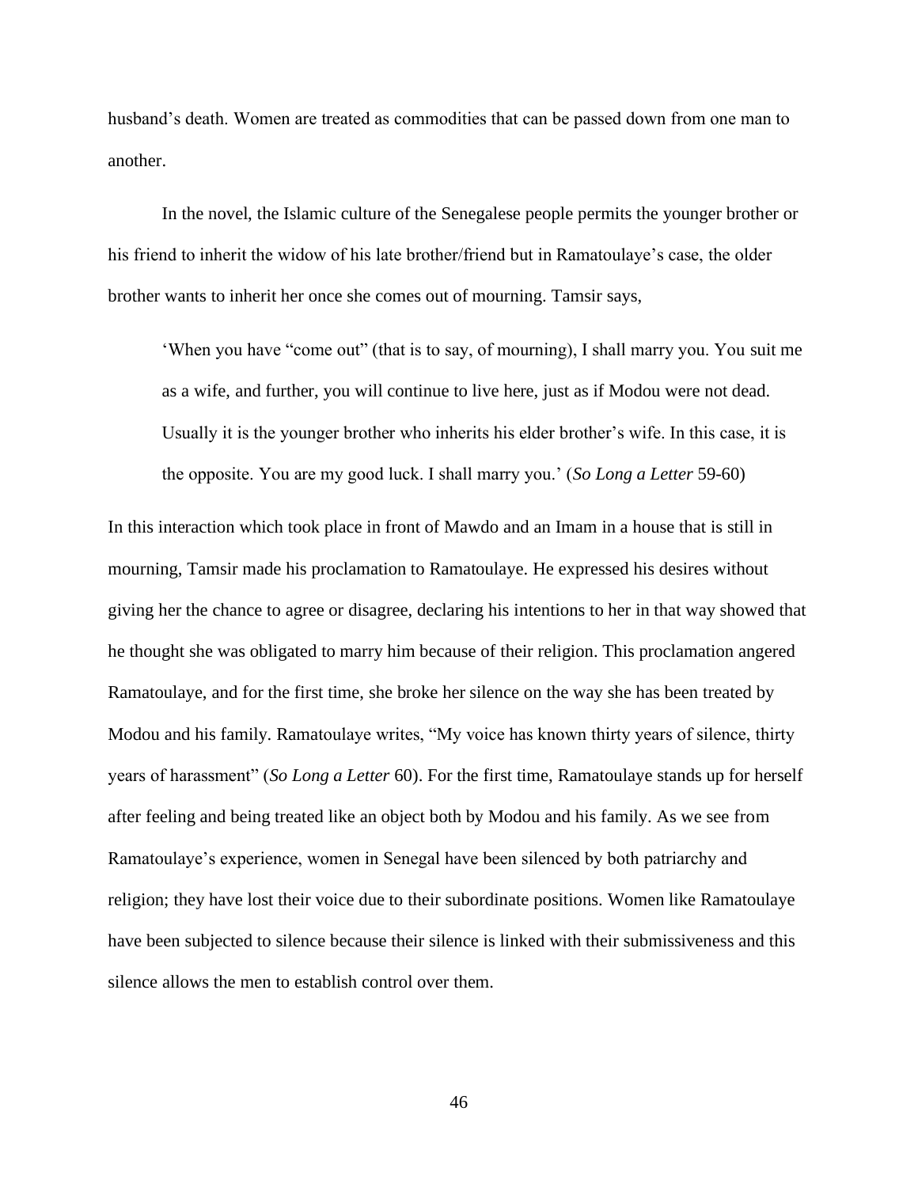husband's death. Women are treated as commodities that can be passed down from one man to another.

In the novel, the Islamic culture of the Senegalese people permits the younger brother or his friend to inherit the widow of his late brother/friend but in Ramatoulaye's case, the older brother wants to inherit her once she comes out of mourning. Tamsir says,

> 'When you have "come out" (that is to say, of mourning), I shall marry you. You suit me as a wife, and further, you will continue to live here, just as if Modou were not dead. Usually it is the younger brother who inherits his elder brother's wife. In this case, it is the opposite. You are my good luck. I shall marry you.' (*So Long a Letter* 59-60)

In this interaction which took place in front of Mawdo and an Imam in a house that is still in mourning, Tamsir made his proclamation to Ramatoulaye. He expressed his desires without giving her the chance to agree or disagree, declaring his intentions to her in that way showed that he thought she was obligated to marry him because of their religion. This proclamation angered Ramatoulaye, and for the first time, she broke her silence on the way she has been treated by Modou and his family. Ramatoulaye writes, "My voice has known thirty years of silence, thirty years of harassment" (*So Long a Letter* 60). For the first time, Ramatoulaye stands up for herself after feeling and being treated like an object both by Modou and his family. As we see from Ramatoulaye's experience, women in Senegal have been silenced by both patriarchy and religion; they have lost their voice due to their subordinate positions. Women like Ramatoulaye have been subjected to silence because their silence is linked with their submissiveness and this silence allows the men to establish control over them.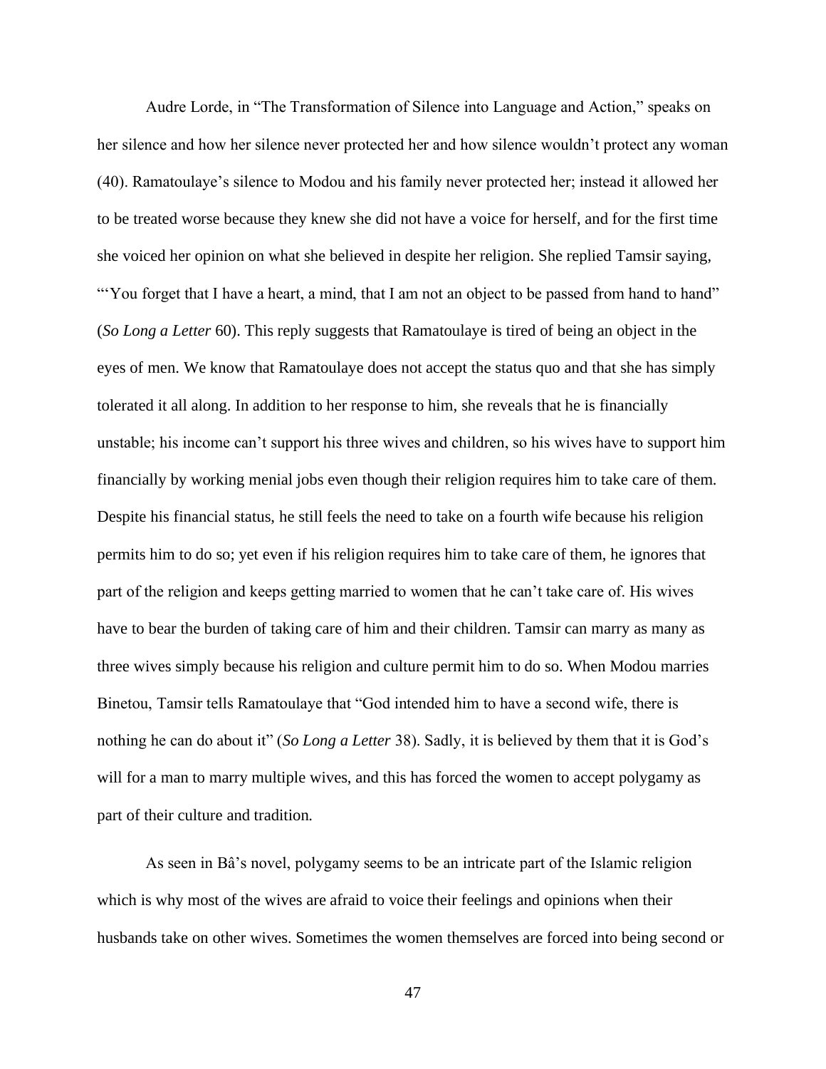Audre Lorde, in "The Transformation of Silence into Language and Action," speaks on her silence and how her silence never protected her and how silence wouldn't protect any woman (40). Ramatoulaye's silence to Modou and his family never protected her; instead it allowed her to be treated worse because they knew she did not have a voice for herself, and for the first time she voiced her opinion on what she believed in despite her religion. She replied Tamsir saying, "'You forget that I have a heart, a mind, that I am not an object to be passed from hand to hand" (*So Long a Letter* 60). This reply suggests that Ramatoulaye is tired of being an object in the eyes of men. We know that Ramatoulaye does not accept the status quo and that she has simply tolerated it all along. In addition to her response to him, she reveals that he is financially unstable; his income can't support his three wives and children, so his wives have to support him financially by working menial jobs even though their religion requires him to take care of them. Despite his financial status, he still feels the need to take on a fourth wife because his religion permits him to do so; yet even if his religion requires him to take care of them, he ignores that part of the religion and keeps getting married to women that he can't take care of. His wives have to bear the burden of taking care of him and their children. Tamsir can marry as many as three wives simply because his religion and culture permit him to do so. When Modou marries Binetou, Tamsir tells Ramatoulaye that "God intended him to have a second wife, there is nothing he can do about it" (*So Long a Letter* 38). Sadly, it is believed by them that it is God's will for a man to marry multiple wives, and this has forced the women to accept polygamy as part of their culture and tradition.

As seen in Bâ's novel, polygamy seems to be an intricate part of the Islamic religion which is why most of the wives are afraid to voice their feelings and opinions when their husbands take on other wives. Sometimes the women themselves are forced into being second or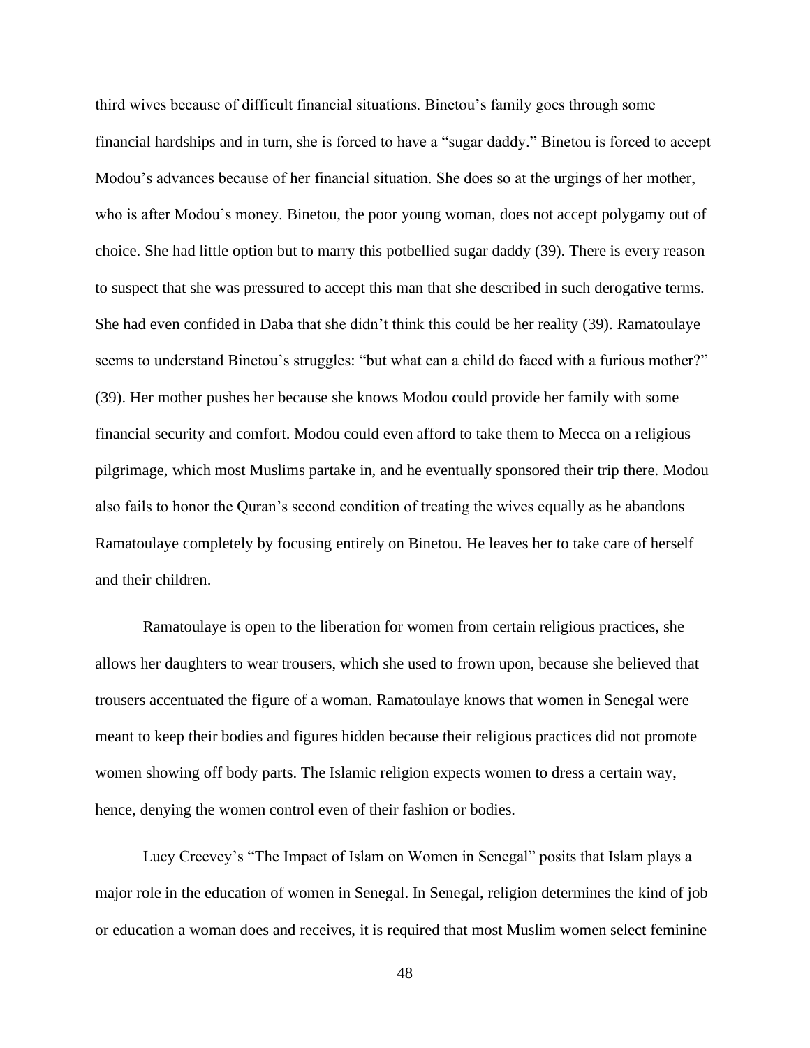third wives because of difficult financial situations. Binetou's family goes through some financial hardships and in turn, she is forced to have a "sugar daddy." Binetou is forced to accept Modou's advances because of her financial situation. She does so at the urgings of her mother, who is after Modou's money. Binetou, the poor young woman, does not accept polygamy out of choice. She had little option but to marry this potbellied sugar daddy (39). There is every reason to suspect that she was pressured to accept this man that she described in such derogative terms. She had even confided in Daba that she didn't think this could be her reality (39). Ramatoulaye seems to understand Binetou's struggles: "but what can a child do faced with a furious mother?" (39). Her mother pushes her because she knows Modou could provide her family with some financial security and comfort. Modou could even afford to take them to Mecca on a religious pilgrimage, which most Muslims partake in, and he eventually sponsored their trip there. Modou also fails to honor the Quran's second condition of treating the wives equally as he abandons Ramatoulaye completely by focusing entirely on Binetou. He leaves her to take care of herself and their children.

Ramatoulaye is open to the liberation for women from certain religious practices, she allows her daughters to wear trousers, which she used to frown upon, because she believed that trousers accentuated the figure of a woman. Ramatoulaye knows that women in Senegal were meant to keep their bodies and figures hidden because their religious practices did not promote women showing off body parts. The Islamic religion expects women to dress a certain way, hence, denying the women control even of their fashion or bodies.

Lucy Creevey's "The Impact of Islam on Women in Senegal" posits that Islam plays a major role in the education of women in Senegal. In Senegal, religion determines the kind of job or education a woman does and receives, it is required that most Muslim women select feminine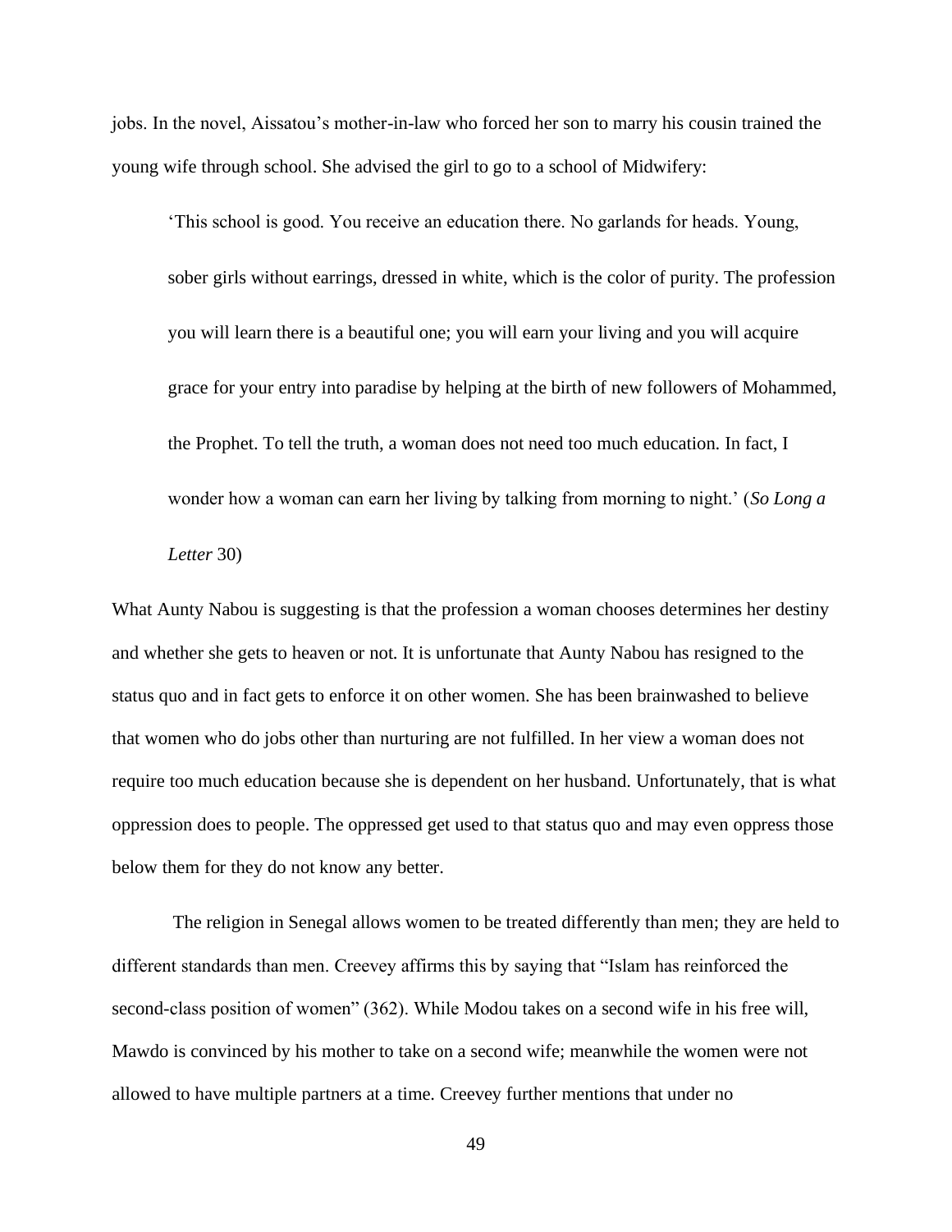jobs. In the novel, Aissatou's mother-in-law who forced her son to marry his cousin trained the young wife through school. She advised the girl to go to a school of Midwifery:

> 'This school is good. You receive an education there. No garlands for heads. Young, sober girls without earrings, dressed in white, which is the color of purity. The profession you will learn there is a beautiful one; you will earn your living and you will acquire grace for your entry into paradise by helping at the birth of new followers of Mohammed, the Prophet. To tell the truth, a woman does not need too much education. In fact, I wonder how a woman can earn her living by talking from morning to night.' (*So Long a Letter* 30)

What Aunty Nabou is suggesting is that the profession a woman chooses determines her destiny and whether she gets to heaven or not. It is unfortunate that Aunty Nabou has resigned to the status quo and in fact gets to enforce it on other women. She has been brainwashed to believe that women who do jobs other than nurturing are not fulfilled. In her view a woman does not require too much education because she is dependent on her husband. Unfortunately, that is what oppression does to people. The oppressed get used to that status quo and may even oppress those below them for they do not know any better.

The religion in Senegal allows women to be treated differently than men; they are held to different standards than men. Creevey affirms this by saying that "Islam has reinforced the second-class position of women" (362). While Modou takes on a second wife in his free will, Mawdo is convinced by his mother to take on a second wife; meanwhile the women were not allowed to have multiple partners at a time. Creevey further mentions that under no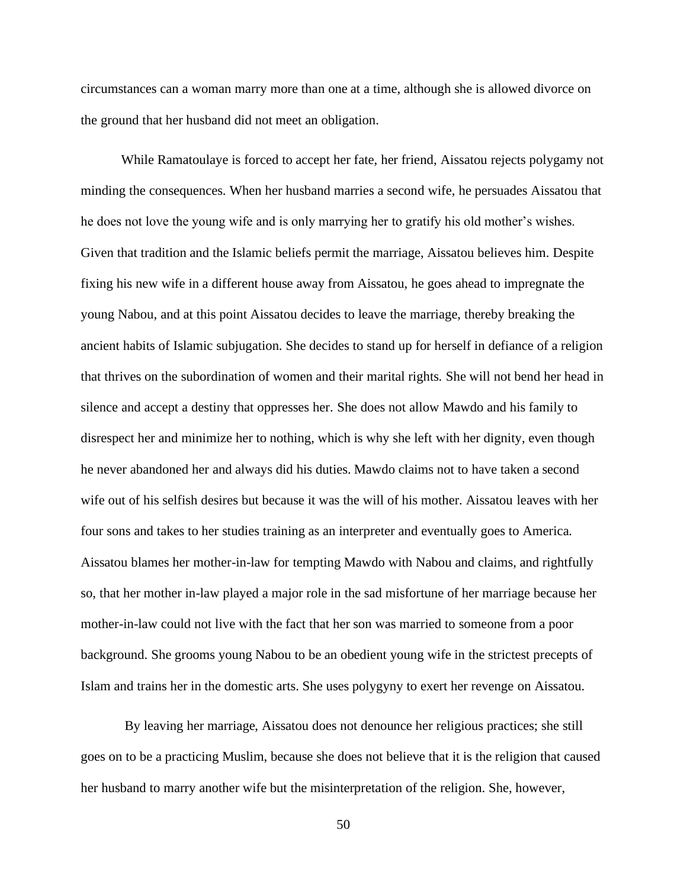circumstances can a woman marry more than one at a time, although she is allowed divorce on the ground that her husband did not meet an obligation.

While Ramatoulaye is forced to accept her fate, her friend, Aissatou rejects polygamy not minding the consequences. When her husband marries a second wife, he persuades Aissatou that he does not love the young wife and is only marrying her to gratify his old mother's wishes. Given that tradition and the Islamic beliefs permit the marriage, Aissatou believes him. Despite fixing his new wife in a different house away from Aissatou, he goes ahead to impregnate the young Nabou, and at this point Aissatou decides to leave the marriage, thereby breaking the ancient habits of Islamic subjugation. She decides to stand up for herself in defiance of a religion that thrives on the subordination of women and their marital rights. She will not bend her head in silence and accept a destiny that oppresses her. She does not allow Mawdo and his family to disrespect her and minimize her to nothing, which is why she left with her dignity, even though he never abandoned her and always did his duties. Mawdo claims not to have taken a second wife out of his selfish desires but because it was the will of his mother. Aissatou leaves with her four sons and takes to her studies training as an interpreter and eventually goes to America. Aissatou blames her mother-in-law for tempting Mawdo with Nabou and claims, and rightfully so, that her mother in-law played a major role in the sad misfortune of her marriage because her mother-in-law could not live with the fact that her son was married to someone from a poor background. She grooms young Nabou to be an obedient young wife in the strictest precepts of Islam and trains her in the domestic arts. She uses polygyny to exert her revenge on Aissatou.

By leaving her marriage, Aissatou does not denounce her religious practices; she still goes on to be a practicing Muslim, because she does not believe that it is the religion that caused her husband to marry another wife but the misinterpretation of the religion. She, however,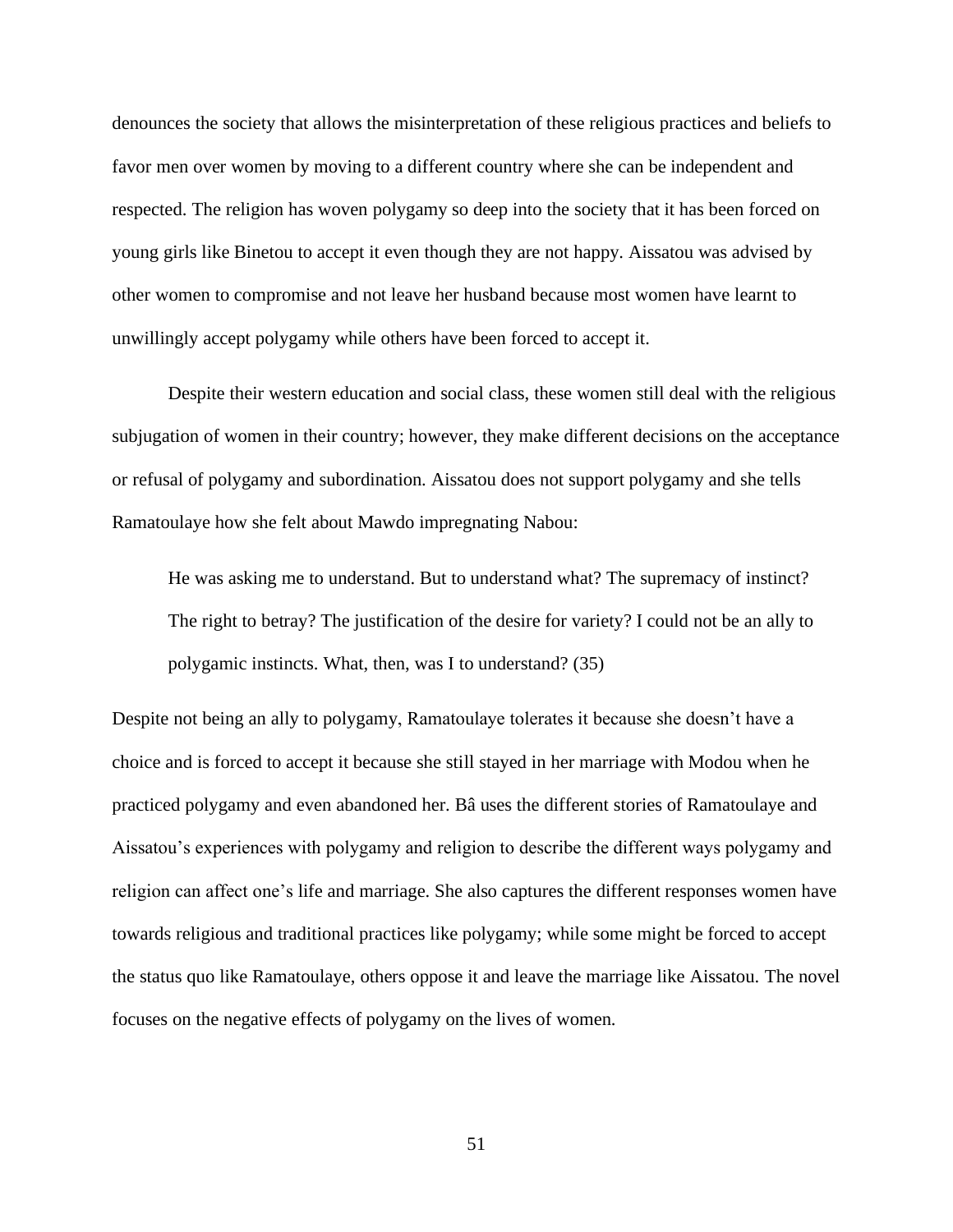denounces the society that allows the misinterpretation of these religious practices and beliefs to favor men over women by moving to a different country where she can be independent and respected. The religion has woven polygamy so deep into the society that it has been forced on young girls like Binetou to accept it even though they are not happy. Aissatou was advised by other women to compromise and not leave her husband because most women have learnt to unwillingly accept polygamy while others have been forced to accept it.

Despite their western education and social class, these women still deal with the religious subjugation of women in their country; however, they make different decisions on the acceptance or refusal of polygamy and subordination. Aissatou does not support polygamy and she tells Ramatoulaye how she felt about Mawdo impregnating Nabou:

> He was asking me to understand. But to understand what? The supremacy of instinct? The right to betray? The justification of the desire for variety? I could not be an ally to polygamic instincts. What, then, was I to understand? (35)

Despite not being an ally to polygamy, Ramatoulaye tolerates it because she doesn't have a choice and is forced to accept it because she still stayed in her marriage with Modou when he practiced polygamy and even abandoned her. Bâ uses the different stories of Ramatoulaye and Aissatou's experiences with polygamy and religion to describe the different ways polygamy and religion can affect one's life and marriage. She also captures the different responses women have towards religious and traditional practices like polygamy; while some might be forced to accept the status quo like Ramatoulaye, others oppose it and leave the marriage like Aissatou. The novel focuses on the negative effects of polygamy on the lives of women.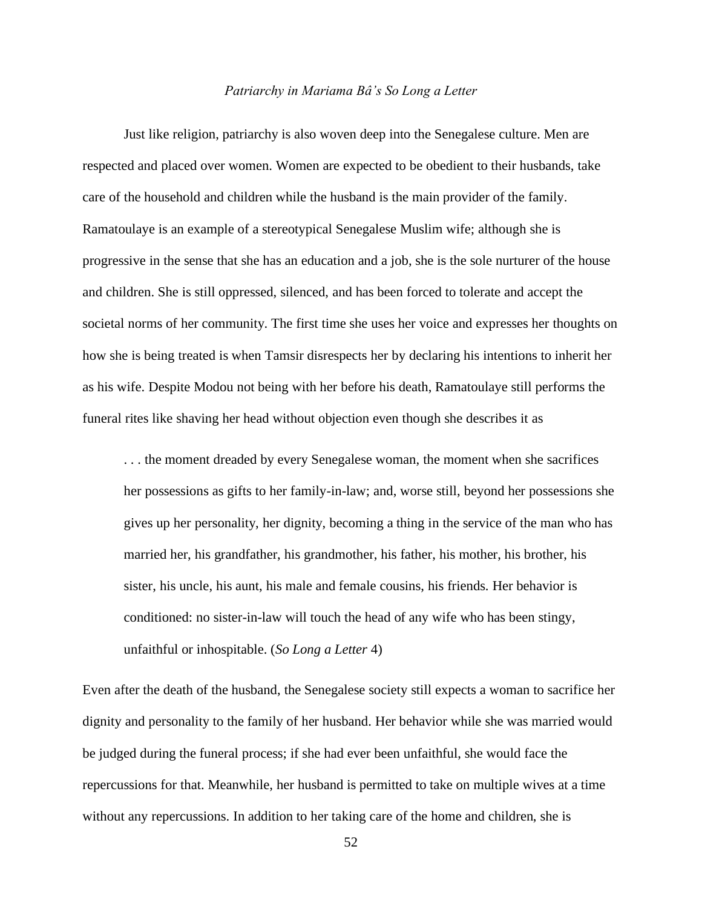*Patriarchy in Mariama Bâ's So Long a Letter*

Just like religion, patriarchy is also woven deep into the Senegalese culture. Men are respected and placed over women. Women are expected to be obedient to their husbands, take care of the household and children while the husband is the main provider of the family. Ramatoulaye is an example of a stereotypical Senegalese Muslim wife; although she is progressive in the sense that she has an education and a job, she is the sole nurturer of the house and children. She is still oppressed, silenced, and has been forced to tolerate and accept the societal norms of her community. The first time she uses her voice and expresses her thoughts on how she is being treated is when Tamsir disrespects her by declaring his intentions to inherit her as his wife. Despite Modou not being with her before his death, Ramatoulaye still performs the funeral rites like shaving her head without objection even though she describes it as

> . . . the moment dreaded by every Senegalese woman, the moment when she sacrifices her possessions as gifts to her family-in-law; and, worse still, beyond her possessions she gives up her personality, her dignity, becoming a thing in the service of the man who has married her, his grandfather, his grandmother, his father, his mother, his brother, his sister, his uncle, his aunt, his male and female cousins, his friends. Her behavior is conditioned: no sister-in-law will touch the head of any wife who has been stingy, unfaithful or inhospitable. (*So Long a Letter* 4)

Even after the death of the husband, the Senegalese society still expects a woman to sacrifice her dignity and personality to the family of her husband. Her behavior while she was married would be judged during the funeral process; if she had ever been unfaithful, she would face the repercussions for that. Meanwhile, her husband is permitted to take on multiple wives at a time without any repercussions. In addition to her taking care of the home and children, she is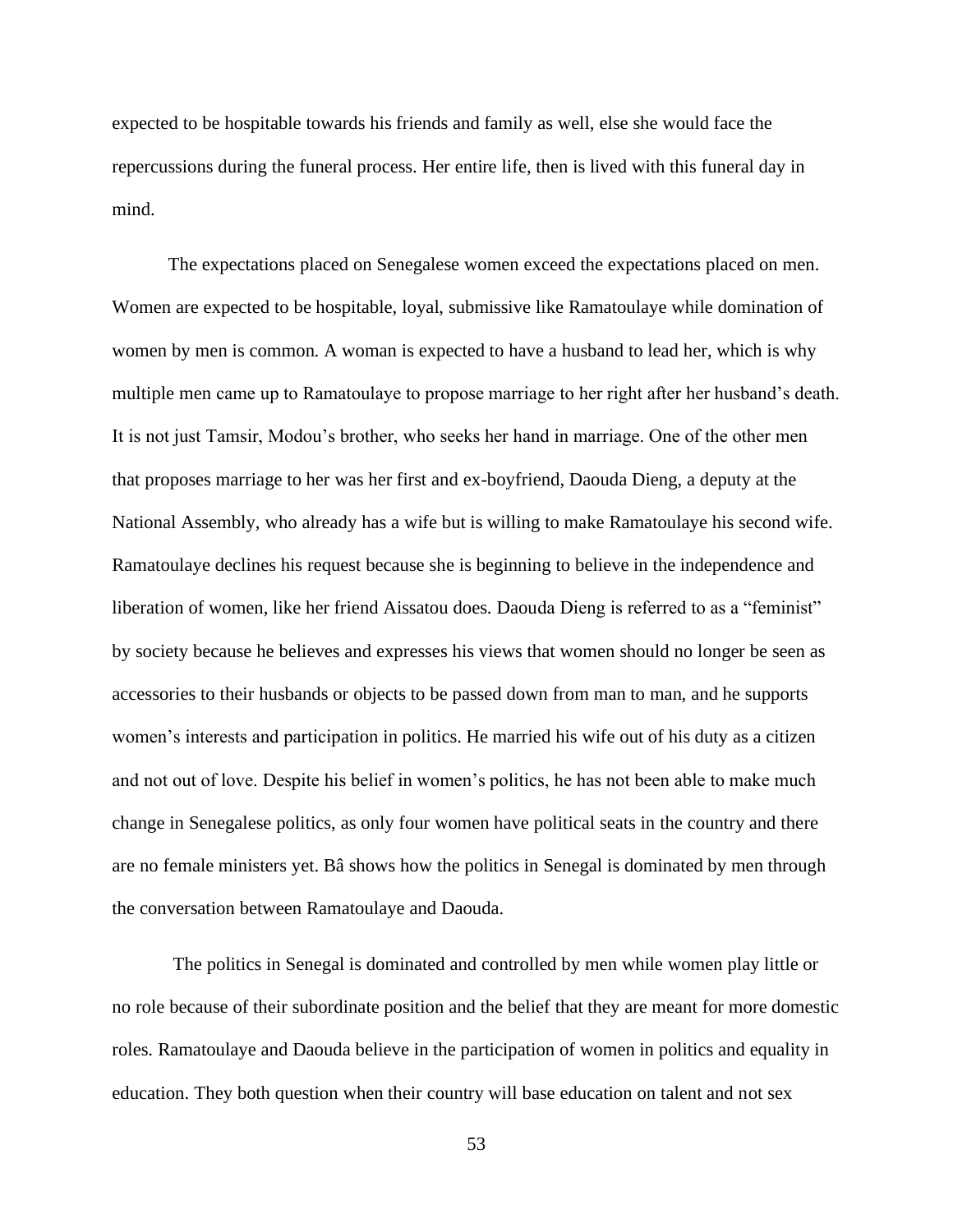expected to be hospitable towards his friends and family as well, else she would face the repercussions during the funeral process. Her entire life, then is lived with this funeral day in mind.

The expectations placed on Senegalese women exceed the expectations placed on men. Women are expected to be hospitable, loyal, submissive like Ramatoulaye while domination of women by men is common. A woman is expected to have a husband to lead her, which is why multiple men came up to Ramatoulaye to propose marriage to her right after her husband's death. It is not just Tamsir, Modou's brother, who seeks her hand in marriage. One of the other men that proposes marriage to her was her first and ex-boyfriend, Daouda Dieng, a deputy at the National Assembly, who already has a wife but is willing to make Ramatoulaye his second wife. Ramatoulaye declines his request because she is beginning to believe in the independence and liberation of women, like her friend Aissatou does. Daouda Dieng is referred to as a "feminist" by society because he believes and expresses his views that women should no longer be seen as accessories to their husbands or objects to be passed down from man to man, and he supports women's interests and participation in politics. He married his wife out of his duty as a citizen and not out of love. Despite his belief in women's politics, he has not been able to make much change in Senegalese politics, as only four women have political seats in the country and there are no female ministers yet. Bâ shows how the politics in Senegal is dominated by men through the conversation between Ramatoulaye and Daouda.

The politics in Senegal is dominated and controlled by men while women play little or no role because of their subordinate position and the belief that they are meant for more domestic roles. Ramatoulaye and Daouda believe in the participation of women in politics and equality in education. They both question when their country will base education on talent and not sex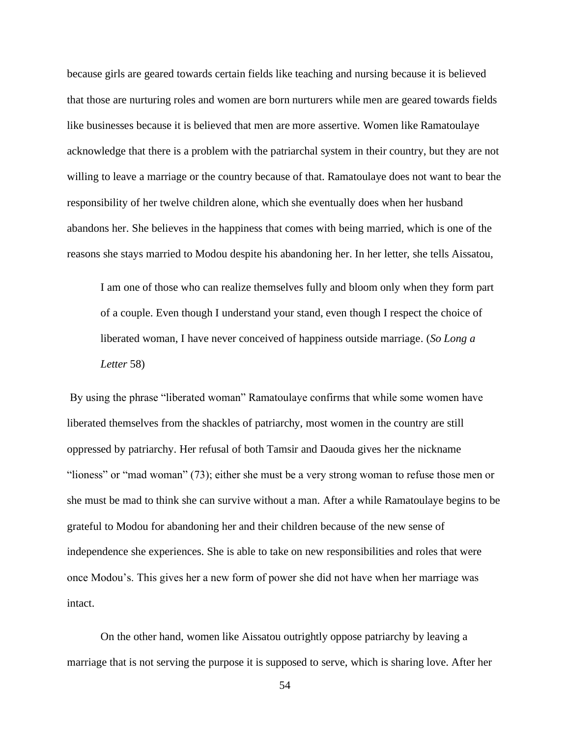because girls are geared towards certain fields like teaching and nursing because it is believed that those are nurturing roles and women are born nurturers while men are geared towards fields like businesses because it is believed that men are more assertive. Women like Ramatoulaye acknowledge that there is a problem with the patriarchal system in their country, but they are not willing to leave a marriage or the country because of that. Ramatoulaye does not want to bear the responsibility of her twelve children alone, which she eventually does when her husband abandons her. She believes in the happiness that comes with being married, which is one of the reasons she stays married to Modou despite his abandoning her. In her letter, she tells Aissatou,

> I am one of those who can realize themselves fully and bloom only when they form part of a couple. Even though I understand your stand, even though I respect the choice of liberated woman, I have never conceived of happiness outside marriage. (*So Long a Letter* 58)

By using the phrase "liberated woman" Ramatoulaye confirms that while some women have liberated themselves from the shackles of patriarchy, most women in the country are still oppressed by patriarchy. Her refusal of both Tamsir and Daouda gives her the nickname "lioness" or "mad woman" (73); either she must be a very strong woman to refuse those men or she must be mad to think she can survive without a man. After a while Ramatoulaye begins to be grateful to Modou for abandoning her and their children because of the new sense of independence she experiences. She is able to take on new responsibilities and roles that were once Modou's. This gives her a new form of power she did not have when her marriage was intact.

On the other hand, women like Aissatou outrightly oppose patriarchy by leaving a marriage that is not serving the purpose it is supposed to serve, which is sharing love. After her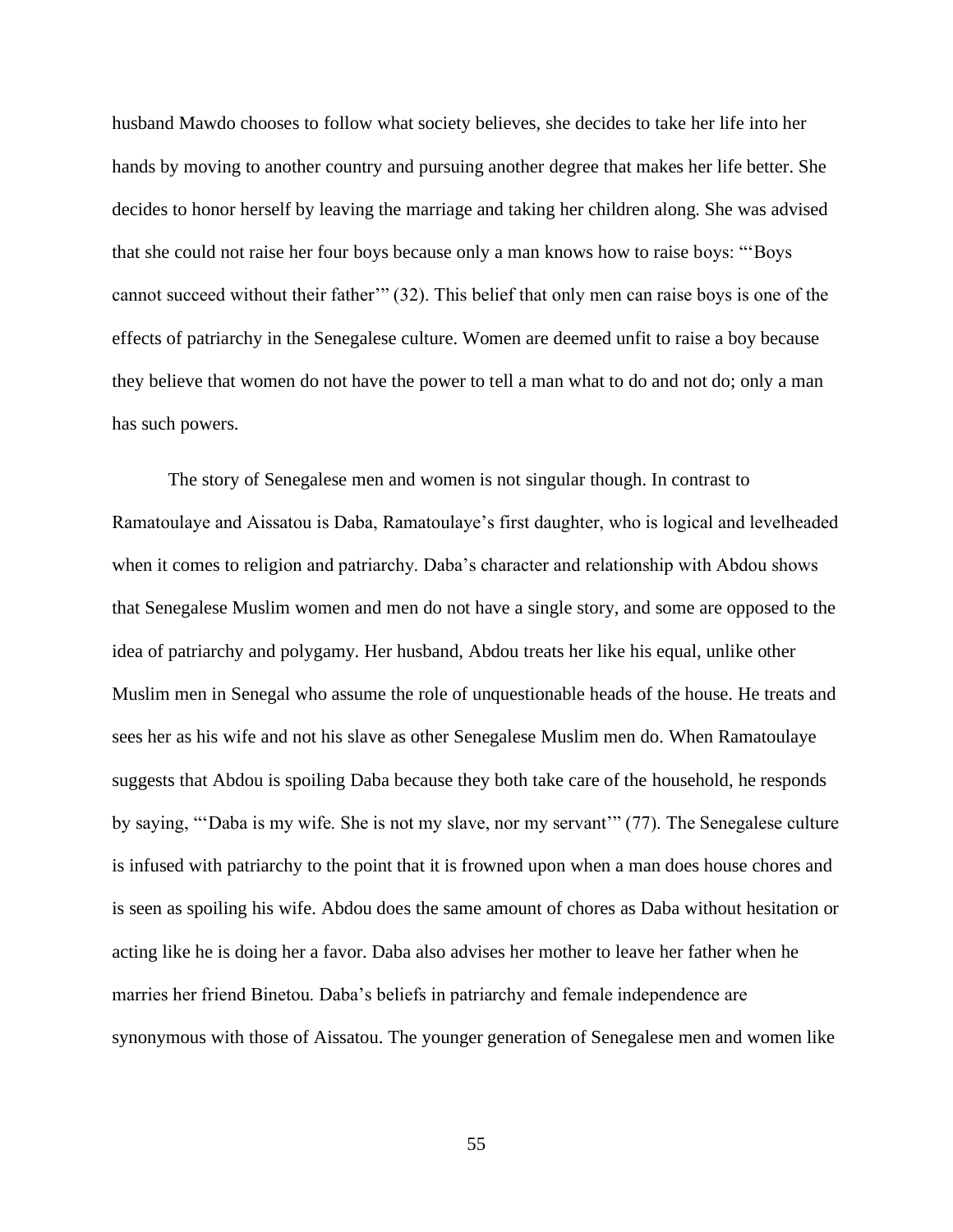husband Mawdo chooses to follow what society believes, she decides to take her life into her hands by moving to another country and pursuing another degree that makes her life better. She decides to honor herself by leaving the marriage and taking her children along. She was advised that she could not raise her four boys because only a man knows how to raise boys: "'Boys cannot succeed without their father'" (32). This belief that only men can raise boys is one of the effects of patriarchy in the Senegalese culture. Women are deemed unfit to raise a boy because they believe that women do not have the power to tell a man what to do and not do; only a man has such powers.

The story of Senegalese men and women is not singular though. In contrast to Ramatoulaye and Aissatou is Daba, Ramatoulaye's first daughter, who is logical and levelheaded when it comes to religion and patriarchy. Daba's character and relationship with Abdou shows that Senegalese Muslim women and men do not have a single story, and some are opposed to the idea of patriarchy and polygamy. Her husband, Abdou treats her like his equal, unlike other Muslim men in Senegal who assume the role of unquestionable heads of the house. He treats and sees her as his wife and not his slave as other Senegalese Muslim men do. When Ramatoulaye suggests that Abdou is spoiling Daba because they both take care of the household, he responds by saying, "'Daba is my wife. She is not my slave, nor my servant'" (77). The Senegalese culture is infused with patriarchy to the point that it is frowned upon when a man does house chores and is seen as spoiling his wife. Abdou does the same amount of chores as Daba without hesitation or acting like he is doing her a favor. Daba also advises her mother to leave her father when he marries her friend Binetou. Daba's beliefs in patriarchy and female independence are synonymous with those of Aissatou. The younger generation of Senegalese men and women like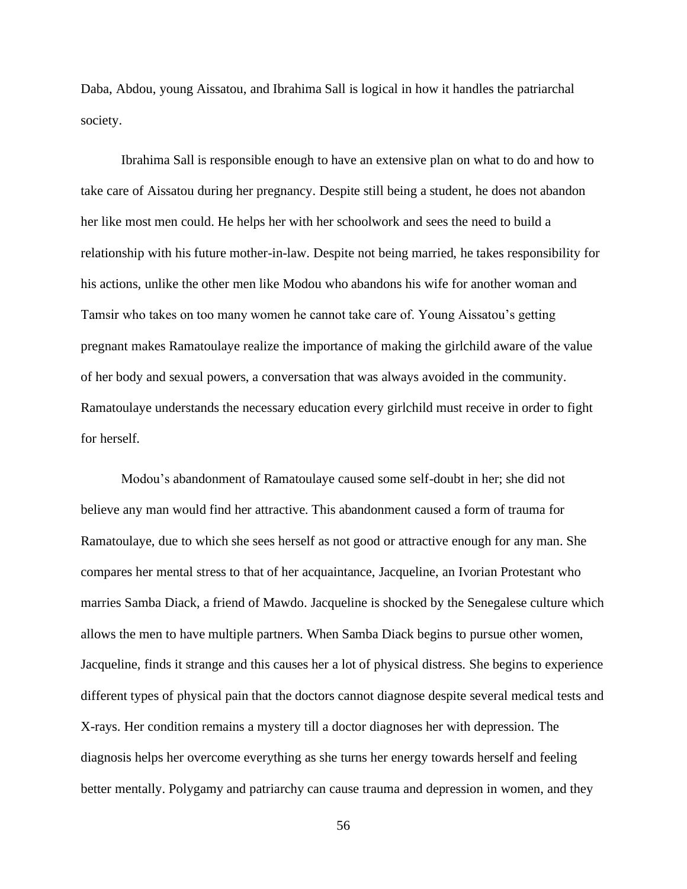Daba, Abdou, young Aissatou, and Ibrahima Sall is logical in how it handles the patriarchal society.

Ibrahima Sall is responsible enough to have an extensive plan on what to do and how to take care of Aissatou during her pregnancy. Despite still being a student, he does not abandon her like most men could. He helps her with her schoolwork and sees the need to build a relationship with his future mother-in-law. Despite not being married, he takes responsibility for his actions, unlike the other men like Modou who abandons his wife for another woman and Tamsir who takes on too many women he cannot take care of. Young Aissatou's getting pregnant makes Ramatoulaye realize the importance of making the girlchild aware of the value of her body and sexual powers, a conversation that was always avoided in the community. Ramatoulaye understands the necessary education every girlchild must receive in order to fight for herself.

Modou's abandonment of Ramatoulaye caused some self-doubt in her; she did not believe any man would find her attractive. This abandonment caused a form of trauma for Ramatoulaye, due to which she sees herself as not good or attractive enough for any man. She compares her mental stress to that of her acquaintance, Jacqueline, an Ivorian Protestant who marries Samba Diack, a friend of Mawdo. Jacqueline is shocked by the Senegalese culture which allows the men to have multiple partners. When Samba Diack begins to pursue other women, Jacqueline, finds it strange and this causes her a lot of physical distress. She begins to experience different types of physical pain that the doctors cannot diagnose despite several medical tests and X-rays. Her condition remains a mystery till a doctor diagnoses her with depression. The diagnosis helps her overcome everything as she turns her energy towards herself and feeling better mentally. Polygamy and patriarchy can cause trauma and depression in women, and they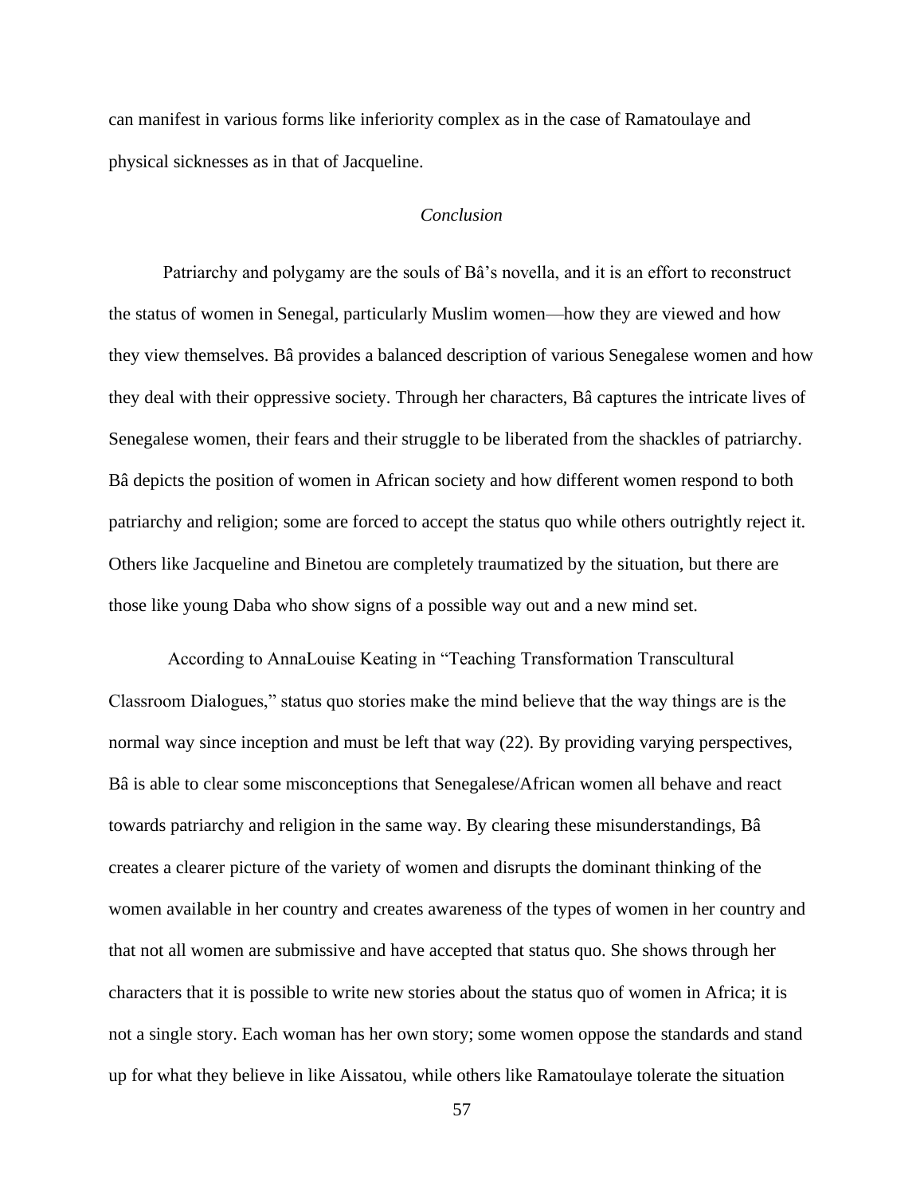can manifest in various forms like inferiority complex as in the case of Ramatoulaye and physical sicknesses as in that of Jacqueline.

## *Conclusion*

Patriarchy and polygamy are the souls of Bâ's novella, and it is an effort to reconstruct the status of women in Senegal, particularly Muslim women—how they are viewed and how they view themselves. Bâ provides a balanced description of various Senegalese women and how they deal with their oppressive society. Through her characters, Bâ captures the intricate lives of Senegalese women, their fears and their struggle to be liberated from the shackles of patriarchy. Bâ depicts the position of women in African society and how different women respond to both patriarchy and religion; some are forced to accept the status quo while others outrightly reject it. Others like Jacqueline and Binetou are completely traumatized by the situation, but there are those like young Daba who show signs of a possible way out and a new mind set.

According to AnnaLouise Keating in "Teaching Transformation Transcultural Classroom Dialogues," status quo stories make the mind believe that the way things are is the normal way since inception and must be left that way (22). By providing varying perspectives, Bâ is able to clear some misconceptions that Senegalese/African women all behave and react towards patriarchy and religion in the same way. By clearing these misunderstandings, Bâ creates a clearer picture of the variety of women and disrupts the dominant thinking of the women available in her country and creates awareness of the types of women in her country and that not all women are submissive and have accepted that status quo. She shows through her characters that it is possible to write new stories about the status quo of women in Africa; it is not a single story. Each woman has her own story; some women oppose the standards and stand up for what they believe in like Aissatou, while others like Ramatoulaye tolerate the situation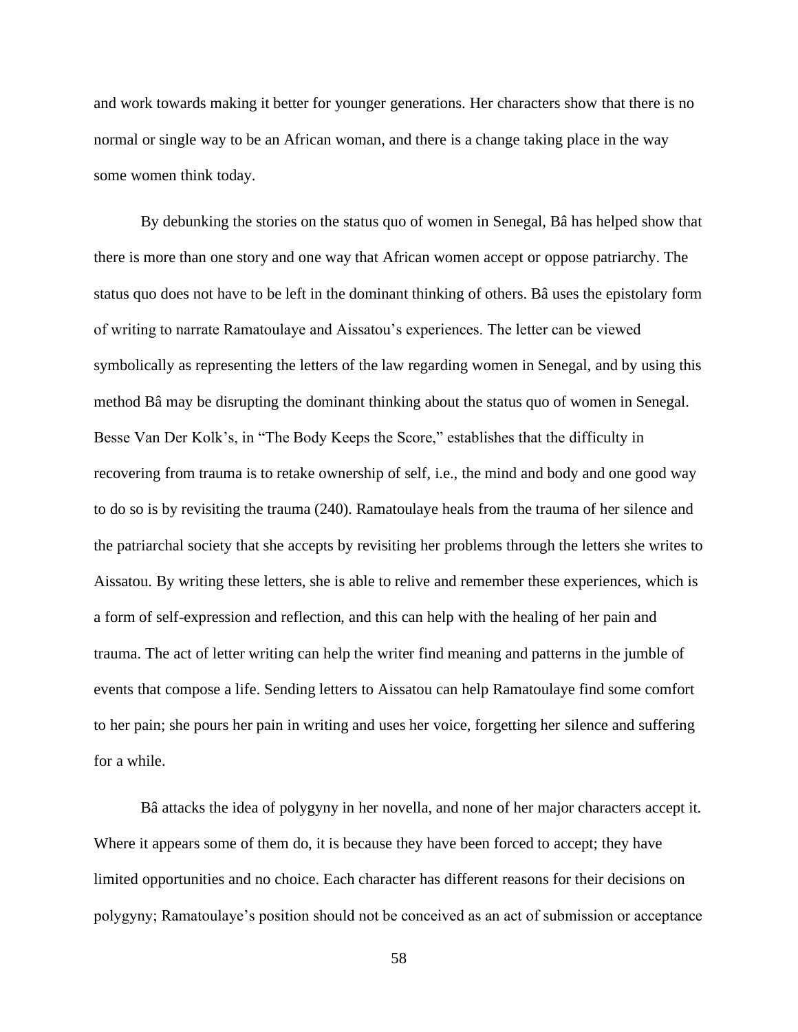and work towards making it better for younger generations. Her characters show that there is no normal or single way to be an African woman, and there is a change taking place in the way some women think today.

By debunking the stories on the status quo of women in Senegal, Bâ has helped show that there is more than one story and one way that African women accept or oppose patriarchy. The status quo does not have to be left in the dominant thinking of others. Bâ uses the epistolary form of writing to narrate Ramatoulaye and Aissatou's experiences. The letter can be viewed symbolically as representing the letters of the law regarding women in Senegal, and by using this method Bâ may be disrupting the dominant thinking about the status quo of women in Senegal. Besse Van Der Kolk's, in "The Body Keeps the Score," establishes that the difficulty in recovering from trauma is to retake ownership of self, i.e., the mind and body and one good way to do so is by revisiting the trauma (240). Ramatoulaye heals from the trauma of her silence and the patriarchal society that she accepts by revisiting her problems through the letters she writes to Aissatou. By writing these letters, she is able to relive and remember these experiences, which is a form of self-expression and reflection, and this can help with the healing of her pain and trauma. The act of letter writing can help the writer find meaning and patterns in the jumble of events that compose a life. Sending letters to Aissatou can help Ramatoulaye find some comfort to her pain; she pours her pain in writing and uses her voice, forgetting her silence and suffering for a while.

Bâ attacks the idea of polygyny in her novella, and none of her major characters accept it. Where it appears some of them do, it is because they have been forced to accept; they have limited opportunities and no choice. Each character has different reasons for their decisions on polygyny; Ramatoulaye's position should not be conceived as an act of submission or acceptance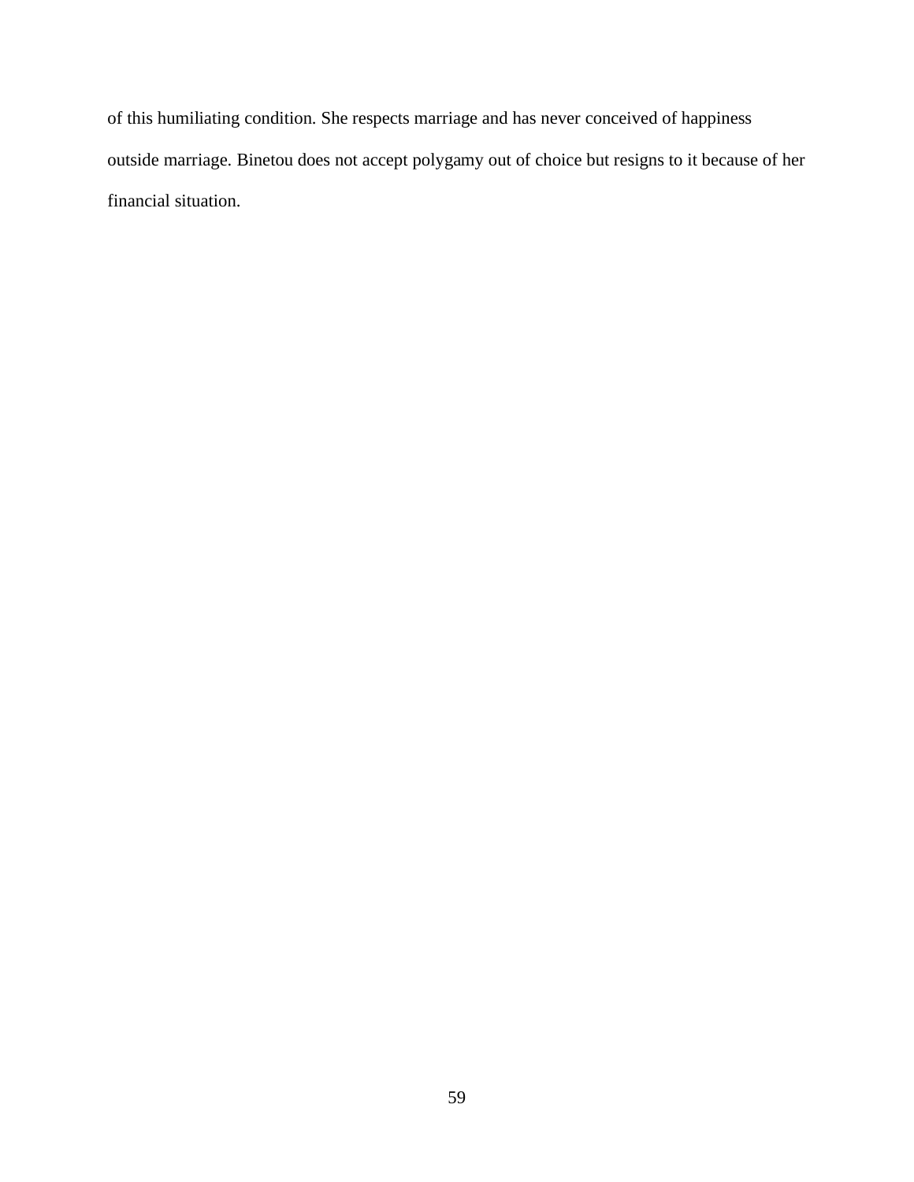of this humiliating condition. She respects marriage and has never conceived of happiness outside marriage. Binetou does not accept polygamy out of choice but resigns to it because of her financial situation.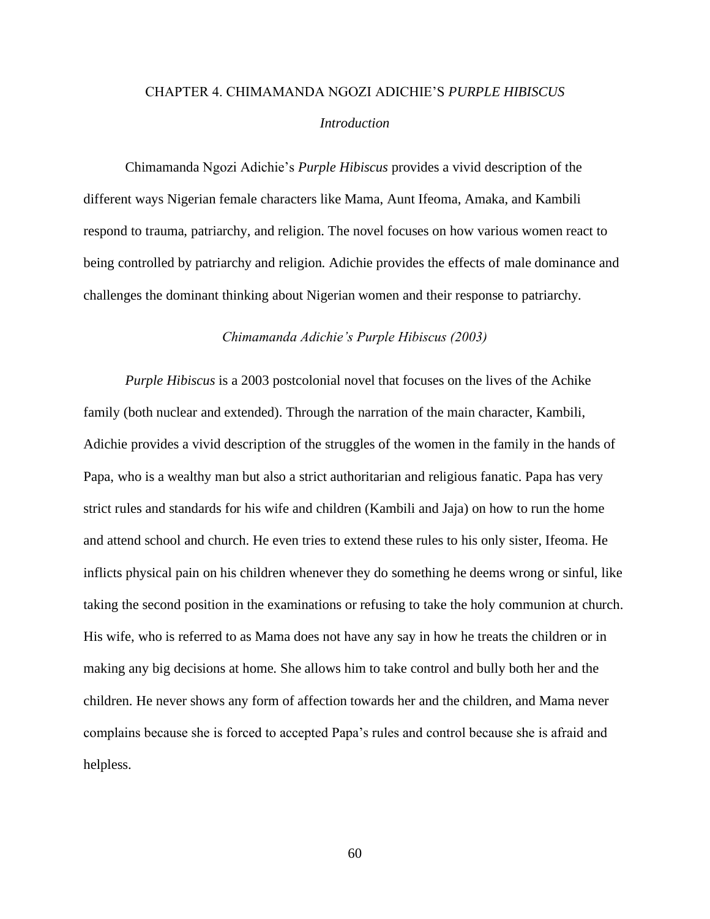# CHAPTER 4. CHIMAMANDA NGOZI ADICHIE'S *PURPLE HIBISCUS*

## *Introduction*

Chimamanda Ngozi Adichie's *Purple Hibiscus* provides a vivid description of the different ways Nigerian female characters like Mama, Aunt Ifeoma, Amaka, and Kambili respond to trauma, patriarchy, and religion. The novel focuses on how various women react to being controlled by patriarchy and religion. Adichie provides the effects of male dominance and challenges the dominant thinking about Nigerian women and their response to patriarchy.

## *Chimamanda Adichie's Purple Hibiscus (2003)*

*Purple Hibiscus* is a 2003 postcolonial novel that focuses on the lives of the Achike family (both nuclear and extended). Through the narration of the main character, Kambili, Adichie provides a vivid description of the struggles of the women in the family in the hands of Papa, who is a wealthy man but also a strict authoritarian and religious fanatic. Papa has very strict rules and standards for his wife and children (Kambili and Jaja) on how to run the home and attend school and church. He even tries to extend these rules to his only sister, Ifeoma. He inflicts physical pain on his children whenever they do something he deems wrong or sinful, like taking the second position in the examinations or refusing to take the holy communion at church. His wife, who is referred to as Mama does not have any say in how he treats the children or in making any big decisions at home. She allows him to take control and bully both her and the children. He never shows any form of affection towards her and the children, and Mama never complains because she is forced to accepted Papa's rules and control because she is afraid and helpless.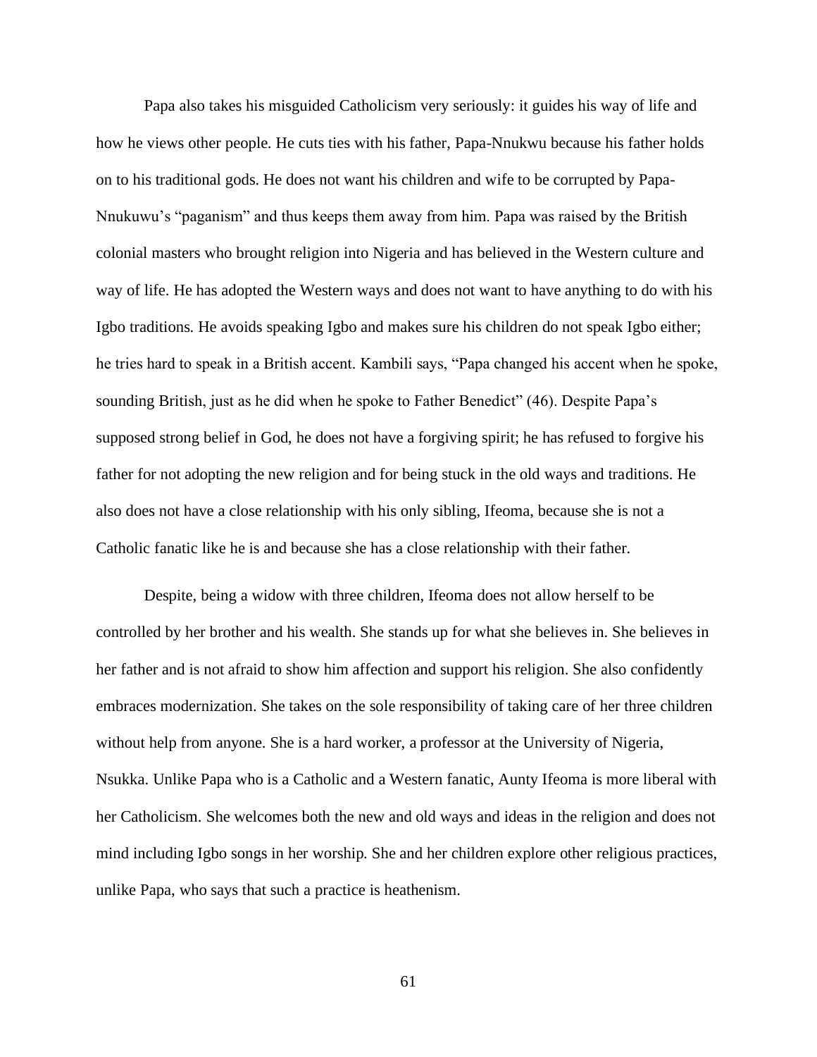Papa also takes his misguided Catholicism very seriously: it guides his way of life and how he views other people. He cuts ties with his father, Papa-Nnukwu because his father holds on to his traditional gods. He does not want his children and wife to be corrupted by Papa-Nnukuwu's "paganism" and thus keeps them away from him. Papa was raised by the British colonial masters who brought religion into Nigeria and has believed in the Western culture and way of life. He has adopted the Western ways and does not want to have anything to do with his Igbo traditions. He avoids speaking Igbo and makes sure his children do not speak Igbo either; he tries hard to speak in a British accent. Kambili says, "Papa changed his accent when he spoke, sounding British, just as he did when he spoke to Father Benedict" (46). Despite Papa's supposed strong belief in God, he does not have a forgiving spirit; he has refused to forgive his father for not adopting the new religion and for being stuck in the old ways and traditions. He also does not have a close relationship with his only sibling, Ifeoma, because she is not a Catholic fanatic like he is and because she has a close relationship with their father.

Despite, being a widow with three children, Ifeoma does not allow herself to be controlled by her brother and his wealth. She stands up for what she believes in. She believes in her father and is not afraid to show him affection and support his religion. She also confidently embraces modernization. She takes on the sole responsibility of taking care of her three children without help from anyone. She is a hard worker, a professor at the University of Nigeria, Nsukka. Unlike Papa who is a Catholic and a Western fanatic, Aunty Ifeoma is more liberal with her Catholicism. She welcomes both the new and old ways and ideas in the religion and does not mind including Igbo songs in her worship. She and her children explore other religious practices, unlike Papa, who says that such a practice is heathenism.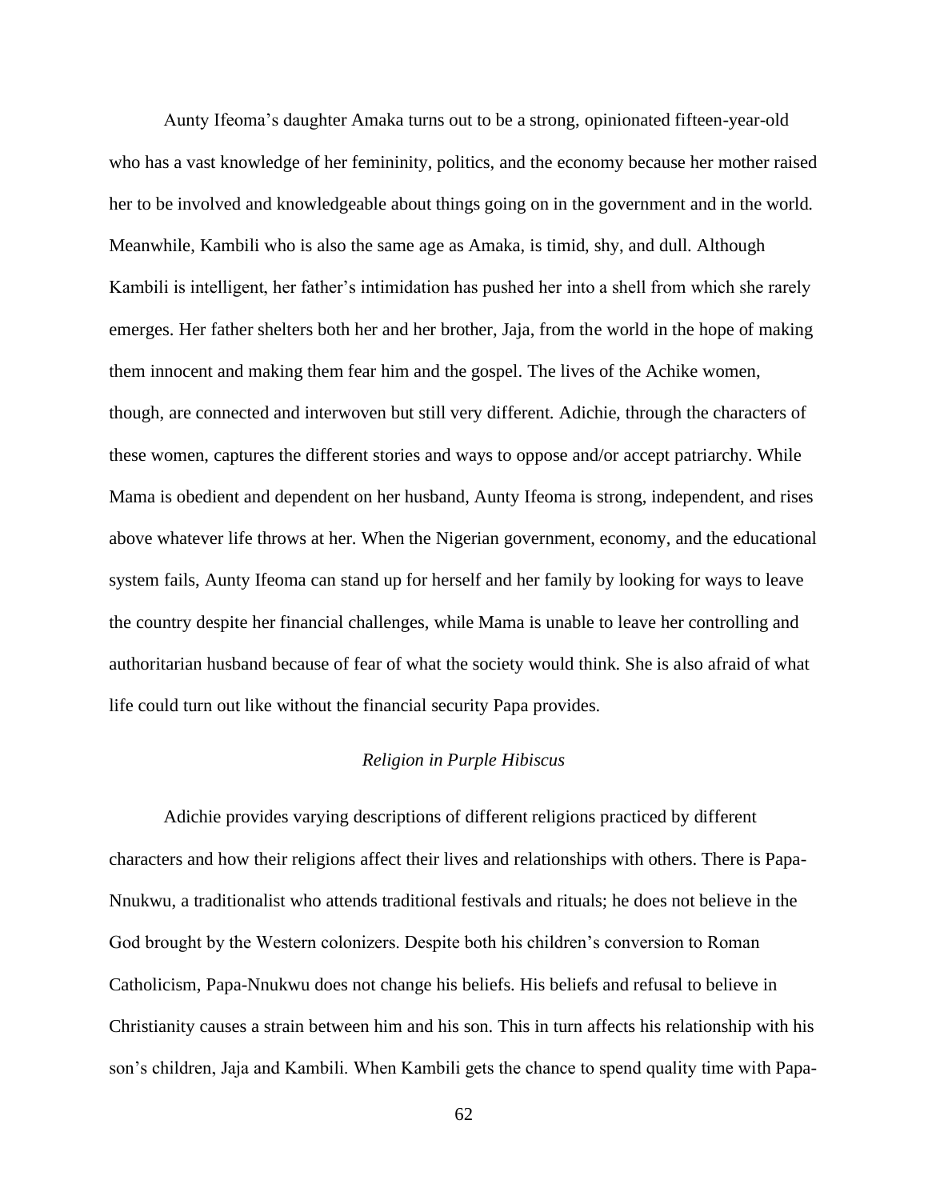Aunty Ifeoma's daughter Amaka turns out to be a strong, opinionated fifteen-year-old who has a vast knowledge of her femininity, politics, and the economy because her mother raised her to be involved and knowledgeable about things going on in the government and in the world. Meanwhile, Kambili who is also the same age as Amaka, is timid, shy, and dull. Although Kambili is intelligent, her father's intimidation has pushed her into a shell from which she rarely emerges. Her father shelters both her and her brother, Jaja, from the world in the hope of making them innocent and making them fear him and the gospel. The lives of the Achike women, though, are connected and interwoven but still very different. Adichie, through the characters of these women, captures the different stories and ways to oppose and/or accept patriarchy. While Mama is obedient and dependent on her husband, Aunty Ifeoma is strong, independent, and rises above whatever life throws at her. When the Nigerian government, economy, and the educational system fails, Aunty Ifeoma can stand up for herself and her family by looking for ways to leave the country despite her financial challenges, while Mama is unable to leave her controlling and authoritarian husband because of fear of what the society would think. She is also afraid of what life could turn out like without the financial security Papa provides.

### *Religion in Purple Hibiscus*

Adichie provides varying descriptions of different religions practiced by different characters and how their religions affect their lives and relationships with others. There is Papa-Nnukwu, a traditionalist who attends traditional festivals and rituals; he does not believe in the God brought by the Western colonizers. Despite both his children's conversion to Roman Catholicism, Papa-Nnukwu does not change his beliefs. His beliefs and refusal to believe in Christianity causes a strain between him and his son. This in turn affects his relationship with his son's children, Jaja and Kambili. When Kambili gets the chance to spend quality time with Papa-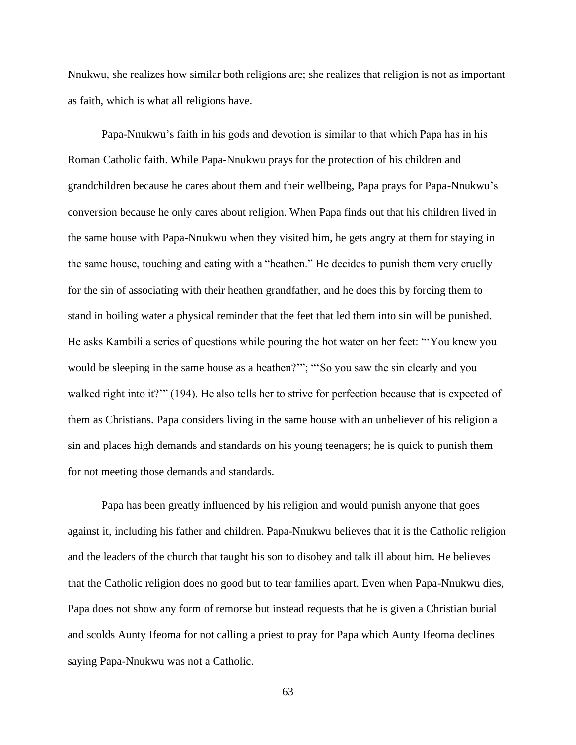Nnukwu, she realizes how similar both religions are; she realizes that religion is not as important as faith, which is what all religions have.

Papa-Nnukwu's faith in his gods and devotion is similar to that which Papa has in his Roman Catholic faith. While Papa-Nnukwu prays for the protection of his children and grandchildren because he cares about them and their wellbeing, Papa prays for Papa-Nnukwu's conversion because he only cares about religion. When Papa finds out that his children lived in the same house with Papa-Nnukwu when they visited him, he gets angry at them for staying in the same house, touching and eating with a "heathen." He decides to punish them very cruelly for the sin of associating with their heathen grandfather, and he does this by forcing them to stand in boiling water a physical reminder that the feet that led them into sin will be punished. He asks Kambili a series of questions while pouring the hot water on her feet: "'You knew you would be sleeping in the same house as a heathen?'"; "'So you saw the sin clearly and you walked right into it?'" (194). He also tells her to strive for perfection because that is expected of them as Christians. Papa considers living in the same house with an unbeliever of his religion a sin and places high demands and standards on his young teenagers; he is quick to punish them for not meeting those demands and standards.

Papa has been greatly influenced by his religion and would punish anyone that goes against it, including his father and children. Papa-Nnukwu believes that it is the Catholic religion and the leaders of the church that taught his son to disobey and talk ill about him. He believes that the Catholic religion does no good but to tear families apart. Even when Papa-Nnukwu dies, Papa does not show any form of remorse but instead requests that he is given a Christian burial and scolds Aunty Ifeoma for not calling a priest to pray for Papa which Aunty Ifeoma declines saying Papa-Nnukwu was not a Catholic.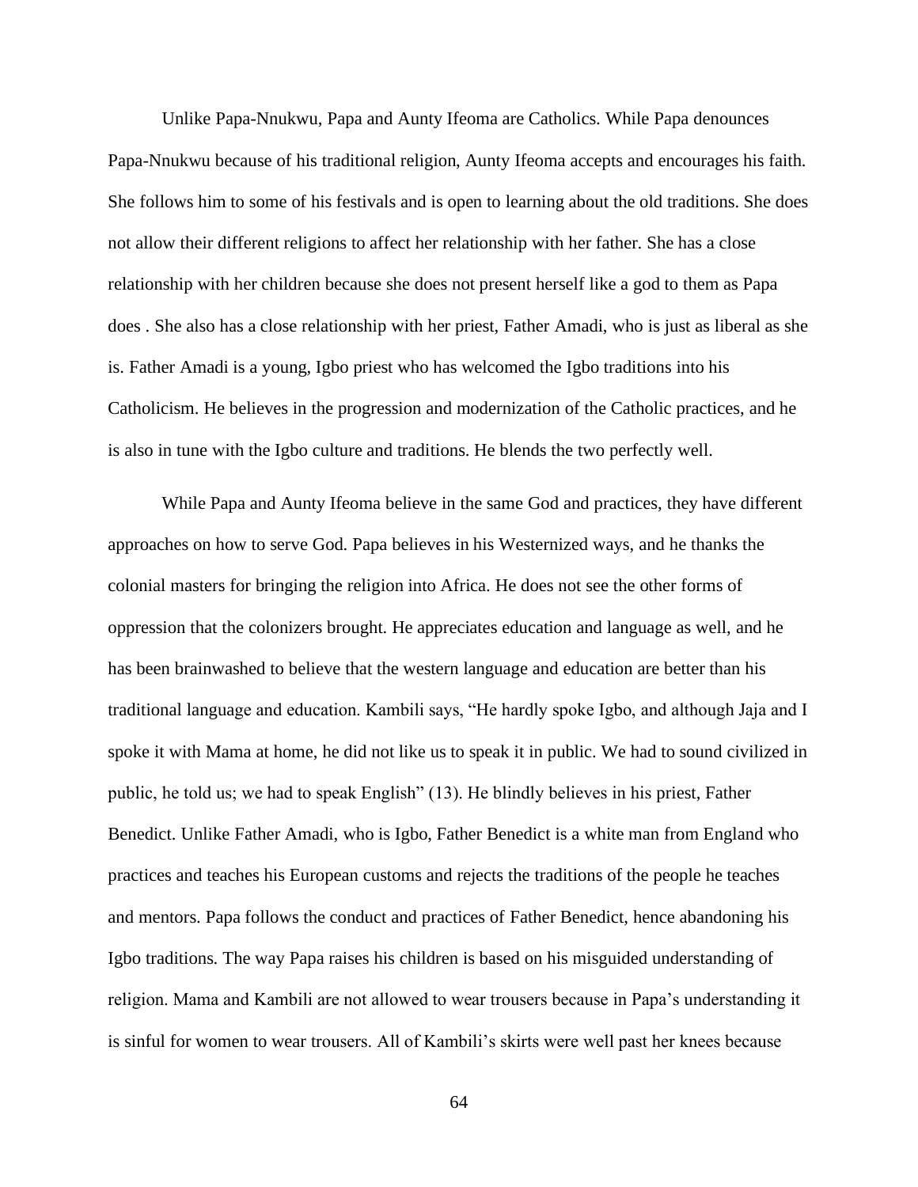Unlike Papa-Nnukwu, Papa and Aunty Ifeoma are Catholics. While Papa denounces Papa-Nnukwu because of his traditional religion, Aunty Ifeoma accepts and encourages his faith. She follows him to some of his festivals and is open to learning about the old traditions. She does not allow their different religions to affect her relationship with her father. She has a close relationship with her children because she does not present herself like a god to them as Papa does . She also has a close relationship with her priest, Father Amadi, who is just as liberal as she is. Father Amadi is a young, Igbo priest who has welcomed the Igbo traditions into his Catholicism. He believes in the progression and modernization of the Catholic practices, and he is also in tune with the Igbo culture and traditions. He blends the two perfectly well.

While Papa and Aunty Ifeoma believe in the same God and practices, they have different approaches on how to serve God. Papa believes in his Westernized ways, and he thanks the colonial masters for bringing the religion into Africa. He does not see the other forms of oppression that the colonizers brought. He appreciates education and language as well, and he has been brainwashed to believe that the western language and education are better than his traditional language and education. Kambili says, "He hardly spoke Igbo, and although Jaja and I spoke it with Mama at home, he did not like us to speak it in public. We had to sound civilized in public, he told us; we had to speak English" (13). He blindly believes in his priest, Father Benedict. Unlike Father Amadi, who is Igbo, Father Benedict is a white man from England who practices and teaches his European customs and rejects the traditions of the people he teaches and mentors. Papa follows the conduct and practices of Father Benedict, hence abandoning his Igbo traditions. The way Papa raises his children is based on his misguided understanding of religion. Mama and Kambili are not allowed to wear trousers because in Papa's understanding it is sinful for women to wear trousers. All of Kambili's skirts were well past her knees because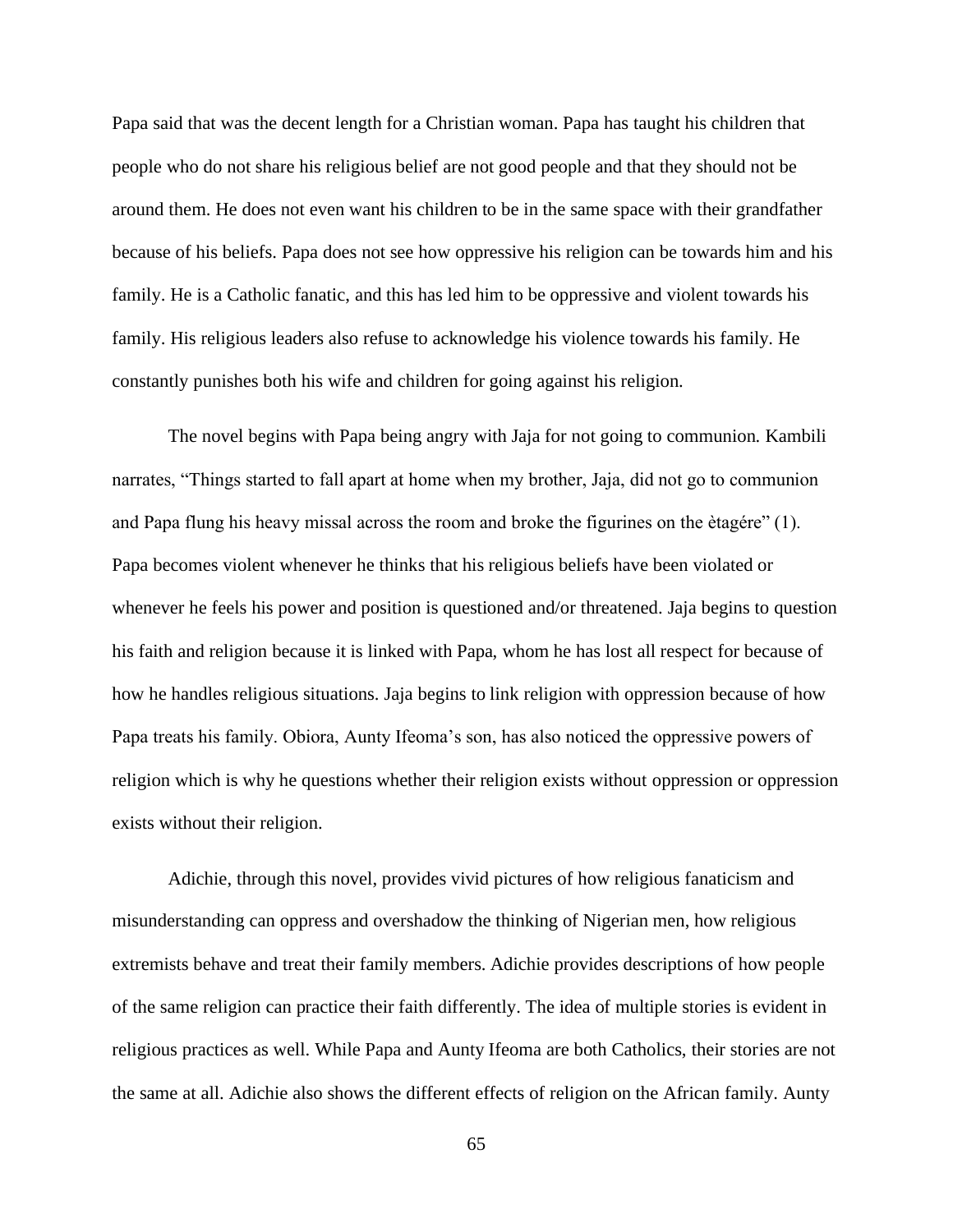Papa said that was the decent length for a Christian woman. Papa has taught his children that people who do not share his religious belief are not good people and that they should not be around them. He does not even want his children to be in the same space with their grandfather because of his beliefs. Papa does not see how oppressive his religion can be towards him and his family. He is a Catholic fanatic, and this has led him to be oppressive and violent towards his family. His religious leaders also refuse to acknowledge his violence towards his family. He constantly punishes both his wife and children for going against his religion.

The novel begins with Papa being angry with Jaja for not going to communion. Kambili narrates, "Things started to fall apart at home when my brother, Jaja, did not go to communion and Papa flung his heavy missal across the room and broke the figurines on the ètagére" (1). Papa becomes violent whenever he thinks that his religious beliefs have been violated or whenever he feels his power and position is questioned and/or threatened. Jaja begins to question his faith and religion because it is linked with Papa, whom he has lost all respect for because of how he handles religious situations. Jaja begins to link religion with oppression because of how Papa treats his family. Obiora, Aunty Ifeoma's son, has also noticed the oppressive powers of religion which is why he questions whether their religion exists without oppression or oppression exists without their religion.

Adichie, through this novel, provides vivid pictures of how religious fanaticism and misunderstanding can oppress and overshadow the thinking of Nigerian men, how religious extremists behave and treat their family members. Adichie provides descriptions of how people of the same religion can practice their faith differently. The idea of multiple stories is evident in religious practices as well. While Papa and Aunty Ifeoma are both Catholics, their stories are not the same at all. Adichie also shows the different effects of religion on the African family. Aunty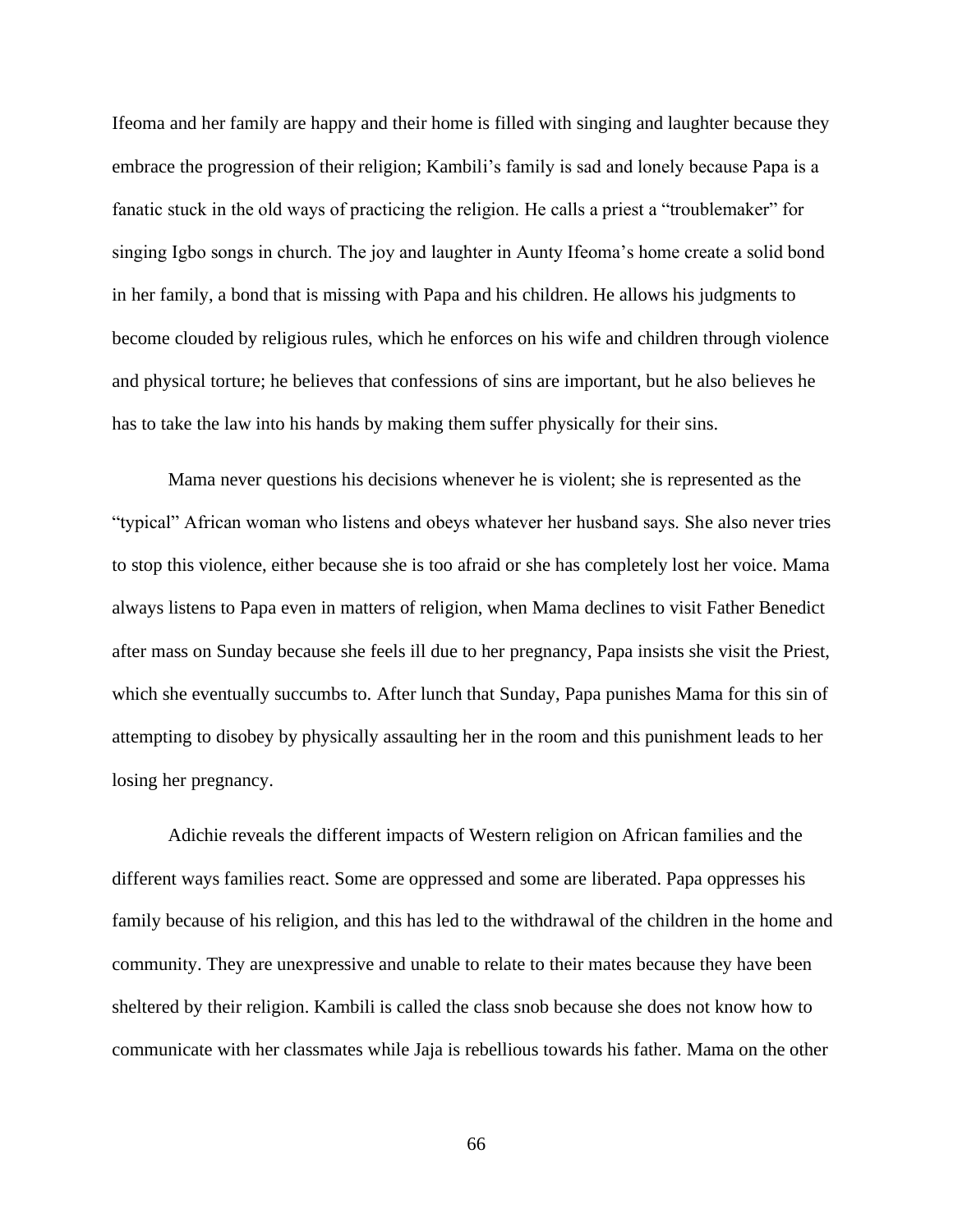Ifeoma and her family are happy and their home is filled with singing and laughter because they embrace the progression of their religion; Kambili's family is sad and lonely because Papa is a fanatic stuck in the old ways of practicing the religion. He calls a priest a "troublemaker" for singing Igbo songs in church. The joy and laughter in Aunty Ifeoma's home create a solid bond in her family, a bond that is missing with Papa and his children. He allows his judgments to become clouded by religious rules, which he enforces on his wife and children through violence and physical torture; he believes that confessions of sins are important, but he also believes he has to take the law into his hands by making them suffer physically for their sins.

Mama never questions his decisions whenever he is violent; she is represented as the "typical" African woman who listens and obeys whatever her husband says. She also never tries to stop this violence, either because she is too afraid or she has completely lost her voice. Mama always listens to Papa even in matters of religion, when Mama declines to visit Father Benedict after mass on Sunday because she feels ill due to her pregnancy, Papa insists she visit the Priest, which she eventually succumbs to. After lunch that Sunday, Papa punishes Mama for this sin of attempting to disobey by physically assaulting her in the room and this punishment leads to her losing her pregnancy.

Adichie reveals the different impacts of Western religion on African families and the different ways families react. Some are oppressed and some are liberated. Papa oppresses his family because of his religion, and this has led to the withdrawal of the children in the home and community. They are unexpressive and unable to relate to their mates because they have been sheltered by their religion. Kambili is called the class snob because she does not know how to communicate with her classmates while Jaja is rebellious towards his father. Mama on the other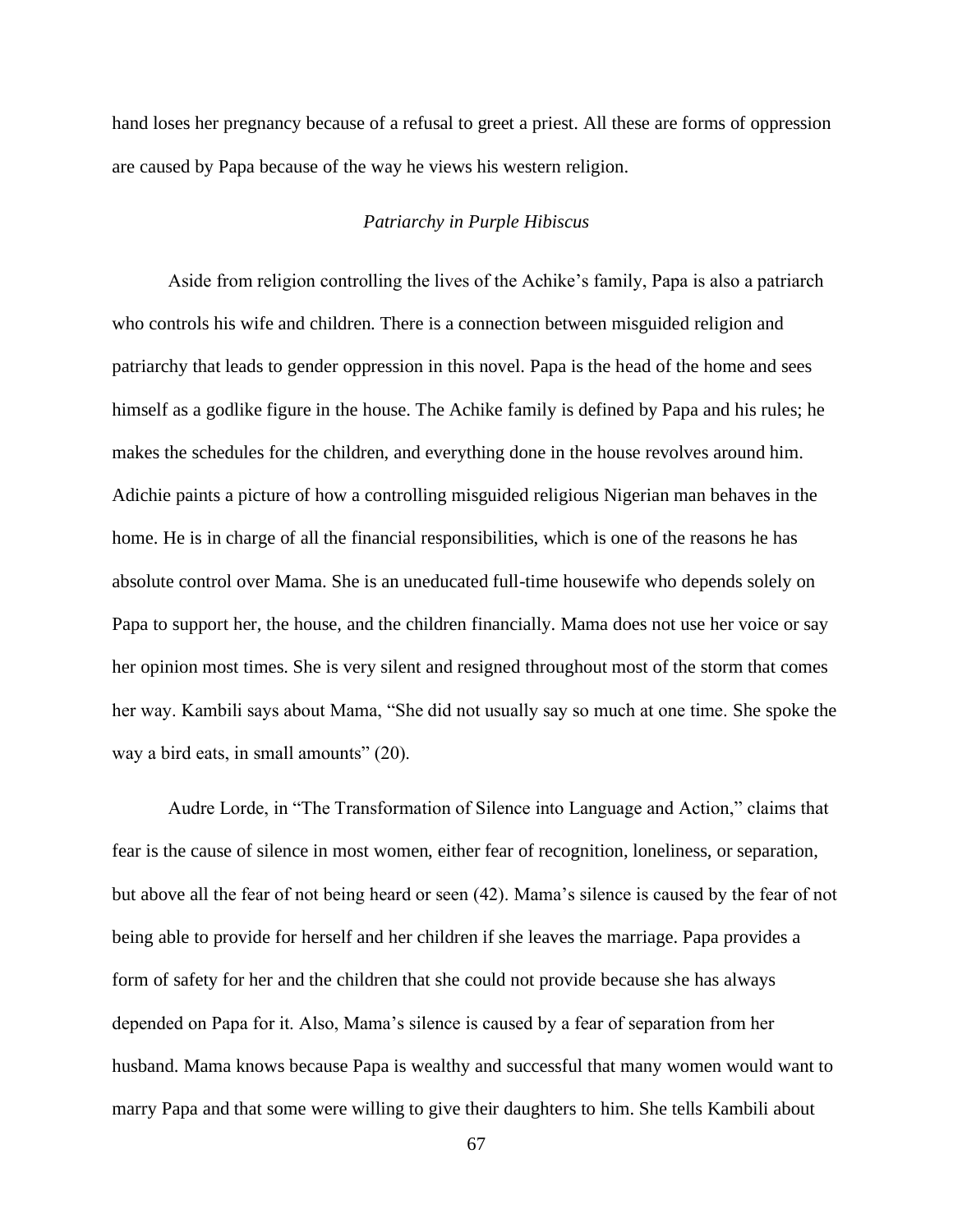hand loses her pregnancy because of a refusal to greet a priest. All these are forms of oppression are caused by Papa because of the way he views his western religion.

### *Patriarchy in Purple Hibiscus*

Aside from religion controlling the lives of the Achike's family, Papa is also a patriarch who controls his wife and children. There is a connection between misguided religion and patriarchy that leads to gender oppression in this novel. Papa is the head of the home and sees himself as a godlike figure in the house. The Achike family is defined by Papa and his rules; he makes the schedules for the children, and everything done in the house revolves around him. Adichie paints a picture of how a controlling misguided religious Nigerian man behaves in the home. He is in charge of all the financial responsibilities, which is one of the reasons he has absolute control over Mama. She is an uneducated full-time housewife who depends solely on Papa to support her, the house, and the children financially. Mama does not use her voice or say her opinion most times. She is very silent and resigned throughout most of the storm that comes her way. Kambili says about Mama, "She did not usually say so much at one time. She spoke the way a bird eats, in small amounts" (20).

Audre Lorde, in "The Transformation of Silence into Language and Action," claims that fear is the cause of silence in most women, either fear of recognition, loneliness, or separation, but above all the fear of not being heard or seen (42). Mama's silence is caused by the fear of not being able to provide for herself and her children if she leaves the marriage. Papa provides a form of safety for her and the children that she could not provide because she has always depended on Papa for it. Also, Mama's silence is caused by a fear of separation from her husband. Mama knows because Papa is wealthy and successful that many women would want to marry Papa and that some were willing to give their daughters to him. She tells Kambili about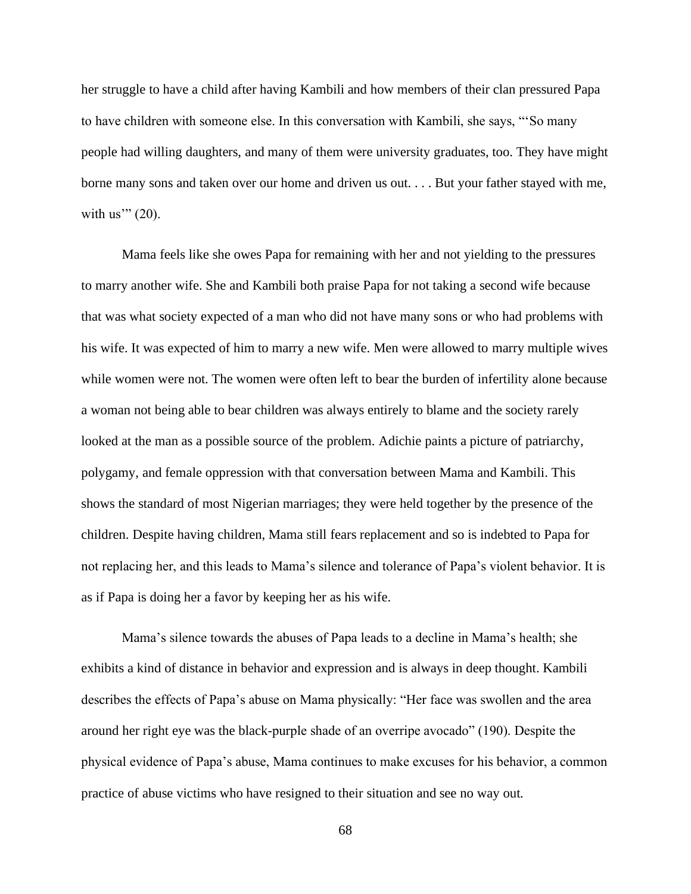her struggle to have a child after having Kambili and how members of their clan pressured Papa to have children with someone else. In this conversation with Kambili, she says, "'So many people had willing daughters, and many of them were university graduates, too. They have might borne many sons and taken over our home and driven us out. . . . But your father stayed with me, with us'" (20).

Mama feels like she owes Papa for remaining with her and not yielding to the pressures to marry another wife. She and Kambili both praise Papa for not taking a second wife because that was what society expected of a man who did not have many sons or who had problems with his wife. It was expected of him to marry a new wife. Men were allowed to marry multiple wives while women were not. The women were often left to bear the burden of infertility alone because a woman not being able to bear children was always entirely to blame and the society rarely looked at the man as a possible source of the problem. Adichie paints a picture of patriarchy, polygamy, and female oppression with that conversation between Mama and Kambili. This shows the standard of most Nigerian marriages; they were held together by the presence of the children. Despite having children, Mama still fears replacement and so is indebted to Papa for not replacing her, and this leads to Mama's silence and tolerance of Papa's violent behavior. It is as if Papa is doing her a favor by keeping her as his wife.

Mama's silence towards the abuses of Papa leads to a decline in Mama's health; she exhibits a kind of distance in behavior and expression and is always in deep thought. Kambili describes the effects of Papa's abuse on Mama physically: "Her face was swollen and the area around her right eye was the black-purple shade of an overripe avocado" (190). Despite the physical evidence of Papa's abuse, Mama continues to make excuses for his behavior, a common practice of abuse victims who have resigned to their situation and see no way out.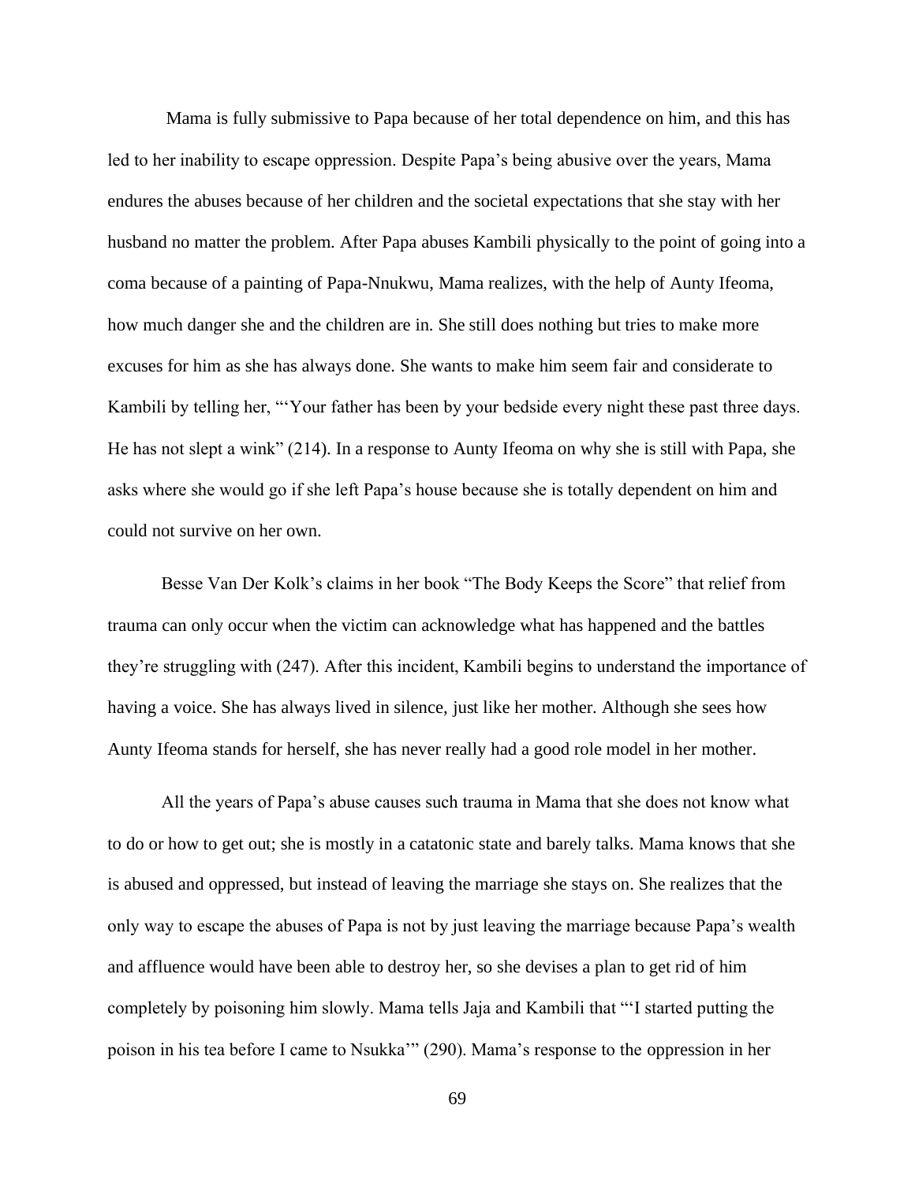Mama is fully submissive to Papa because of her total dependence on him, and this has led to her inability to escape oppression. Despite Papa's being abusive over the years, Mama endures the abuses because of her children and the societal expectations that she stay with her husband no matter the problem. After Papa abuses Kambili physically to the point of going into a coma because of a painting of Papa-Nnukwu, Mama realizes, with the help of Aunty Ifeoma, how much danger she and the children are in. She still does nothing but tries to make more excuses for him as she has always done. She wants to make him seem fair and considerate to Kambili by telling her, "'Your father has been by your bedside every night these past three days. He has not slept a wink" (214). In a response to Aunty Ifeoma on why she is still with Papa, she asks where she would go if she left Papa's house because she is totally dependent on him and could not survive on her own.

Besse Van Der Kolk's claims in her book "The Body Keeps the Score" that relief from trauma can only occur when the victim can acknowledge what has happened and the battles they're struggling with (247). After this incident, Kambili begins to understand the importance of having a voice. She has always lived in silence, just like her mother. Although she sees how Aunty Ifeoma stands for herself, she has never really had a good role model in her mother.

All the years of Papa's abuse causes such trauma in Mama that she does not know what to do or how to get out; she is mostly in a catatonic state and barely talks. Mama knows that she is abused and oppressed, but instead of leaving the marriage she stays on. She realizes that the only way to escape the abuses of Papa is not by just leaving the marriage because Papa's wealth and affluence would have been able to destroy her, so she devises a plan to get rid of him completely by poisoning him slowly. Mama tells Jaja and Kambili that "'I started putting the poison in his tea before I came to Nsukka'" (290). Mama's response to the oppression in her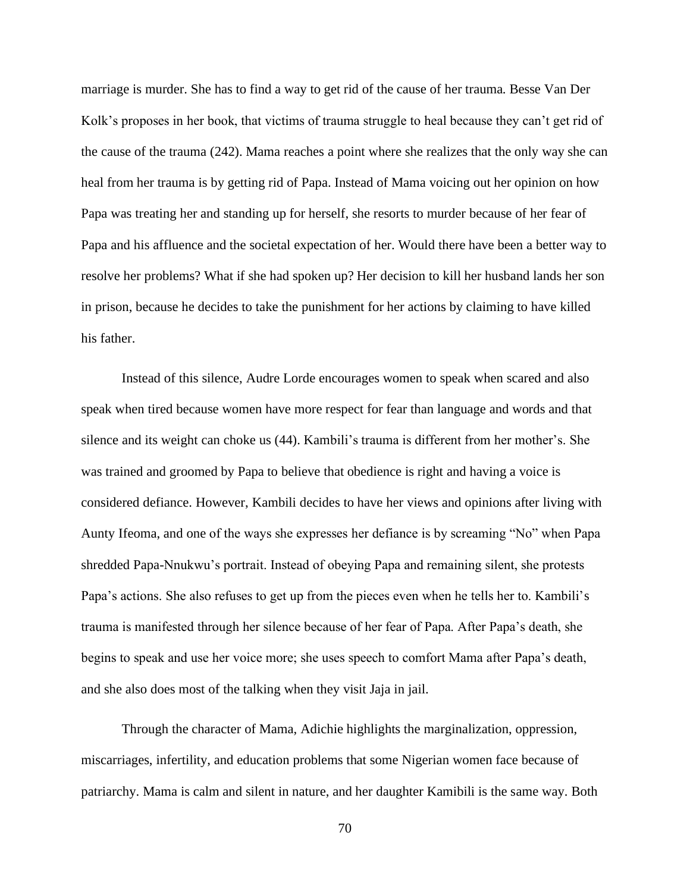marriage is murder. She has to find a way to get rid of the cause of her trauma. Besse Van Der Kolk's proposes in her book, that victims of trauma struggle to heal because they can't get rid of the cause of the trauma (242). Mama reaches a point where she realizes that the only way she can heal from her trauma is by getting rid of Papa. Instead of Mama voicing out her opinion on how Papa was treating her and standing up for herself, she resorts to murder because of her fear of Papa and his affluence and the societal expectation of her. Would there have been a better way to resolve her problems? What if she had spoken up? Her decision to kill her husband lands her son in prison, because he decides to take the punishment for her actions by claiming to have killed his father.

Instead of this silence, Audre Lorde encourages women to speak when scared and also speak when tired because women have more respect for fear than language and words and that silence and its weight can choke us (44). Kambili's trauma is different from her mother's. She was trained and groomed by Papa to believe that obedience is right and having a voice is considered defiance. However, Kambili decides to have her views and opinions after living with Aunty Ifeoma, and one of the ways she expresses her defiance is by screaming "No" when Papa shredded Papa-Nnukwu's portrait. Instead of obeying Papa and remaining silent, she protests Papa's actions. She also refuses to get up from the pieces even when he tells her to. Kambili's trauma is manifested through her silence because of her fear of Papa. After Papa's death, she begins to speak and use her voice more; she uses speech to comfort Mama after Papa's death, and she also does most of the talking when they visit Jaja in jail.

Through the character of Mama, Adichie highlights the marginalization, oppression, miscarriages, infertility, and education problems that some Nigerian women face because of patriarchy. Mama is calm and silent in nature, and her daughter Kamibili is the same way. Both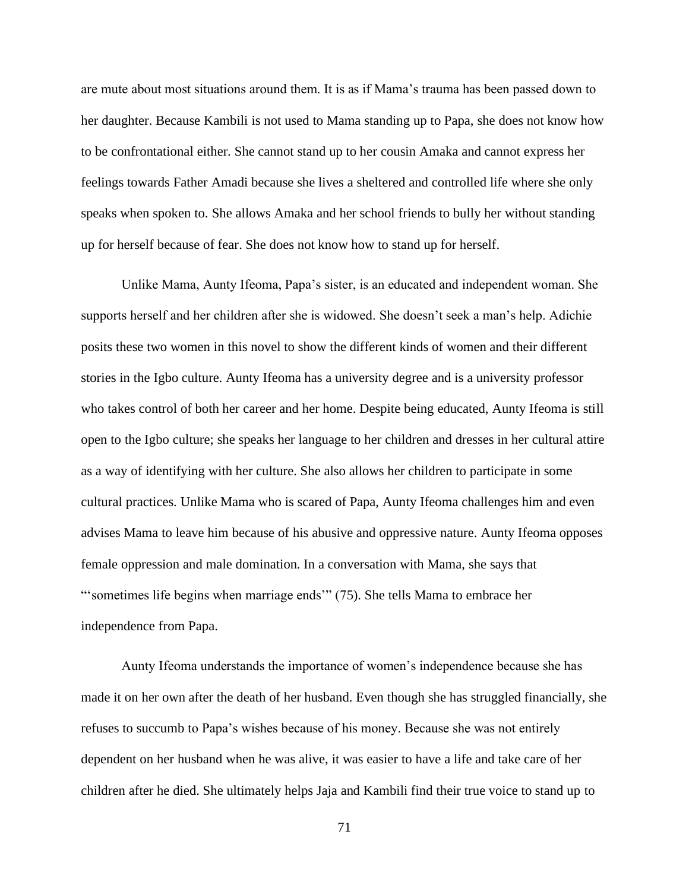are mute about most situations around them. It is as if Mama's trauma has been passed down to her daughter. Because Kambili is not used to Mama standing up to Papa, she does not know how to be confrontational either. She cannot stand up to her cousin Amaka and cannot express her feelings towards Father Amadi because she lives a sheltered and controlled life where she only speaks when spoken to. She allows Amaka and her school friends to bully her without standing up for herself because of fear. She does not know how to stand up for herself.

Unlike Mama, Aunty Ifeoma, Papa's sister, is an educated and independent woman. She supports herself and her children after she is widowed. She doesn't seek a man's help. Adichie posits these two women in this novel to show the different kinds of women and their different stories in the Igbo culture. Aunty Ifeoma has a university degree and is a university professor who takes control of both her career and her home. Despite being educated, Aunty Ifeoma is still open to the Igbo culture; she speaks her language to her children and dresses in her cultural attire as a way of identifying with her culture. She also allows her children to participate in some cultural practices. Unlike Mama who is scared of Papa, Aunty Ifeoma challenges him and even advises Mama to leave him because of his abusive and oppressive nature. Aunty Ifeoma opposes female oppression and male domination. In a conversation with Mama, she says that "'sometimes life begins when marriage ends'" (75). She tells Mama to embrace her independence from Papa.

Aunty Ifeoma understands the importance of women's independence because she has made it on her own after the death of her husband. Even though she has struggled financially, she refuses to succumb to Papa's wishes because of his money. Because she was not entirely dependent on her husband when he was alive, it was easier to have a life and take care of her children after he died. She ultimately helps Jaja and Kambili find their true voice to stand up to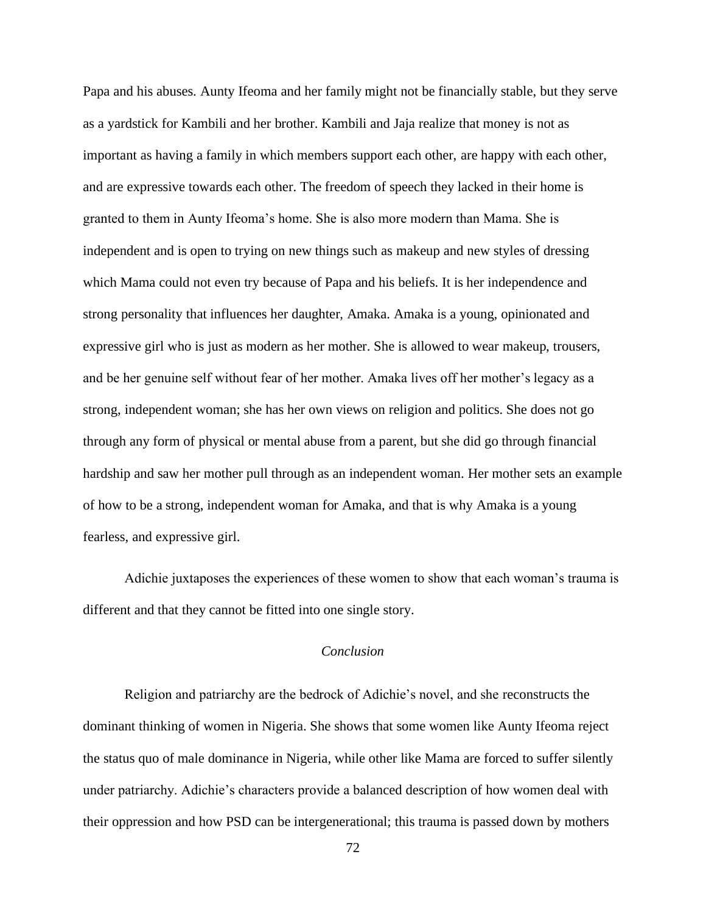Papa and his abuses. Aunty Ifeoma and her family might not be financially stable, but they serve as a yardstick for Kambili and her brother. Kambili and Jaja realize that money is not as important as having a family in which members support each other, are happy with each other, and are expressive towards each other. The freedom of speech they lacked in their home is granted to them in Aunty Ifeoma's home. She is also more modern than Mama. She is independent and is open to trying on new things such as makeup and new styles of dressing which Mama could not even try because of Papa and his beliefs. It is her independence and strong personality that influences her daughter, Amaka. Amaka is a young, opinionated and expressive girl who is just as modern as her mother. She is allowed to wear makeup, trousers, and be her genuine self without fear of her mother. Amaka lives off her mother's legacy as a strong, independent woman; she has her own views on religion and politics. She does not go through any form of physical or mental abuse from a parent, but she did go through financial hardship and saw her mother pull through as an independent woman. Her mother sets an example of how to be a strong, independent woman for Amaka, and that is why Amaka is a young fearless, and expressive girl.

Adichie juxtaposes the experiences of these women to show that each woman's trauma is different and that they cannot be fitted into one single story.

## *Conclusion*

Religion and patriarchy are the bedrock of Adichie's novel, and she reconstructs the dominant thinking of women in Nigeria. She shows that some women like Aunty Ifeoma reject the status quo of male dominance in Nigeria, while other like Mama are forced to suffer silently under patriarchy. Adichie's characters provide a balanced description of how women deal with their oppression and how PSD can be intergenerational; this trauma is passed down by mothers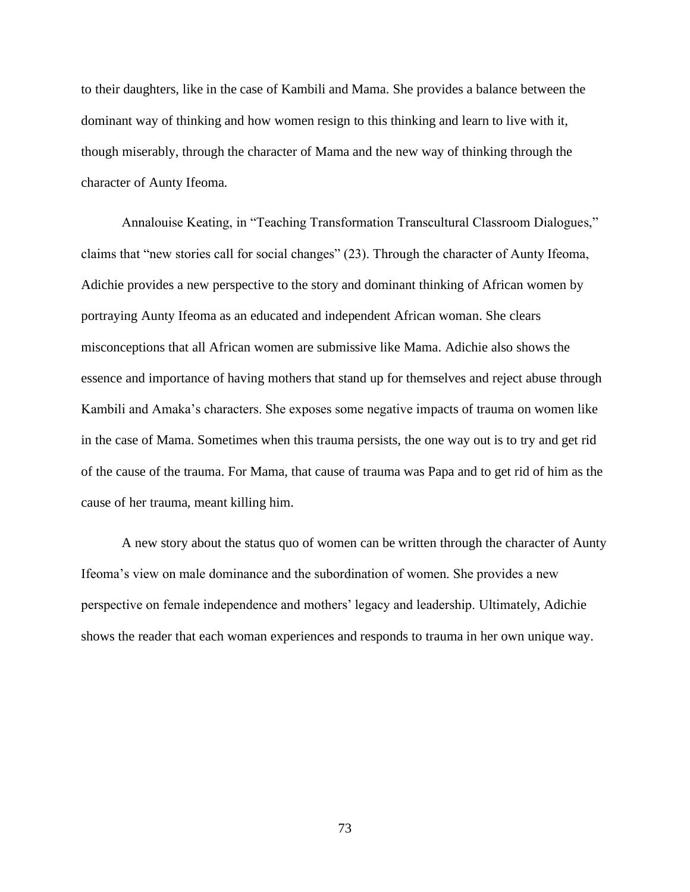to their daughters, like in the case of Kambili and Mama. She provides a balance between the dominant way of thinking and how women resign to this thinking and learn to live with it, though miserably, through the character of Mama and the new way of thinking through the character of Aunty Ifeoma.

Annalouise Keating, in "Teaching Transformation Transcultural Classroom Dialogues," claims that "new stories call for social changes" (23). Through the character of Aunty Ifeoma, Adichie provides a new perspective to the story and dominant thinking of African women by portraying Aunty Ifeoma as an educated and independent African woman. She clears misconceptions that all African women are submissive like Mama. Adichie also shows the essence and importance of having mothers that stand up for themselves and reject abuse through Kambili and Amaka's characters. She exposes some negative impacts of trauma on women like in the case of Mama. Sometimes when this trauma persists, the one way out is to try and get rid of the cause of the trauma. For Mama, that cause of trauma was Papa and to get rid of him as the cause of her trauma, meant killing him.

A new story about the status quo of women can be written through the character of Aunty Ifeoma's view on male dominance and the subordination of women. She provides a new perspective on female independence and mothers' legacy and leadership. Ultimately, Adichie shows the reader that each woman experiences and responds to trauma in her own unique way.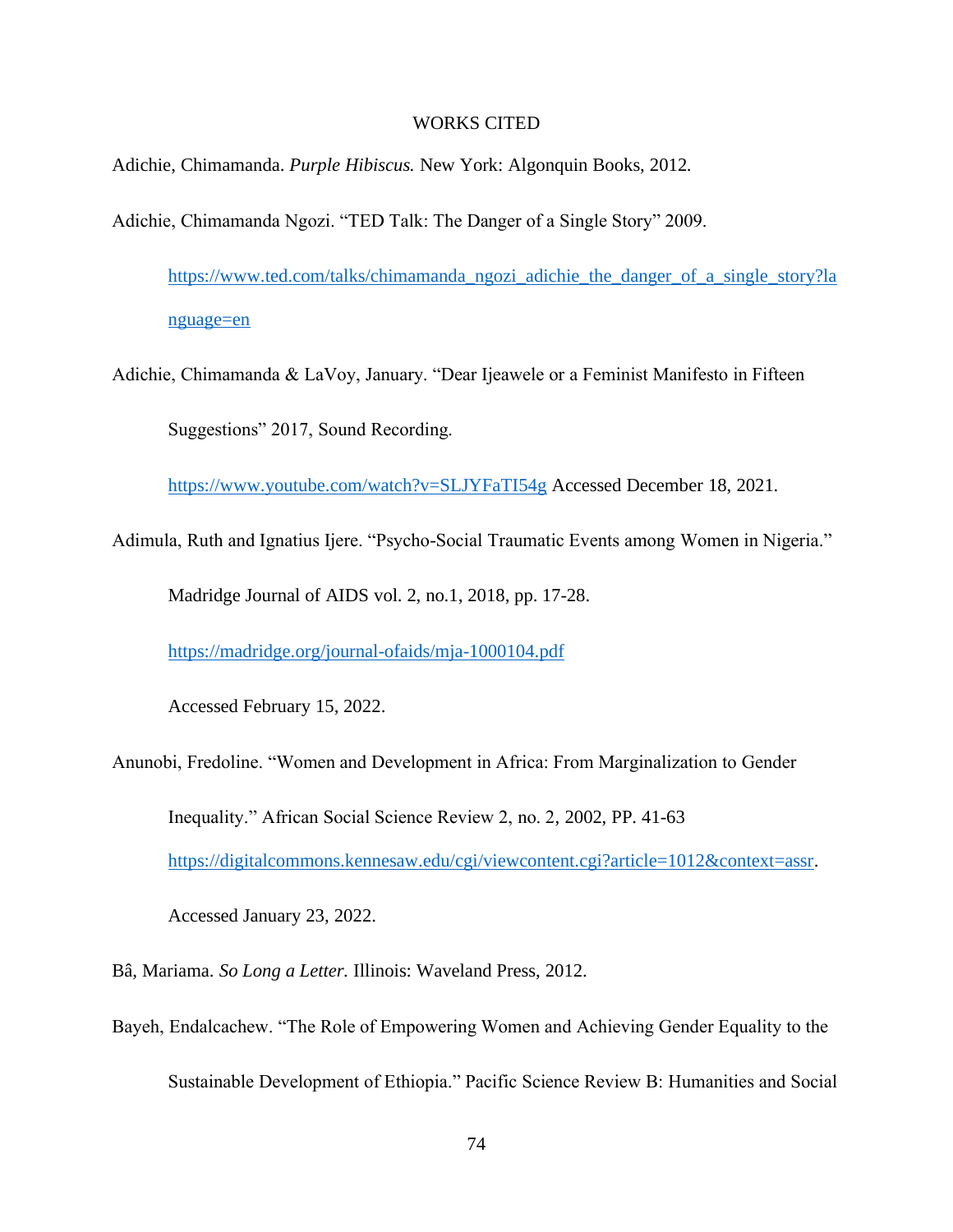# WORKS CITED

Adichie, Chimamanda. *Purple Hibiscus.* New York: Algonquin Books, 2012.

Adichie, Chimamanda Ngozi. "TED Talk: The Danger of a Single Story" 2009.

https://www.ted.com/talks/chimamanda_ngozi_adichie_the_danger_of_a_single_story?language=en

Adichie, Chimamanda & LaVoy, January. "Dear Ijeawele or a Feminist Manifesto in Fifteen Suggestions" 2017, Sound Recording.

https://www.youtube.com/watch?v=SLJYFaTI54g Accessed December 18, 2021.

Adimula, Ruth and Ignatius Ijere. "Psycho-Social Traumatic Events among Women in Nigeria." Madridge Journal of AIDS vol. 2, no.1, 2018, pp. 17-28.

https://madridge.org/journal-ofaids/mja-1000104.pdf

Accessed February 15, 2022.

Anunobi, Fredoline. "Women and Development in Africa: From Marginalization to Gender Inequality." African Social Science Review 2, no. 2, 2002, PP. 41-63

https://digitalcommons.kennesaw.edu/cgi/viewcontent.cgi?article=1012&context=assr.

Accessed January 23, 2022.

Bâ, Mariama. *So Long a Letter.* Illinois: Waveland Press, 2012.

Bayeh, Endalcachew. "The Role of Empowering Women and Achieving Gender Equality to the Sustainable Development of Ethiopia." Pacific Science Review B: Humanities and Social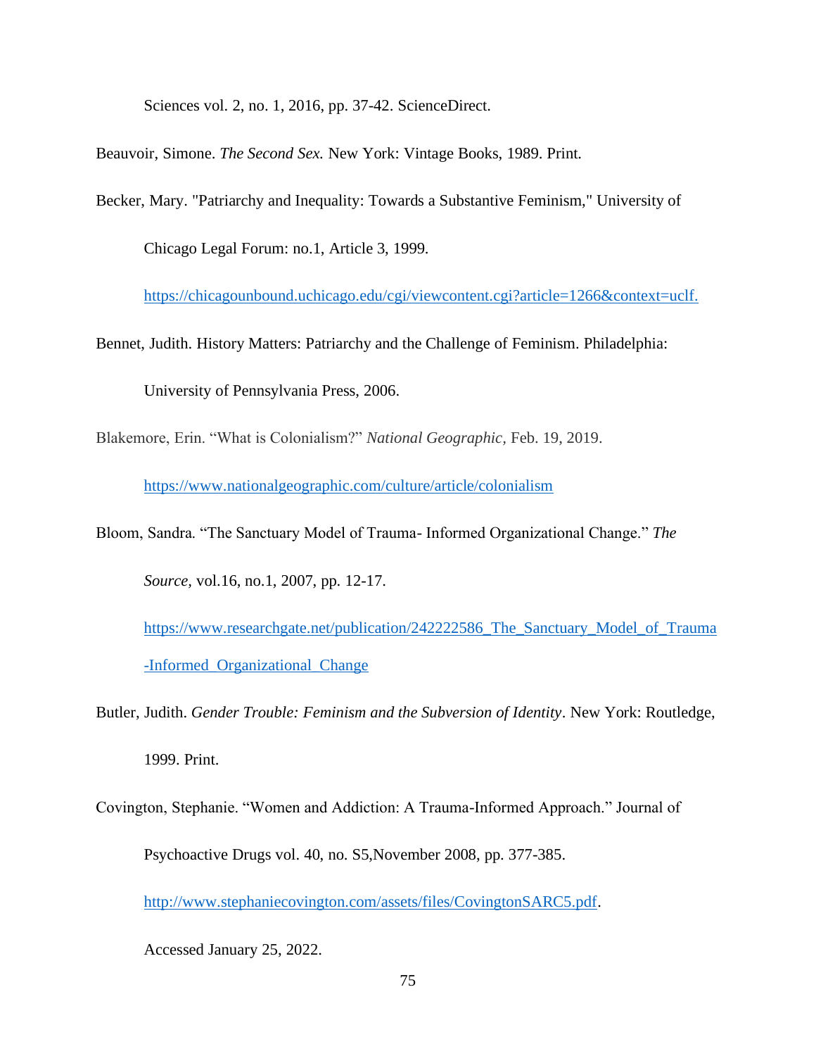Sciences vol. 2, no. 1, 2016, pp. 37-42. ScienceDirect.

Beauvoir, Simone. *The Second Sex.* New York: Vintage Books, 1989. Print.

Becker, Mary. "Patriarchy and Inequality: Towards a Substantive Feminism," University of Chicago Legal Forum: no.1, Article 3, 1999. https://chicagounbound.uchicago.edu/cgi/viewcontent.cgi?article=1266&context=uclf.

Bennet, Judith. History Matters: Patriarchy and the Challenge of Feminism. Philadelphia: University of Pennsylvania Press, 2006.

Blakemore, Erin. "What is Colonialism?" *National Geographic*, Feb. 19, 2019. https://www.nationalgeographic.com/culture/article/colonialism

Bloom, Sandra. "The Sanctuary Model of Trauma- Informed Organizational Change." *The Source,* vol.16, no.1, 2007, pp. 12-17. https://www.researchgate.net/publication/242222586_The_Sanctuary_Model_of_Trauma-Informed_Organizational_Change

Butler, Judith. *Gender Trouble: Feminism and the Subversion of Identity*. New York: Routledge, 1999. Print.

Covington, Stephanie. "Women and Addiction: A Trauma-Informed Approach." Journal of Psychoactive Drugs vol. 40, no. S5,November 2008, pp. 377-385. http://www.stephaniecovington.com/assets/files/CovingtonSARC5.pdf. Accessed January 25, 2022.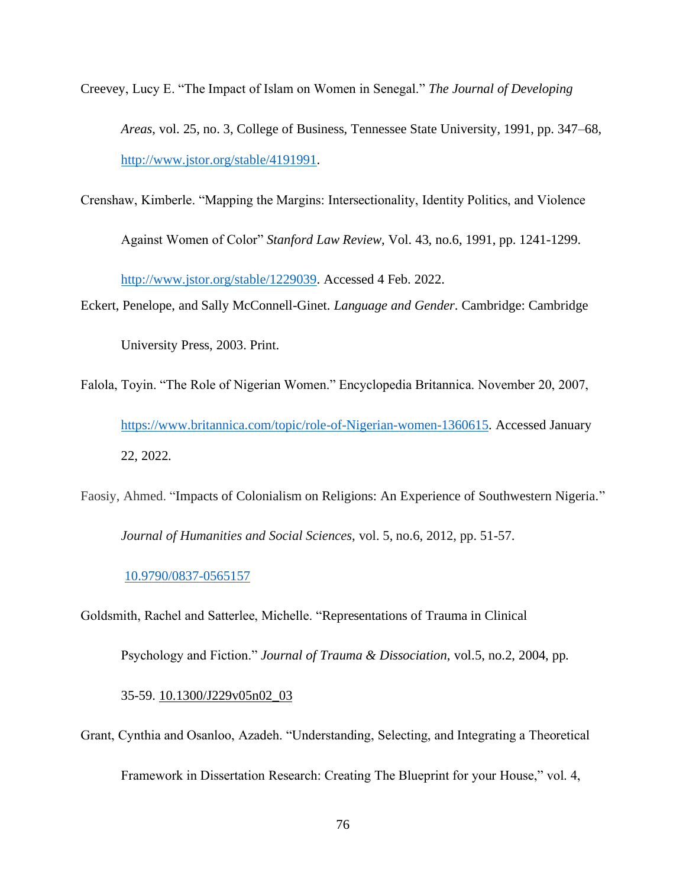Creevey, Lucy E. "The Impact of Islam on Women in Senegal." *The Journal of Developing Areas*, vol. 25, no. 3, College of Business, Tennessee State University, 1991, pp. 347–68, http://www.jstor.org/stable/4191991.

Crenshaw, Kimberle. "Mapping the Margins: Intersectionality, Identity Politics, and Violence Against Women of Color" *Stanford Law Review*, Vol. 43, no.6, 1991, pp. 1241-1299. http://www.jstor.org/stable/1229039. Accessed 4 Feb. 2022.

Eckert, Penelope, and Sally McConnell-Ginet. *Language and Gender*. Cambridge: Cambridge University Press, 2003. Print.

Falola, Toyin. "The Role of Nigerian Women." Encyclopedia Britannica. November 20, 2007, https://www.britannica.com/topic/role-of-Nigerian-women-1360615. Accessed January 22, 2022.

Faosiy, Ahmed. "Impacts of Colonialism on Religions: An Experience of Southwestern Nigeria." *Journal of Humanities and Social Sciences*, vol. 5, no.6, 2012, pp. 51-57. 10.9790/0837-0565157

Goldsmith, Rachel and Satterlee, Michelle. "Representations of Trauma in Clinical Psychology and Fiction." *Journal of Trauma & Dissociation,* vol.5, no.2, 2004, pp. 35-59. 10.1300/J229v05n02_03

Grant, Cynthia and Osanloo, Azadeh. "Understanding, Selecting, and Integrating a Theoretical Framework in Dissertation Research: Creating The Blueprint for your House," vol. 4,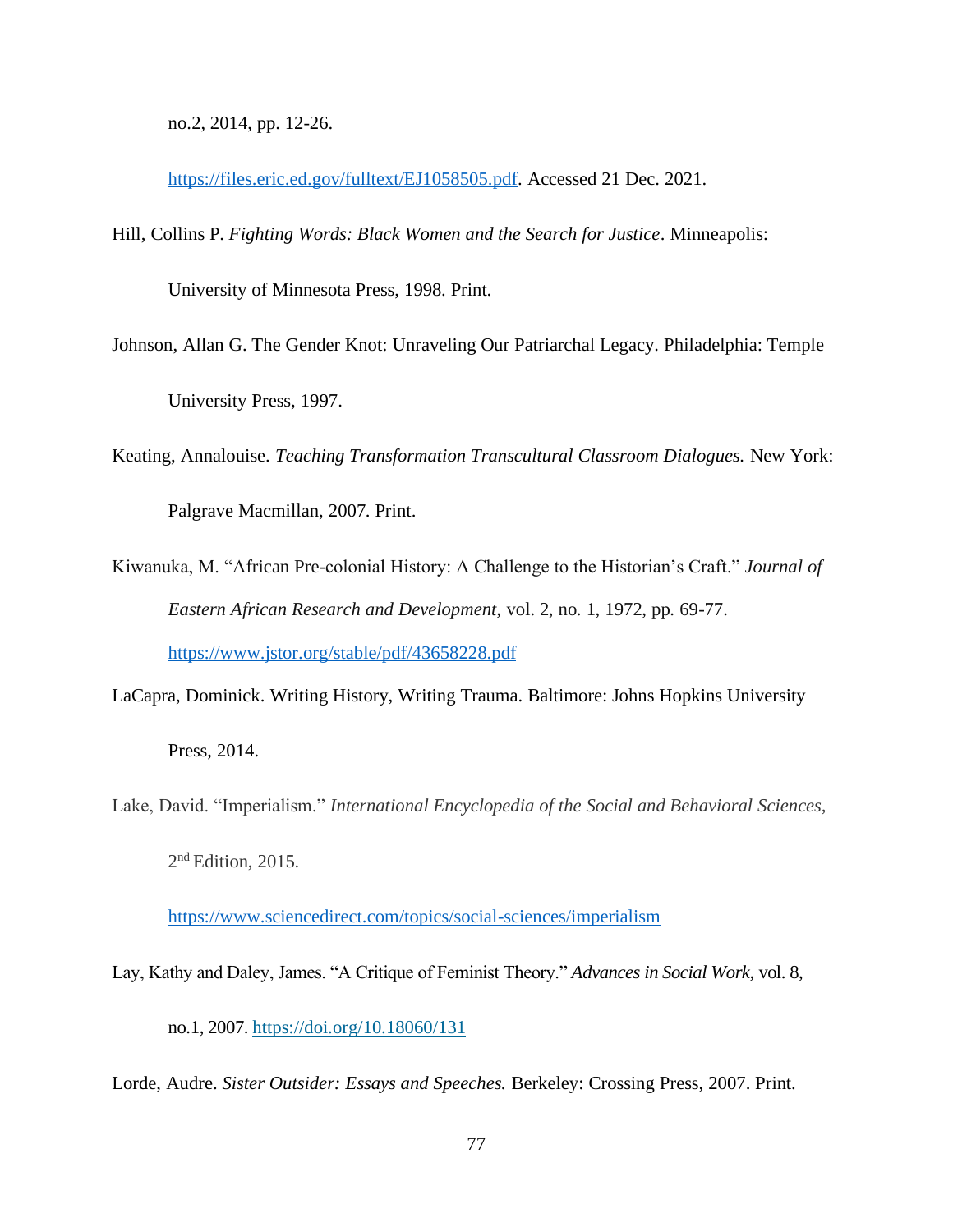no.2, 2014, pp. 12-26.

https://files.eric.ed.gov/fulltext/EJ1058505.pdf. Accessed 21 Dec. 2021.

Hill, Collins P. *Fighting Words: Black Women and the Search for Justice*. Minneapolis: University of Minnesota Press, 1998. Print.

Johnson, Allan G. The Gender Knot: Unraveling Our Patriarchal Legacy. Philadelphia: Temple University Press, 1997.

Keating, Annalouise. *Teaching Transformation Transcultural Classroom Dialogues.* New York: Palgrave Macmillan, 2007. Print.

Kiwanuka, M. "African Pre-colonial History: A Challenge to the Historian's Craft." *Journal of Eastern African Research and Development,* vol. 2, no. 1, 1972, pp. 69-77. https://www.jstor.org/stable/pdf/43658228.pdf

LaCapra, Dominick. Writing History, Writing Trauma. Baltimore: Johns Hopkins University Press, 2014.

Lake, David. "Imperialism." *International Encyclopedia of the Social and Behavioral Sciences,* 2nd Edition, 2015.

https://www.sciencedirect.com/topics/social-sciences/imperialism

Lay, Kathy and Daley, James. "A Critique of Feminist Theory." *Advances in Social Work,* vol. 8, no.1, 2007. https://doi.org/10.18060/131

Lorde, Audre. *Sister Outsider: Essays and Speeches.* Berkeley: Crossing Press, 2007. Print.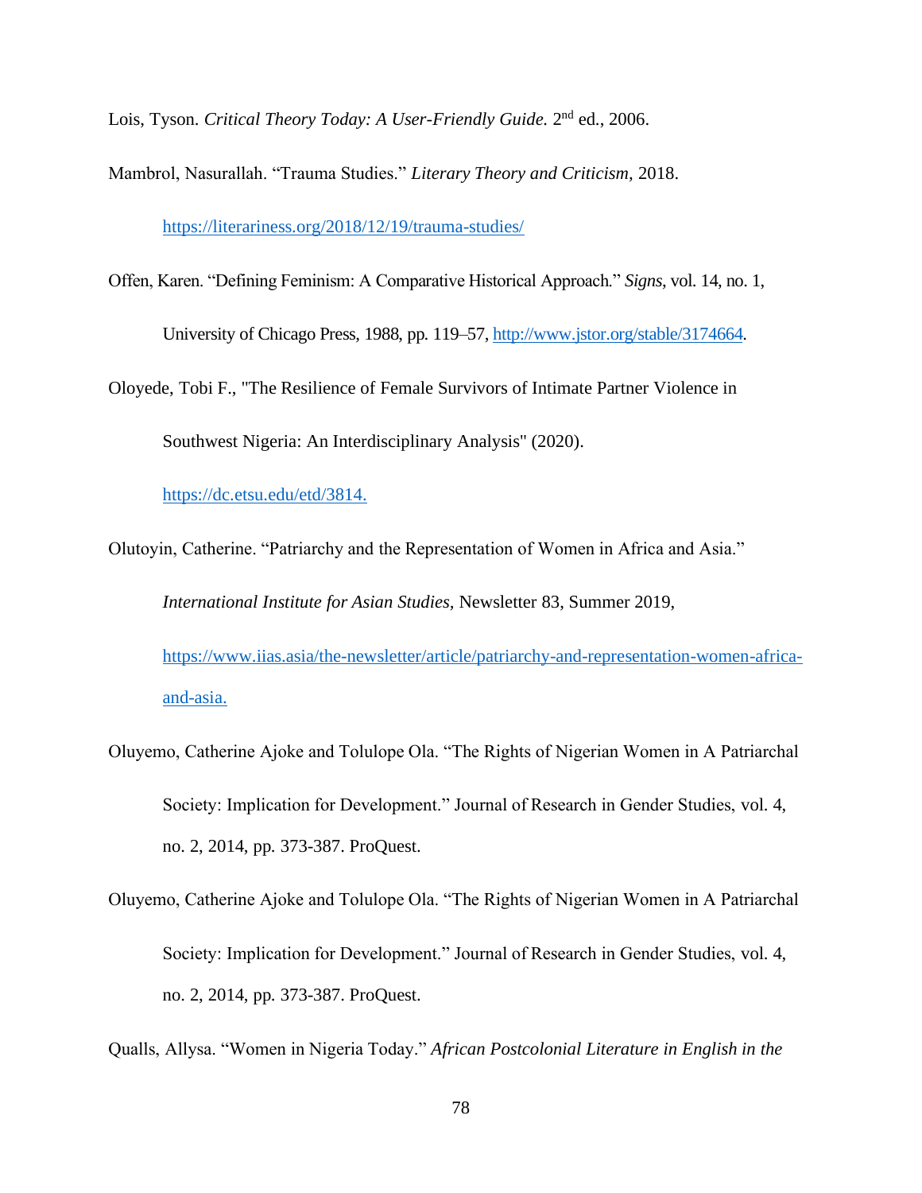Lois, Tyson. *Critical Theory Today: A User-Friendly Guide.* 2nd ed., 2006.

Mambrol, Nasurallah. "Trauma Studies." *Literary Theory and Criticism,* 2018.

https://literariness.org/2018/12/19/trauma-studies/

Offen, Karen. "Defining Feminism: A Comparative Historical Approach." *Signs*, vol. 14, no. 1, University of Chicago Press, 1988, pp. 119–57, http://www.jstor.org/stable/3174664.

Oloyede, Tobi F., "The Resilience of Female Survivors of Intimate Partner Violence in Southwest Nigeria: An Interdisciplinary Analysis" (2020). https://dc.etsu.edu/etd/3814.

Olutoyin, Catherine. "Patriarchy and the Representation of Women in Africa and Asia." *International Institute for Asian Studies*, Newsletter 83, Summer 2019, https://www.iias.asia/the-newsletter/article/patriarchy-and-representation-women-africa-and-asia.

Oluyemo, Catherine Ajoke and Tolulope Ola. "The Rights of Nigerian Women in A Patriarchal Society: Implication for Development." Journal of Research in Gender Studies, vol. 4, no. 2, 2014, pp. 373-387. ProQuest.

Oluyemo, Catherine Ajoke and Tolulope Ola. "The Rights of Nigerian Women in A Patriarchal Society: Implication for Development." Journal of Research in Gender Studies, vol. 4, no. 2, 2014, pp. 373-387. ProQuest.

Qualls, Allysa. "Women in Nigeria Today." *African Postcolonial Literature in English in the*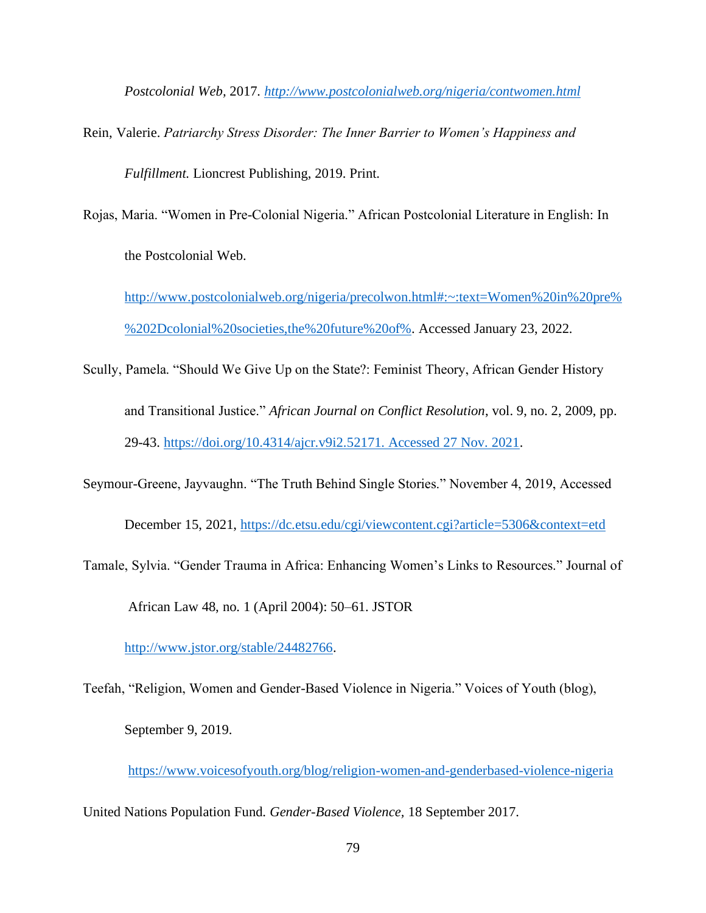*Postcolonial Web*, 2017. *http://www.postcolonialweb.org/nigeria/contwomen.html*

Rein, Valerie. *Patriarchy Stress Disorder: The Inner Barrier to Women's Happiness and Fulfillment.* Lioncrest Publishing, 2019. Print.

Rojas, Maria. "Women in Pre-Colonial Nigeria." African Postcolonial Literature in English: In the Postcolonial Web. http://www.postcolonialweb.org/nigeria/precolwon.html#:~:text=Women%20in%20pre%%202Dcolonial%20societies,the%20future%20of%. Accessed January 23, 2022.

Scully, Pamela. "Should We Give Up on the State?: Feminist Theory, African Gender History and Transitional Justice." *African Journal on Conflict Resolution*, vol. 9, no. 2, 2009, pp. 29-43. https://doi.org/10.4314/ajcr.v9i2.52171. Accessed 27 Nov. 2021.

Seymour-Greene, Jayvaughn. "The Truth Behind Single Stories." November 4, 2019, Accessed December 15, 2021, https://dc.etsu.edu/cgi/viewcontent.cgi?article=5306&context=etd

Tamale, Sylvia. "Gender Trauma in Africa: Enhancing Women's Links to Resources." Journal of African Law 48, no. 1 (April 2004): 50–61. JSTOR http://www.jstor.org/stable/24482766.

Teefah, "Religion, Women and Gender-Based Violence in Nigeria." Voices of Youth (blog), September 9, 2019. https://www.voicesofyouth.org/blog/religion-women-and-genderbased-violence-nigeria

United Nations Population Fund. *Gender-Based Violence*, 18 September 2017.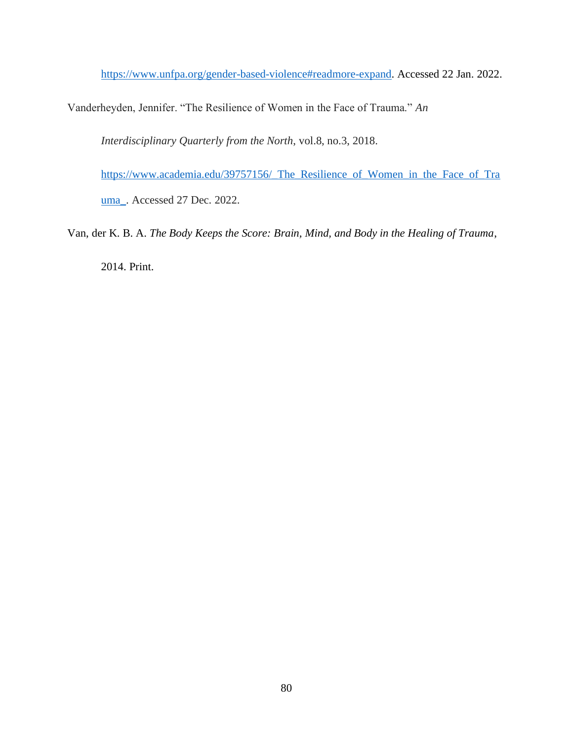https://www.unfpa.org/gender-based-violence#readmore-expand. Accessed 22 Jan. 2022.

Vanderheyden, Jennifer. "The Resilience of Women in the Face of Trauma." *An Interdisciplinary Quarterly from the North*, vol.8, no.3, 2018. https://www.academia.edu/39757156/_The_Resilience_of_Women_in_the_Face_of_Trauma_. Accessed 27 Dec. 2022.

Van, der K. B. A. *The Body Keeps the Score: Brain, Mind, and Body in the Healing of Trauma*, 2014. Print.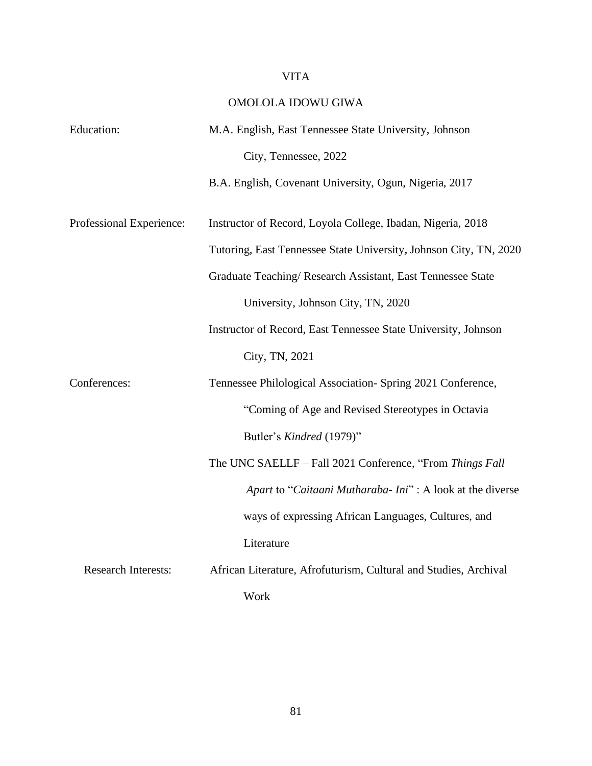# VITA

## OMOLOLA IDOWU GIWA

| | |
|---|---|
| Education: | M.A. English, East Tennessee State University, Johnson City, Tennessee, 2022 |
| | B.A. English, Covenant University, Ogun, Nigeria, 2017 |
| Professional Experience: | Instructor of Record, Loyola College, Ibadan, Nigeria, 2018 |
| | Tutoring, East Tennessee State University**,** Johnson City, TN, 2020 |
| | Graduate Teaching/ Research Assistant, East Tennessee State University, Johnson City, TN, 2020 |
| | Instructor of Record, East Tennessee State University, Johnson City, TN, 2021 |
| Conferences: | Tennessee Philological Association- Spring 2021 Conference, "Coming of Age and Revised Stereotypes in Octavia Butler's *Kindred* (1979)" |
| | The UNC SAELLF – Fall 2021 Conference, "From *Things Fall Apart* to "*Caitaani Mutharaba- Ini*" : A look at the diverse ways of expressing African Languages, Cultures, and Literature |
| Research Interests: | African Literature, Afrofuturism, Cultural and Studies, Archival Work |